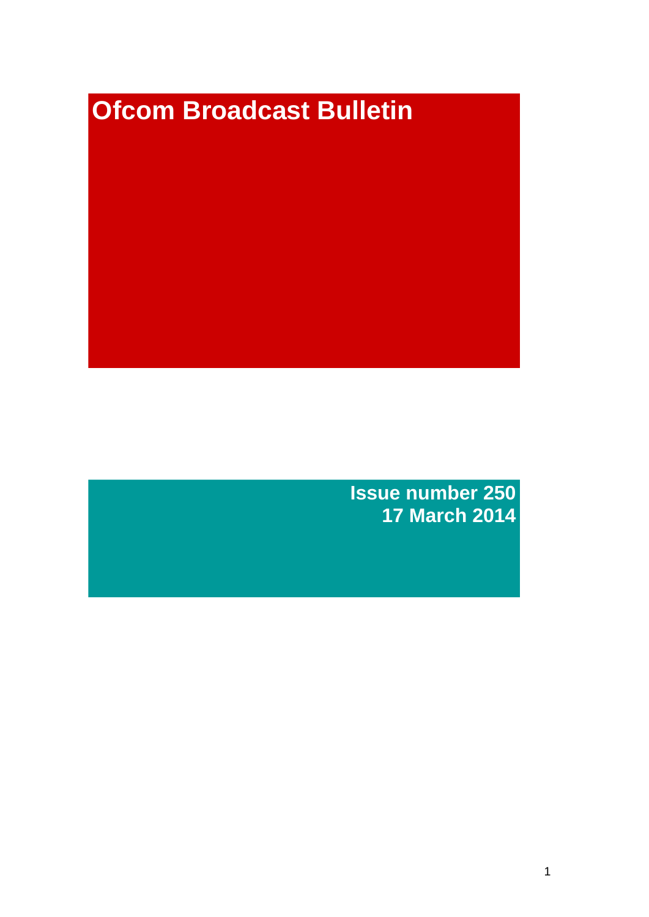# Ofcom Broadcast Bulletin

**Issue number 250**
**17 March 2014**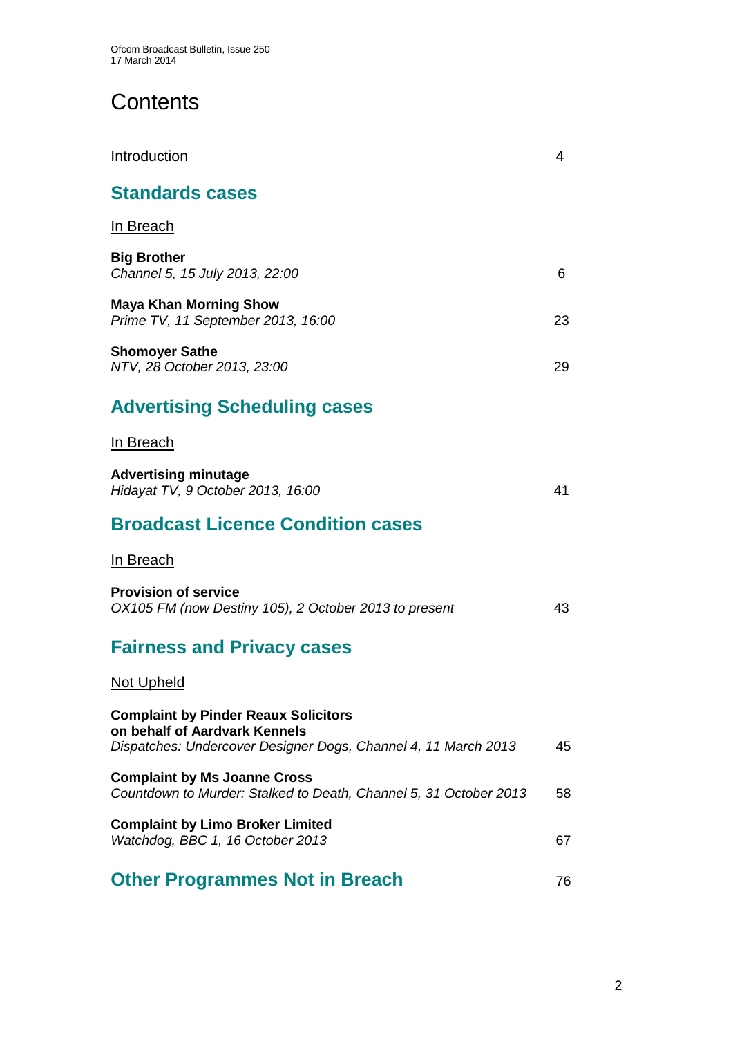# Contents

Introduction 4

## Standards cases

In Breach

**Big Brother**
*Channel 5, 15 July 2013, 22:00* 6

**Maya Khan Morning Show**
*Prime TV, 11 September 2013, 16:00* 23

**Shomoyer Sathe**
*NTV, 28 October 2013, 23:00* 29

## Advertising Scheduling cases

In Breach

**Advertising minutage**
*Hidayat TV, 9 October 2013, 16:00* 41

## Broadcast Licence Condition cases

In Breach

**Provision of service**
*OX105 FM (now Destiny 105), 2 October 2013 to present* 43

## Fairness and Privacy cases

Not Upheld

**Complaint by Pinder Reaux Solicitors on behalf of Aardvark Kennels**
*Dispatches: Undercover Designer Dogs, Channel 4, 11 March 2013* 45

**Complaint by Ms Joanne Cross**
*Countdown to Murder: Stalked to Death, Channel 5, 31 October 2013* 58

**Complaint by Limo Broker Limited**
*Watchdog, BBC 1, 16 October 2013* 67

## Other Programmes Not in Breach 76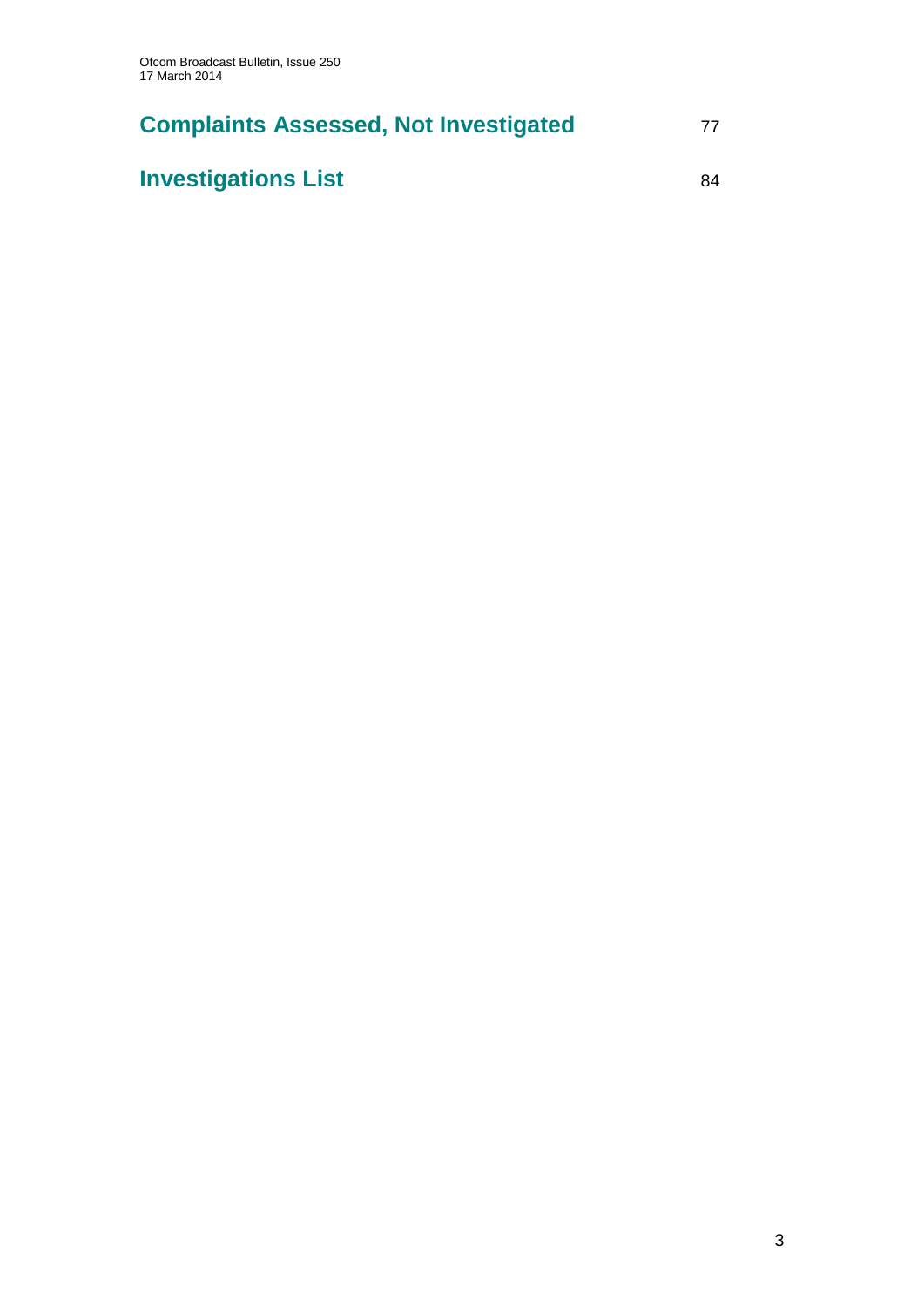## Complaints Assessed, Not Investigated 77

## Investigations List 84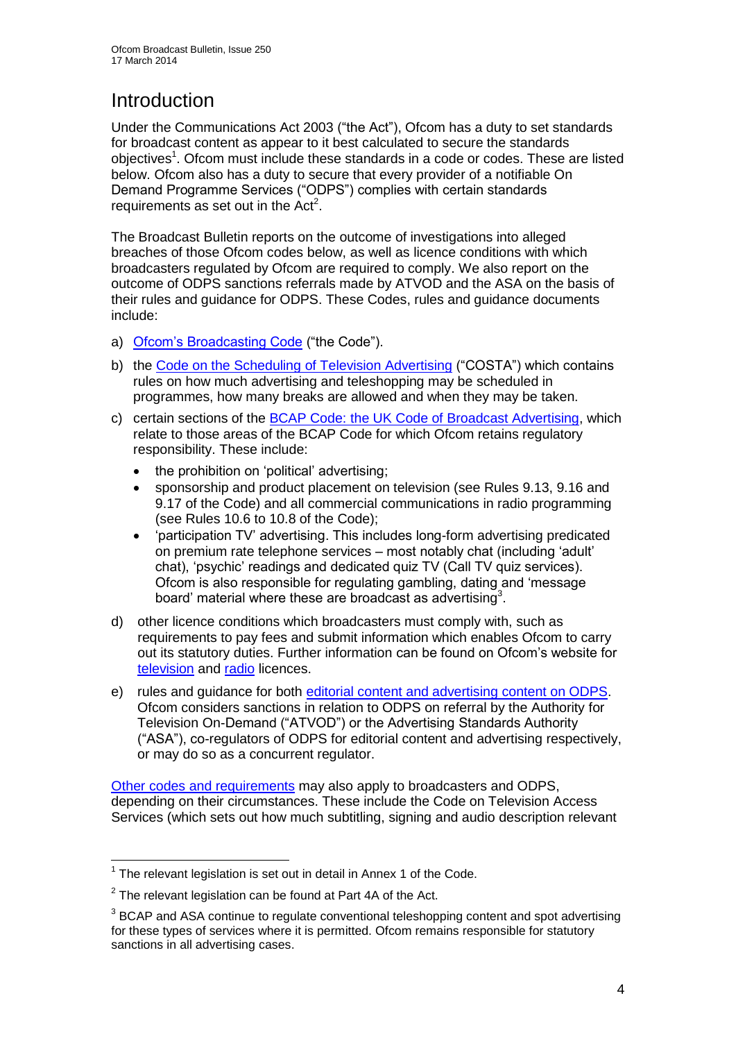# Introduction

Under the Communications Act 2003 ("the Act"), Ofcom has a duty to set standards for broadcast content as appear to it best calculated to secure the standards objectives[1]. Ofcom must include these standards in a code or codes. These are listed below. Ofcom also has a duty to secure that every provider of a notifiable On Demand Programme Services ("ODPS") complies with certain standards requirements as set out in the Act[2].

The Broadcast Bulletin reports on the outcome of investigations into alleged breaches of those Ofcom codes below, as well as licence conditions with which broadcasters regulated by Ofcom are required to comply. We also report on the outcome of ODPS sanctions referrals made by ATVOD and the ASA on the basis of their rules and guidance for ODPS. These Codes, rules and guidance documents include:

a) Ofcom's Broadcasting Code ("the Code").

b) the Code on the Scheduling of Television Advertising ("COSTA") which contains rules on how much advertising and teleshopping may be scheduled in programmes, how many breaks are allowed and when they may be taken.

c) certain sections of the BCAP Code: the UK Code of Broadcast Advertising, which relate to those areas of the BCAP Code for which Ofcom retains regulatory responsibility. These include:
   - the prohibition on 'political' advertising;
   - sponsorship and product placement on television (see Rules 9.13, 9.16 and 9.17 of the Code) and all commercial communications in radio programming (see Rules 10.6 to 10.8 of the Code);
   - 'participation TV' advertising. This includes long-form advertising predicated on premium rate telephone services – most notably chat (including 'adult' chat), 'psychic' readings and dedicated quiz TV (Call TV quiz services). Ofcom is also responsible for regulating gambling, dating and 'message board' material where these are broadcast as advertising[3].

d) other licence conditions which broadcasters must comply with, such as requirements to pay fees and submit information which enables Ofcom to carry out its statutory duties. Further information can be found on Ofcom's website for television and radio licences.

e) rules and guidance for both editorial content and advertising content on ODPS. Ofcom considers sanctions in relation to ODPS on referral by the Authority for Television On-Demand ("ATVOD") or the Advertising Standards Authority ("ASA"), co-regulators of ODPS for editorial content and advertising respectively, or may do so as a concurrent regulator.

Other codes and requirements may also apply to broadcasters and ODPS, depending on their circumstances. These include the Code on Television Access Services (which sets out how much subtitling, signing and audio description relevant

---

[1] The relevant legislation is set out in detail in Annex 1 of the Code.

[2] The relevant legislation can be found at Part 4A of the Act.

[3] BCAP and ASA continue to regulate conventional teleshopping content and spot advertising for these types of services where it is permitted. Ofcom remains responsible for statutory sanctions in all advertising cases.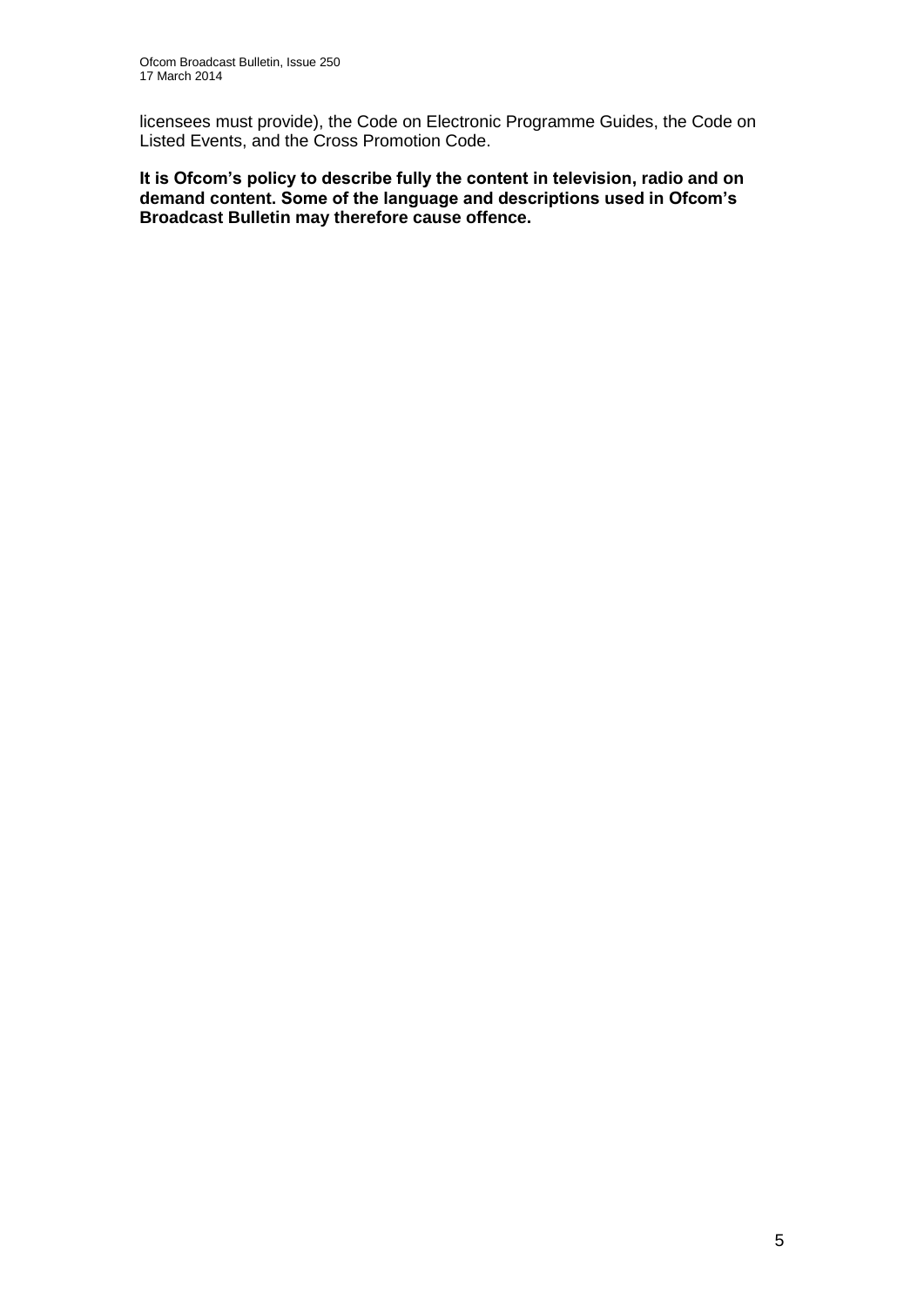licensees must provide), the Code on Electronic Programme Guides, the Code on Listed Events, and the Cross Promotion Code.

**It is Ofcom's policy to describe fully the content in television, radio and on demand content. Some of the language and descriptions used in Ofcom's Broadcast Bulletin may therefore cause offence.**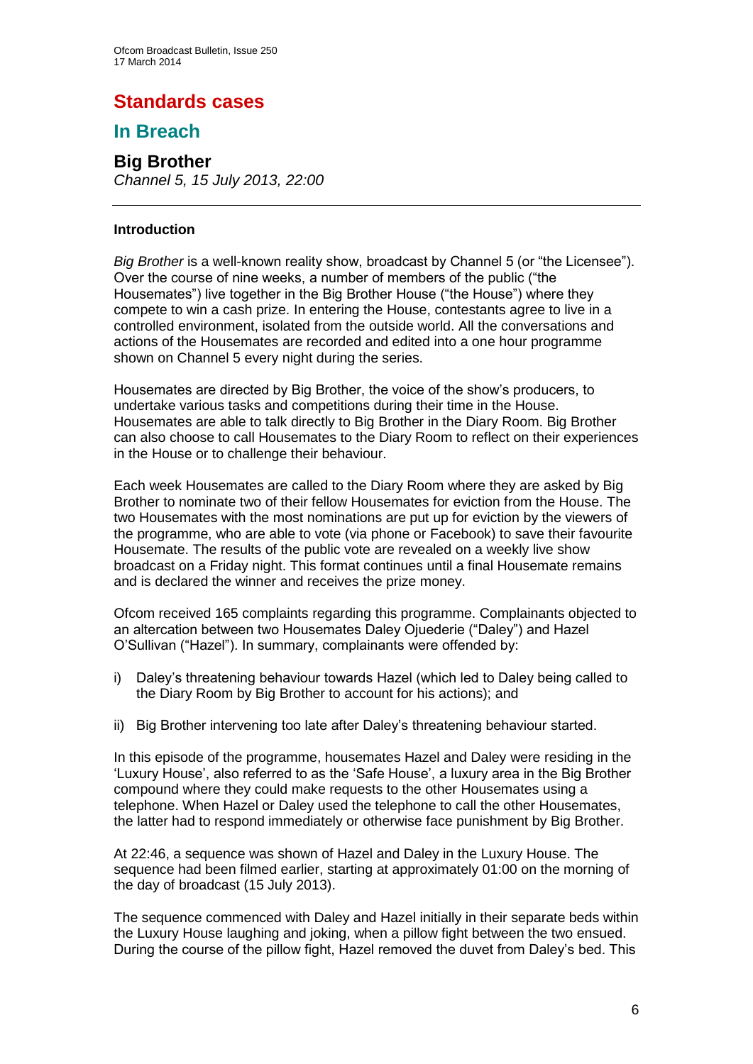# Standards cases

## In Breach

### Big Brother

*Channel 5, 15 July 2013, 22:00*

---

#### Introduction

*Big Brother* is a well-known reality show, broadcast by Channel 5 (or "the Licensee"). Over the course of nine weeks, a number of members of the public ("the Housemates") live together in the Big Brother House ("the House") where they compete to win a cash prize. In entering the House, contestants agree to live in a controlled environment, isolated from the outside world. All the conversations and actions of the Housemates are recorded and edited into a one hour programme shown on Channel 5 every night during the series.

Housemates are directed by Big Brother, the voice of the show's producers, to undertake various tasks and competitions during their time in the House. Housemates are able to talk directly to Big Brother in the Diary Room. Big Brother can also choose to call Housemates to the Diary Room to reflect on their experiences in the House or to challenge their behaviour.

Each week Housemates are called to the Diary Room where they are asked by Big Brother to nominate two of their fellow Housemates for eviction from the House. The two Housemates with the most nominations are put up for eviction by the viewers of the programme, who are able to vote (via phone or Facebook) to save their favourite Housemate. The results of the public vote are revealed on a weekly live show broadcast on a Friday night. This format continues until a final Housemate remains and is declared the winner and receives the prize money.

Ofcom received 165 complaints regarding this programme. Complainants objected to an altercation between two Housemates Daley Ojuederie ("Daley") and Hazel O'Sullivan ("Hazel"). In summary, complainants were offended by:

i) Daley's threatening behaviour towards Hazel (which led to Daley being called to the Diary Room by Big Brother to account for his actions); and

ii) Big Brother intervening too late after Daley's threatening behaviour started.

In this episode of the programme, housemates Hazel and Daley were residing in the 'Luxury House', also referred to as the 'Safe House', a luxury area in the Big Brother compound where they could make requests to the other Housemates using a telephone. When Hazel or Daley used the telephone to call the other Housemates, the latter had to respond immediately or otherwise face punishment by Big Brother.

At 22:46, a sequence was shown of Hazel and Daley in the Luxury House. The sequence had been filmed earlier, starting at approximately 01:00 on the morning of the day of broadcast (15 July 2013).

The sequence commenced with Daley and Hazel initially in their separate beds within the Luxury House laughing and joking, when a pillow fight between the two ensued. During the course of the pillow fight, Hazel removed the duvet from Daley's bed. This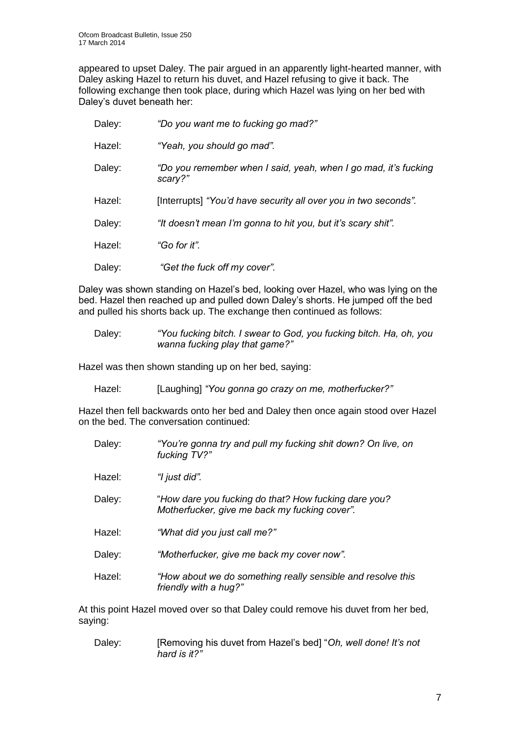appeared to upset Daley. The pair argued in an apparently light-hearted manner, with Daley asking Hazel to return his duvet, and Hazel refusing to give it back. The following exchange then took place, during which Hazel was lying on her bed with Daley's duvet beneath her:

> Daley: *"Do you want me to fucking go mad?"*
>
> Hazel: *"Yeah, you should go mad".*
>
> Daley: *"Do you remember when I said, yeah, when I go mad, it's fucking scary?"*
>
> Hazel: [Interrupts] *"You'd have security all over you in two seconds".*
>
> Daley: *"It doesn't mean I'm gonna to hit you, but it's scary shit".*
>
> Hazel: *"Go for it".*
>
> Daley: *"Get the fuck off my cover".*

Daley was shown standing on Hazel's bed, looking over Hazel, who was lying on the bed. Hazel then reached up and pulled down Daley's shorts. He jumped off the bed and pulled his shorts back up. The exchange then continued as follows:

> Daley: *"You fucking bitch. I swear to God, you fucking bitch. Ha, oh, you wanna fucking play that game?"*

Hazel was then shown standing up on her bed, saying:

> Hazel: [Laughing] *"You gonna go crazy on me, motherfucker?"*

Hazel then fell backwards onto her bed and Daley then once again stood over Hazel on the bed. The conversation continued:

> Daley: *"You're gonna try and pull my fucking shit down? On live, on fucking TV?"*
>
> Hazel: *"I just did".*
>
> Daley: "*How dare you fucking do that? How fucking dare you? Motherfucker, give me back my fucking cover".*
>
> Hazel: *"What did you just call me?"*
>
> Daley: *"Motherfucker, give me back my cover now".*
>
> Hazel: *"How about we do something really sensible and resolve this friendly with a hug?"*

At this point Hazel moved over so that Daley could remove his duvet from her bed, saying:

> Daley: [Removing his duvet from Hazel's bed] "*Oh, well done! It's not hard is it?"*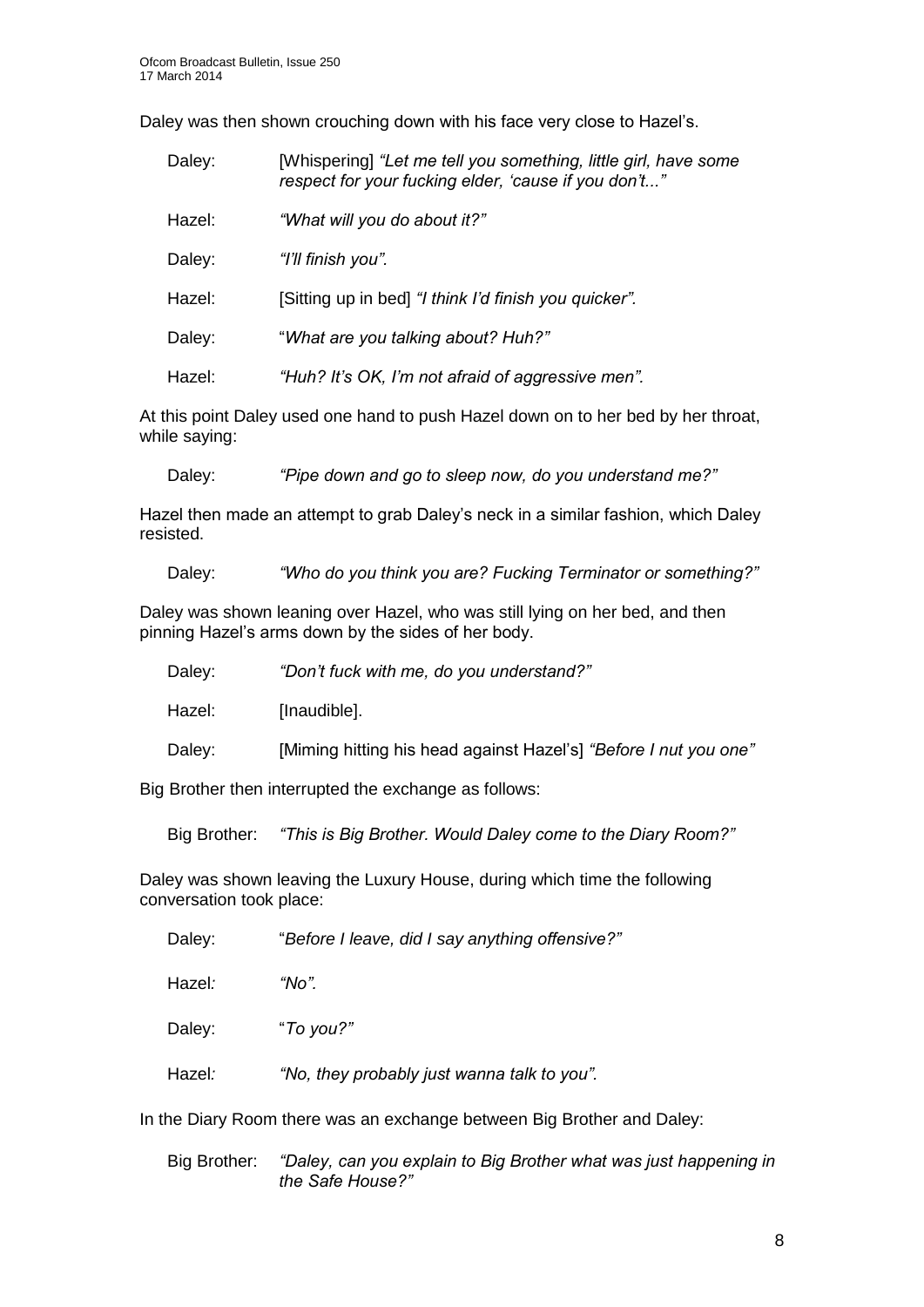Daley was then shown crouching down with his face very close to Hazel's.

> Daley: [Whispering] *"Let me tell you something, little girl, have some respect for your fucking elder, 'cause if you don't..."*
>
> Hazel: *"What will you do about it?"*
>
> Daley: *"I'll finish you".*
>
> Hazel: [Sitting up in bed] *"I think I'd finish you quicker".*
>
> Daley: "*What are you talking about? Huh?"*
>
> Hazel: *"Huh? It's OK, I'm not afraid of aggressive men".*

At this point Daley used one hand to push Hazel down on to her bed by her throat, while saying:

> Daley: *"Pipe down and go to sleep now, do you understand me?"*

Hazel then made an attempt to grab Daley's neck in a similar fashion, which Daley resisted.

> Daley: *"Who do you think you are? Fucking Terminator or something?"*

Daley was shown leaning over Hazel, who was still lying on her bed, and then pinning Hazel's arms down by the sides of her body.

> Daley: *"Don't fuck with me, do you understand?"*
>
> Hazel: [Inaudible].
>
> Daley: [Miming hitting his head against Hazel's] *"Before I nut you one"*

Big Brother then interrupted the exchange as follows:

> Big Brother: *"This is Big Brother. Would Daley come to the Diary Room?"*

Daley was shown leaving the Luxury House, during which time the following conversation took place:

> Daley: "*Before I leave, did I say anything offensive?"*
>
> Hazel*:* *"No".*
>
> Daley: "*To you?"*
>
> Hazel*:* *"No, they probably just wanna talk to you".*

In the Diary Room there was an exchange between Big Brother and Daley:

> Big Brother: *"Daley, can you explain to Big Brother what was just happening in the Safe House?"*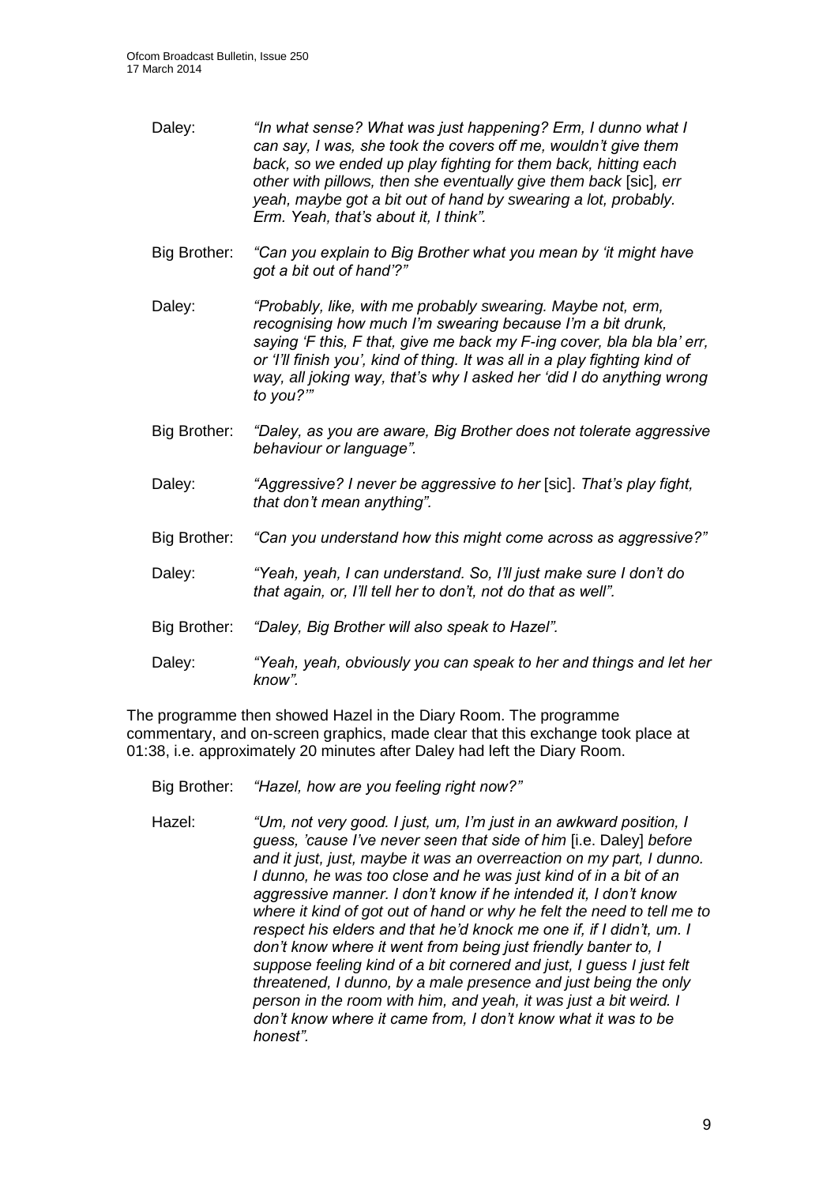Daley: *"In what sense? What was just happening? Erm, I dunno what I can say, I was, she took the covers off me, wouldn't give them back, so we ended up play fighting for them back, hitting each other with pillows, then she eventually give them back* [sic]*, err yeah, maybe got a bit out of hand by swearing a lot, probably. Erm. Yeah, that's about it, I think".*

Big Brother: *"Can you explain to Big Brother what you mean by 'it might have got a bit out of hand'?"*

Daley: *"Probably, like, with me probably swearing. Maybe not, erm, recognising how much I'm swearing because I'm a bit drunk, saying 'F this, F that, give me back my F-ing cover, bla bla bla' err, or 'I'll finish you', kind of thing. It was all in a play fighting kind of way, all joking way, that's why I asked her 'did I do anything wrong to you?'"*

Big Brother: *"Daley, as you are aware, Big Brother does not tolerate aggressive behaviour or language".*

Daley: *"Aggressive? I never be aggressive to her* [sic]*. That's play fight, that don't mean anything".*

Big Brother: *"Can you understand how this might come across as aggressive?"*

Daley: *"Yeah, yeah, I can understand. So, I'll just make sure I don't do that again, or, I'll tell her to don't, not do that as well".*

Big Brother: *"Daley, Big Brother will also speak to Hazel".*

Daley: *"Yeah, yeah, obviously you can speak to her and things and let her know".*

The programme then showed Hazel in the Diary Room. The programme commentary, and on-screen graphics, made clear that this exchange took place at 01:38, i.e. approximately 20 minutes after Daley had left the Diary Room.

Big Brother: *"Hazel, how are you feeling right now?"*

Hazel: *"Um, not very good. I just, um, I'm just in an awkward position, I guess, 'cause I've never seen that side of him* [i.e. Daley] *before and it just, just, maybe it was an overreaction on my part, I dunno. I dunno, he was too close and he was just kind of in a bit of an aggressive manner. I don't know if he intended it, I don't know where it kind of got out of hand or why he felt the need to tell me to respect his elders and that he'd knock me one if, if I didn't, um. I don't know where it went from being just friendly banter to, I suppose feeling kind of a bit cornered and just, I guess I just felt threatened, I dunno, by a male presence and just being the only person in the room with him, and yeah, it was just a bit weird. I don't know where it came from, I don't know what it was to be honest".*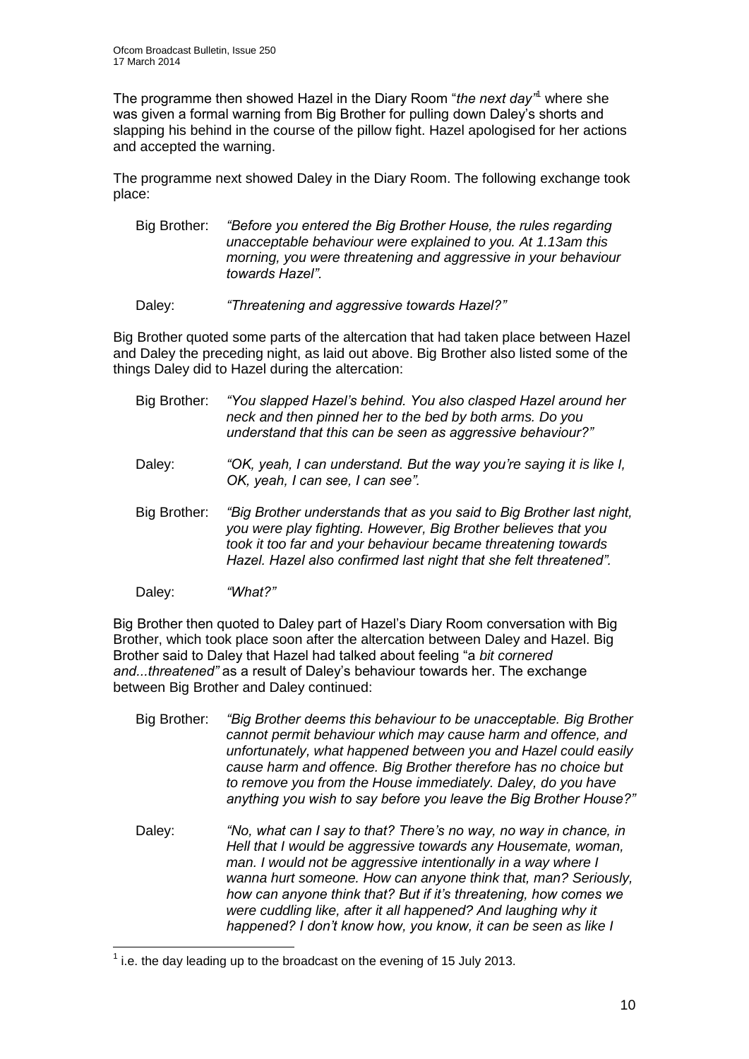The programme then showed Hazel in the Diary Room "*the next day*"[1] where she was given a formal warning from Big Brother for pulling down Daley's shorts and slapping his behind in the course of the pillow fight. Hazel apologised for her actions and accepted the warning.

The programme next showed Daley in the Diary Room. The following exchange took place:

Big Brother: *"Before you entered the Big Brother House, the rules regarding unacceptable behaviour were explained to you. At 1.13am this morning, you were threatening and aggressive in your behaviour towards Hazel".*

Daley: *"Threatening and aggressive towards Hazel?"*

Big Brother quoted some parts of the altercation that had taken place between Hazel and Daley the preceding night, as laid out above. Big Brother also listed some of the things Daley did to Hazel during the altercation:

Big Brother: *"You slapped Hazel's behind. You also clasped Hazel around her neck and then pinned her to the bed by both arms. Do you understand that this can be seen as aggressive behaviour?"*

Daley: *"OK, yeah, I can understand. But the way you're saying it is like I, OK, yeah, I can see, I can see".*

Big Brother: *"Big Brother understands that as you said to Big Brother last night, you were play fighting. However, Big Brother believes that you took it too far and your behaviour became threatening towards Hazel. Hazel also confirmed last night that she felt threatened".*

Daley: *"What?"*

Big Brother then quoted to Daley part of Hazel's Diary Room conversation with Big Brother, which took place soon after the altercation between Daley and Hazel. Big Brother said to Daley that Hazel had talked about feeling "a *bit cornered and...threatened"* as a result of Daley's behaviour towards her. The exchange between Big Brother and Daley continued:

Big Brother: *"Big Brother deems this behaviour to be unacceptable. Big Brother cannot permit behaviour which may cause harm and offence, and unfortunately, what happened between you and Hazel could easily cause harm and offence. Big Brother therefore has no choice but to remove you from the House immediately. Daley, do you have anything you wish to say before you leave the Big Brother House?"*

Daley: *"No, what can I say to that? There's no way, no way in chance, in Hell that I would be aggressive towards any Housemate, woman, man. I would not be aggressive intentionally in a way where I wanna hurt someone. How can anyone think that, man? Seriously, how can anyone think that? But if it's threatening, how comes we were cuddling like, after it all happened? And laughing why it happened? I don't know how, you know, it can be seen as like I*

[1] i.e. the day leading up to the broadcast on the evening of 15 July 2013.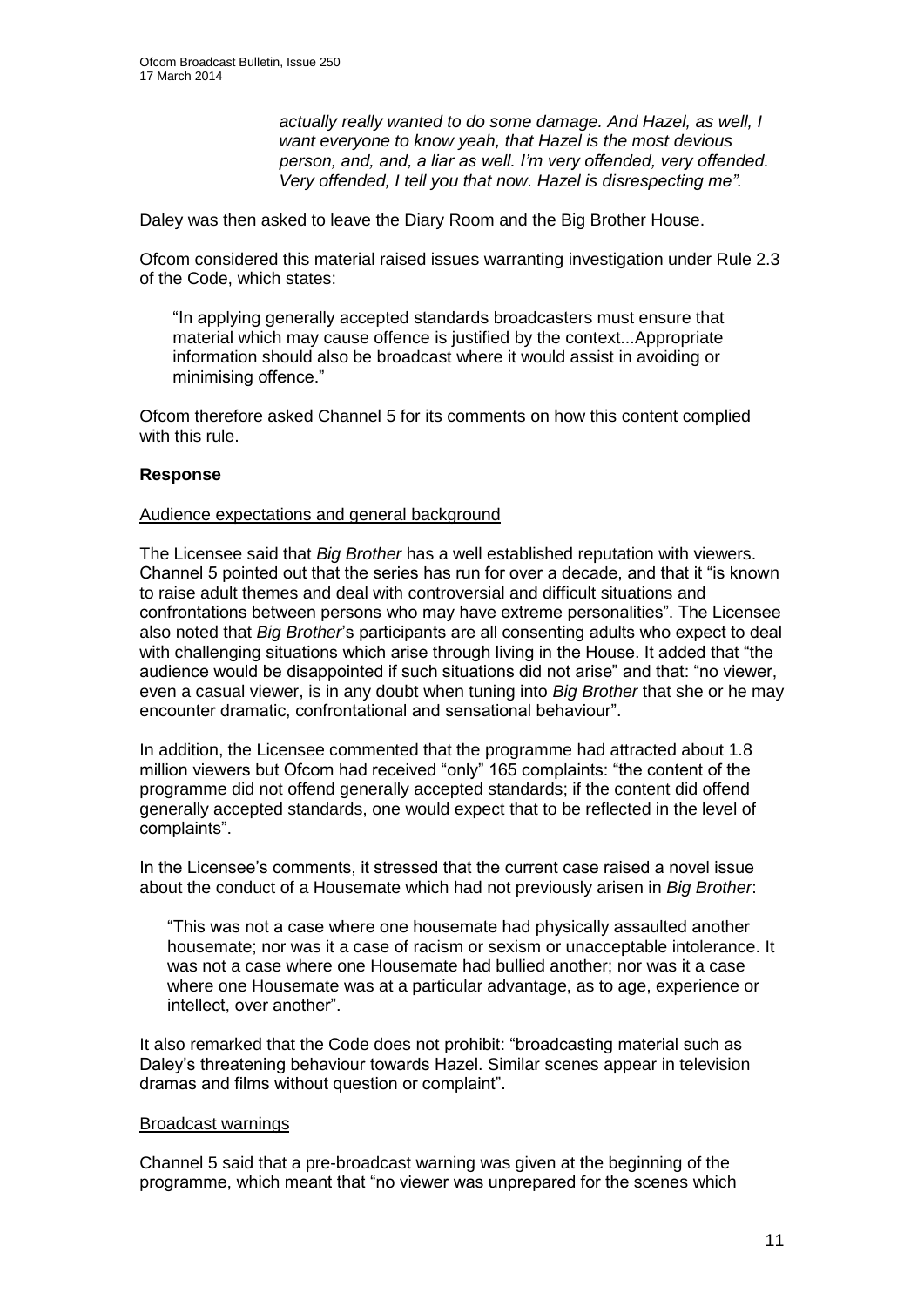> *actually really wanted to do some damage. And Hazel, as well, I want everyone to know yeah, that Hazel is the most devious person, and, and, a liar as well. I'm very offended, very offended. Very offended, I tell you that now. Hazel is disrespecting me".*

Daley was then asked to leave the Diary Room and the Big Brother House.

Ofcom considered this material raised issues warranting investigation under Rule 2.3 of the Code, which states:

> "In applying generally accepted standards broadcasters must ensure that material which may cause offence is justified by the context...Appropriate information should also be broadcast where it would assist in avoiding or minimising offence."

Ofcom therefore asked Channel 5 for its comments on how this content complied with this rule.

**Response**

Audience expectations and general background

The Licensee said that *Big Brother* has a well established reputation with viewers. Channel 5 pointed out that the series has run for over a decade, and that it "is known to raise adult themes and deal with controversial and difficult situations and confrontations between persons who may have extreme personalities". The Licensee also noted that *Big Brother*'s participants are all consenting adults who expect to deal with challenging situations which arise through living in the House. It added that "the audience would be disappointed if such situations did not arise" and that: "no viewer, even a casual viewer, is in any doubt when tuning into *Big Brother* that she or he may encounter dramatic, confrontational and sensational behaviour".

In addition, the Licensee commented that the programme had attracted about 1.8 million viewers but Ofcom had received "only" 165 complaints: "the content of the programme did not offend generally accepted standards; if the content did offend generally accepted standards, one would expect that to be reflected in the level of complaints".

In the Licensee's comments, it stressed that the current case raised a novel issue about the conduct of a Housemate which had not previously arisen in *Big Brother*:

> "This was not a case where one housemate had physically assaulted another housemate; nor was it a case of racism or sexism or unacceptable intolerance. It was not a case where one Housemate had bullied another; nor was it a case where one Housemate was at a particular advantage, as to age, experience or intellect, over another".

It also remarked that the Code does not prohibit: "broadcasting material such as Daley's threatening behaviour towards Hazel. Similar scenes appear in television dramas and films without question or complaint".

Broadcast warnings

Channel 5 said that a pre-broadcast warning was given at the beginning of the programme, which meant that "no viewer was unprepared for the scenes which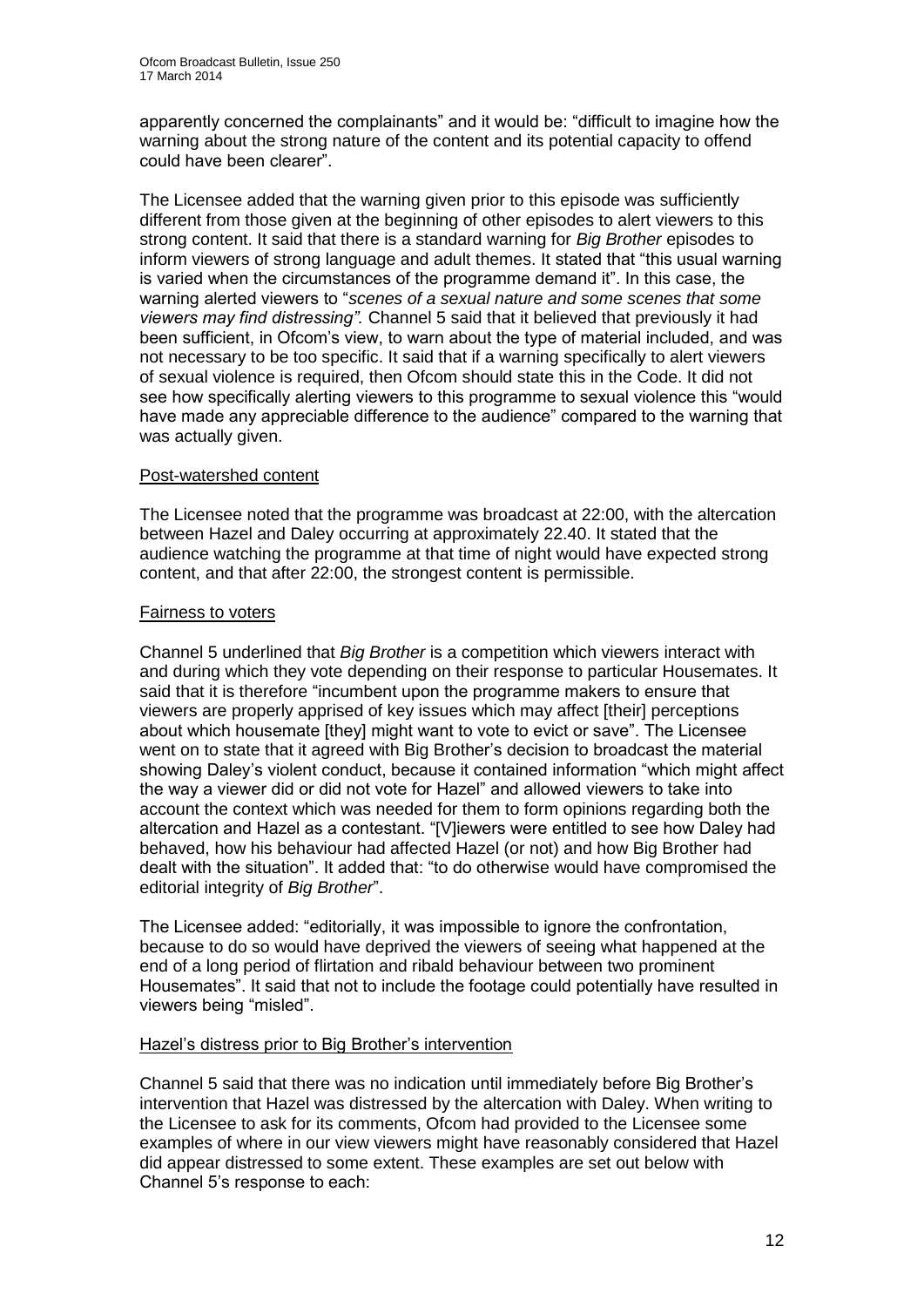apparently concerned the complainants" and it would be: "difficult to imagine how the warning about the strong nature of the content and its potential capacity to offend could have been clearer".

The Licensee added that the warning given prior to this episode was sufficiently different from those given at the beginning of other episodes to alert viewers to this strong content. It said that there is a standard warning for *Big Brother* episodes to inform viewers of strong language and adult themes. It stated that "this usual warning is varied when the circumstances of the programme demand it". In this case, the warning alerted viewers to "*scenes of a sexual nature and some scenes that some viewers may find distressing"*. Channel 5 said that it believed that previously it had been sufficient, in Ofcom's view, to warn about the type of material included, and was not necessary to be too specific. It said that if a warning specifically to alert viewers of sexual violence is required, then Ofcom should state this in the Code. It did not see how specifically alerting viewers to this programme to sexual violence this "would have made any appreciable difference to the audience" compared to the warning that was actually given.

Post-watershed content

The Licensee noted that the programme was broadcast at 22:00, with the altercation between Hazel and Daley occurring at approximately 22.40. It stated that the audience watching the programme at that time of night would have expected strong content, and that after 22:00, the strongest content is permissible.

Fairness to voters

Channel 5 underlined that *Big Brother* is a competition which viewers interact with and during which they vote depending on their response to particular Housemates. It said that it is therefore "incumbent upon the programme makers to ensure that viewers are properly apprised of key issues which may affect [their] perceptions about which housemate [they] might want to vote to evict or save". The Licensee went on to state that it agreed with Big Brother's decision to broadcast the material showing Daley's violent conduct, because it contained information "which might affect the way a viewer did or did not vote for Hazel" and allowed viewers to take into account the context which was needed for them to form opinions regarding both the altercation and Hazel as a contestant. "[V]iewers were entitled to see how Daley had behaved, how his behaviour had affected Hazel (or not) and how Big Brother had dealt with the situation". It added that: "to do otherwise would have compromised the editorial integrity of *Big Brother*".

The Licensee added: "editorially, it was impossible to ignore the confrontation, because to do so would have deprived the viewers of seeing what happened at the end of a long period of flirtation and ribald behaviour between two prominent Housemates". It said that not to include the footage could potentially have resulted in viewers being "misled".

Hazel's distress prior to Big Brother's intervention

Channel 5 said that there was no indication until immediately before Big Brother's intervention that Hazel was distressed by the altercation with Daley. When writing to the Licensee to ask for its comments, Ofcom had provided to the Licensee some examples of where in our view viewers might have reasonably considered that Hazel did appear distressed to some extent. These examples are set out below with Channel 5's response to each: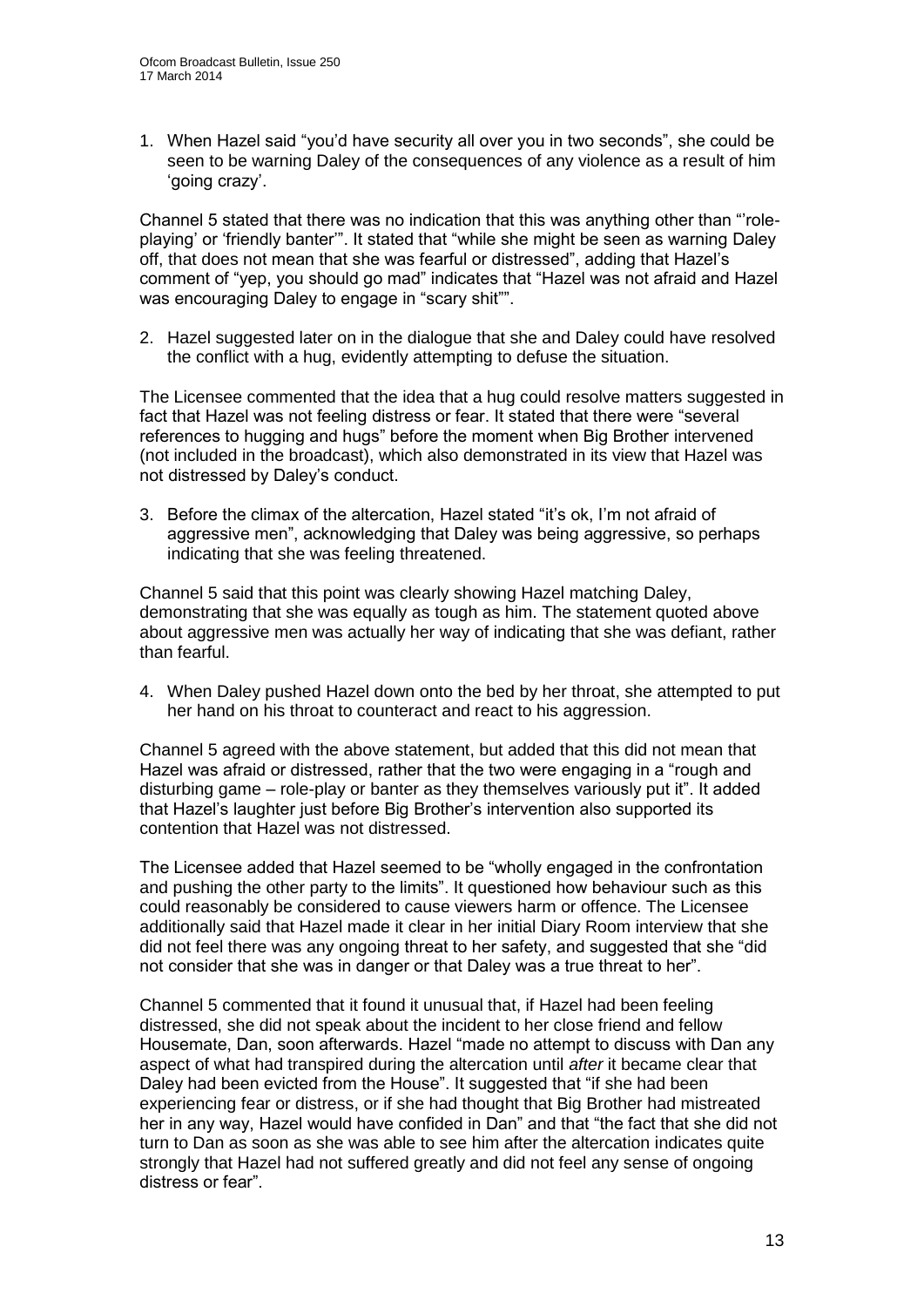1. When Hazel said "you'd have security all over you in two seconds", she could be seen to be warning Daley of the consequences of any violence as a result of him 'going crazy'.

Channel 5 stated that there was no indication that this was anything other than "'role-playing' or 'friendly banter'". It stated that "while she might be seen as warning Daley off, that does not mean that she was fearful or distressed", adding that Hazel's comment of "yep, you should go mad" indicates that "Hazel was not afraid and Hazel was encouraging Daley to engage in "scary shit"".

2. Hazel suggested later on in the dialogue that she and Daley could have resolved the conflict with a hug, evidently attempting to defuse the situation.

The Licensee commented that the idea that a hug could resolve matters suggested in fact that Hazel was not feeling distress or fear. It stated that there were "several references to hugging and hugs" before the moment when Big Brother intervened (not included in the broadcast), which also demonstrated in its view that Hazel was not distressed by Daley's conduct.

3. Before the climax of the altercation, Hazel stated "it's ok, I'm not afraid of aggressive men", acknowledging that Daley was being aggressive, so perhaps indicating that she was feeling threatened.

Channel 5 said that this point was clearly showing Hazel matching Daley, demonstrating that she was equally as tough as him. The statement quoted above about aggressive men was actually her way of indicating that she was defiant, rather than fearful.

4. When Daley pushed Hazel down onto the bed by her throat, she attempted to put her hand on his throat to counteract and react to his aggression.

Channel 5 agreed with the above statement, but added that this did not mean that Hazel was afraid or distressed, rather that the two were engaging in a "rough and disturbing game – role-play or banter as they themselves variously put it". It added that Hazel's laughter just before Big Brother's intervention also supported its contention that Hazel was not distressed.

The Licensee added that Hazel seemed to be "wholly engaged in the confrontation and pushing the other party to the limits". It questioned how behaviour such as this could reasonably be considered to cause viewers harm or offence. The Licensee additionally said that Hazel made it clear in her initial Diary Room interview that she did not feel there was any ongoing threat to her safety, and suggested that she "did not consider that she was in danger or that Daley was a true threat to her".

Channel 5 commented that it found it unusual that, if Hazel had been feeling distressed, she did not speak about the incident to her close friend and fellow Housemate, Dan, soon afterwards. Hazel "made no attempt to discuss with Dan any aspect of what had transpired during the altercation until *after* it became clear that Daley had been evicted from the House". It suggested that "if she had been experiencing fear or distress, or if she had thought that Big Brother had mistreated her in any way, Hazel would have confided in Dan" and that "the fact that she did not turn to Dan as soon as she was able to see him after the altercation indicates quite strongly that Hazel had not suffered greatly and did not feel any sense of ongoing distress or fear".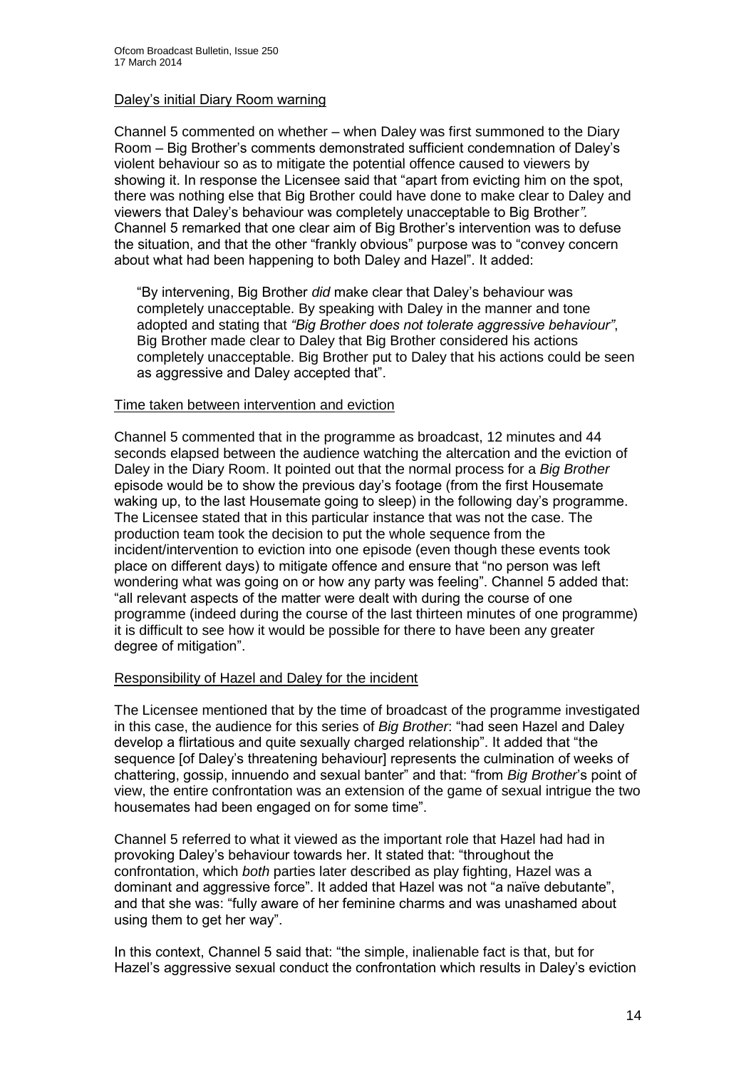Daley's initial Diary Room warning

Channel 5 commented on whether – when Daley was first summoned to the Diary Room – Big Brother's comments demonstrated sufficient condemnation of Daley's violent behaviour so as to mitigate the potential offence caused to viewers by showing it. In response the Licensee said that "apart from evicting him on the spot, there was nothing else that Big Brother could have done to make clear to Daley and viewers that Daley's behaviour was completely unacceptable to Big Brother*"*. Channel 5 remarked that one clear aim of Big Brother's intervention was to defuse the situation, and that the other "frankly obvious" purpose was to "convey concern about what had been happening to both Daley and Hazel". It added:

> "By intervening, Big Brother *did* make clear that Daley's behaviour was completely unacceptable. By speaking with Daley in the manner and tone adopted and stating that *"Big Brother does not tolerate aggressive behaviour"*, Big Brother made clear to Daley that Big Brother considered his actions completely unacceptable. Big Brother put to Daley that his actions could be seen as aggressive and Daley accepted that".

Time taken between intervention and eviction

Channel 5 commented that in the programme as broadcast, 12 minutes and 44 seconds elapsed between the audience watching the altercation and the eviction of Daley in the Diary Room. It pointed out that the normal process for a *Big Brother* episode would be to show the previous day's footage (from the first Housemate waking up, to the last Housemate going to sleep) in the following day's programme. The Licensee stated that in this particular instance that was not the case. The production team took the decision to put the whole sequence from the incident/intervention to eviction into one episode (even though these events took place on different days) to mitigate offence and ensure that "no person was left wondering what was going on or how any party was feeling". Channel 5 added that: "all relevant aspects of the matter were dealt with during the course of one programme (indeed during the course of the last thirteen minutes of one programme) it is difficult to see how it would be possible for there to have been any greater degree of mitigation".

Responsibility of Hazel and Daley for the incident

The Licensee mentioned that by the time of broadcast of the programme investigated in this case, the audience for this series of *Big Brother*: "had seen Hazel and Daley develop a flirtatious and quite sexually charged relationship". It added that "the sequence [of Daley's threatening behaviour] represents the culmination of weeks of chattering, gossip, innuendo and sexual banter" and that: "from *Big Brother*'s point of view, the entire confrontation was an extension of the game of sexual intrigue the two housemates had been engaged on for some time".

Channel 5 referred to what it viewed as the important role that Hazel had had in provoking Daley's behaviour towards her. It stated that: "throughout the confrontation, which *both* parties later described as play fighting, Hazel was a dominant and aggressive force". It added that Hazel was not "a naïve debutante", and that she was: "fully aware of her feminine charms and was unashamed about using them to get her way".

In this context, Channel 5 said that: "the simple, inalienable fact is that, but for Hazel's aggressive sexual conduct the confrontation which results in Daley's eviction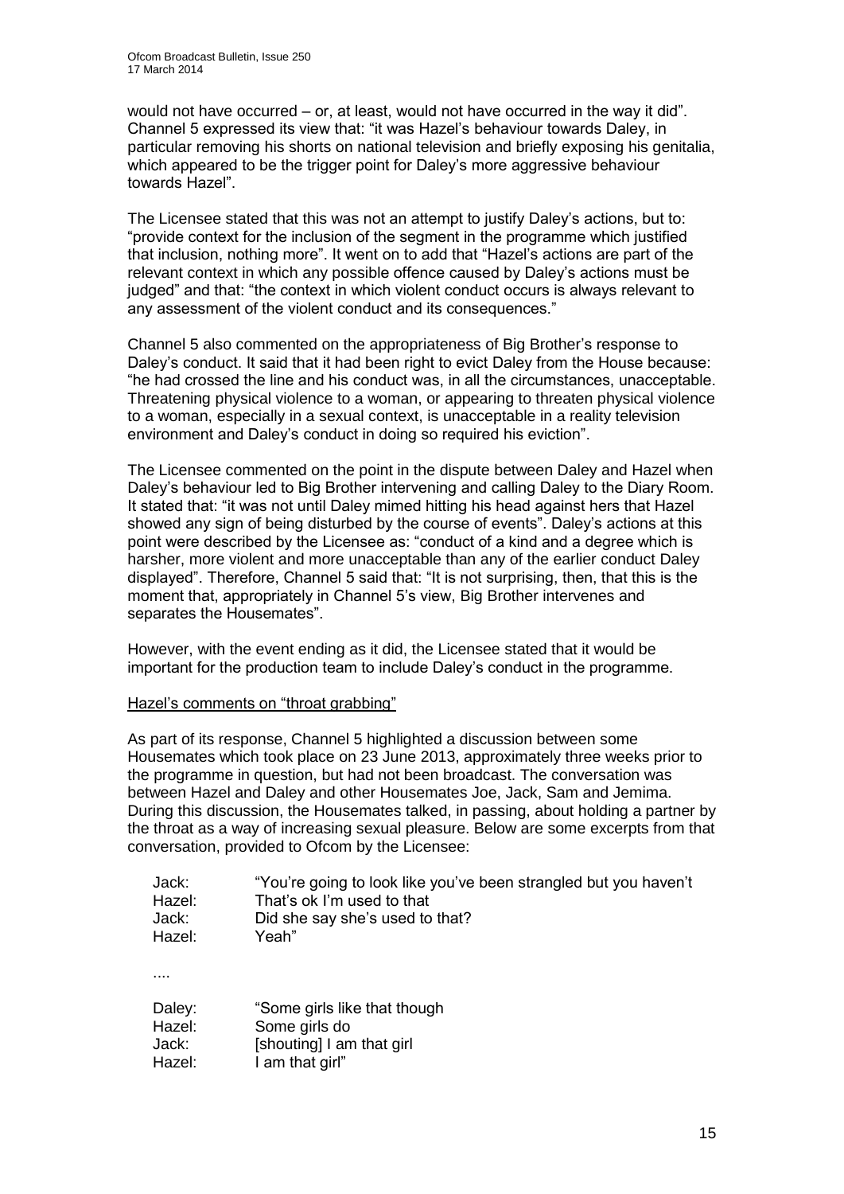would not have occurred – or, at least, would not have occurred in the way it did". Channel 5 expressed its view that: "it was Hazel's behaviour towards Daley, in particular removing his shorts on national television and briefly exposing his genitalia, which appeared to be the trigger point for Daley's more aggressive behaviour towards Hazel".

The Licensee stated that this was not an attempt to justify Daley's actions, but to: "provide context for the inclusion of the segment in the programme which justified that inclusion, nothing more". It went on to add that "Hazel's actions are part of the relevant context in which any possible offence caused by Daley's actions must be judged" and that: "the context in which violent conduct occurs is always relevant to any assessment of the violent conduct and its consequences."

Channel 5 also commented on the appropriateness of Big Brother's response to Daley's conduct. It said that it had been right to evict Daley from the House because: "he had crossed the line and his conduct was, in all the circumstances, unacceptable. Threatening physical violence to a woman, or appearing to threaten physical violence to a woman, especially in a sexual context, is unacceptable in a reality television environment and Daley's conduct in doing so required his eviction".

The Licensee commented on the point in the dispute between Daley and Hazel when Daley's behaviour led to Big Brother intervening and calling Daley to the Diary Room. It stated that: "it was not until Daley mimed hitting his head against hers that Hazel showed any sign of being disturbed by the course of events". Daley's actions at this point were described by the Licensee as: "conduct of a kind and a degree which is harsher, more violent and more unacceptable than any of the earlier conduct Daley displayed". Therefore, Channel 5 said that: "It is not surprising, then, that this is the moment that, appropriately in Channel 5's view, Big Brother intervenes and separates the Housemates".

However, with the event ending as it did, the Licensee stated that it would be important for the production team to include Daley's conduct in the programme.

Hazel's comments on "throat grabbing"

As part of its response, Channel 5 highlighted a discussion between some Housemates which took place on 23 June 2013, approximately three weeks prior to the programme in question, but had not been broadcast. The conversation was between Hazel and Daley and other Housemates Joe, Jack, Sam and Jemima. During this discussion, the Housemates talked, in passing, about holding a partner by the throat as a way of increasing sexual pleasure. Below are some excerpts from that conversation, provided to Ofcom by the Licensee:

Jack: "You're going to look like you've been strangled but you haven't
Hazel: That's ok I'm used to that
Jack: Did she say she's used to that?
Hazel: Yeah"

....

Daley: "Some girls like that though
Hazel: Some girls do
Jack: [shouting] I am that girl
Hazel: I am that girl"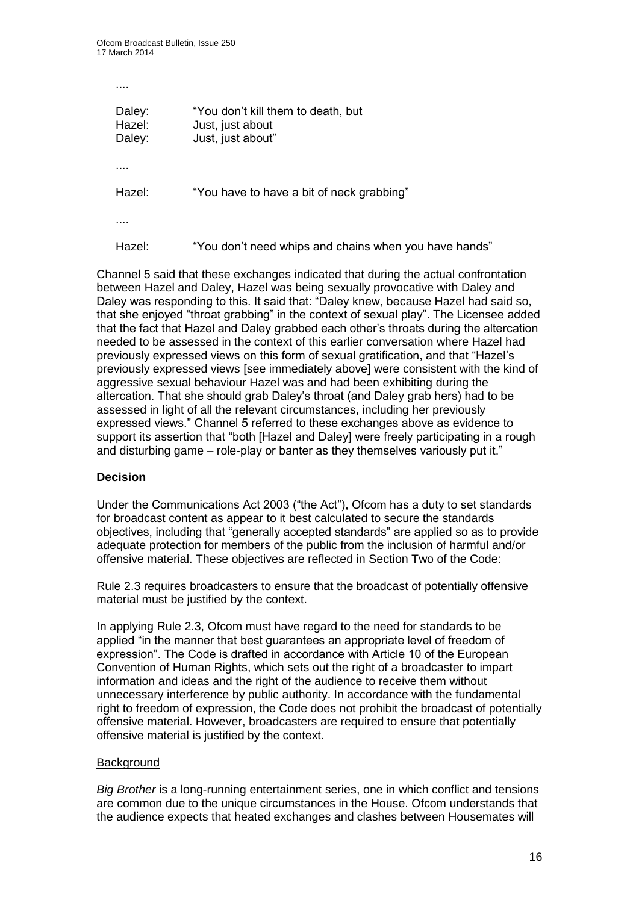....

| | |
|---|---|
| Daley: | "You don't kill them to death, but |
| Hazel: | Just, just about |
| Daley: | Just, just about" |

....

| | |
|---|---|
| Hazel: | "You have to have a bit of neck grabbing" |

....

| | |
|---|---|
| Hazel: | "You don't need whips and chains when you have hands" |

Channel 5 said that these exchanges indicated that during the actual confrontation between Hazel and Daley, Hazel was being sexually provocative with Daley and Daley was responding to this. It said that: "Daley knew, because Hazel had said so, that she enjoyed "throat grabbing" in the context of sexual play". The Licensee added that the fact that Hazel and Daley grabbed each other's throats during the altercation needed to be assessed in the context of this earlier conversation where Hazel had previously expressed views on this form of sexual gratification, and that "Hazel's previously expressed views [see immediately above] were consistent with the kind of aggressive sexual behaviour Hazel was and had been exhibiting during the altercation. That she should grab Daley's throat (and Daley grab hers) had to be assessed in light of all the relevant circumstances, including her previously expressed views." Channel 5 referred to these exchanges above as evidence to support its assertion that "both [Hazel and Daley] were freely participating in a rough and disturbing game – role-play or banter as they themselves variously put it."

## Decision

Under the Communications Act 2003 ("the Act"), Ofcom has a duty to set standards for broadcast content as appear to it best calculated to secure the standards objectives, including that "generally accepted standards" are applied so as to provide adequate protection for members of the public from the inclusion of harmful and/or offensive material. These objectives are reflected in Section Two of the Code:

Rule 2.3 requires broadcasters to ensure that the broadcast of potentially offensive material must be justified by the context.

In applying Rule 2.3, Ofcom must have regard to the need for standards to be applied "in the manner that best guarantees an appropriate level of freedom of expression". The Code is drafted in accordance with Article 10 of the European Convention of Human Rights, which sets out the right of a broadcaster to impart information and ideas and the right of the audience to receive them without unnecessary interference by public authority. In accordance with the fundamental right to freedom of expression, the Code does not prohibit the broadcast of potentially offensive material. However, broadcasters are required to ensure that potentially offensive material is justified by the context.

### Background

*Big Brother* is a long-running entertainment series, one in which conflict and tensions are common due to the unique circumstances in the House. Ofcom understands that the audience expects that heated exchanges and clashes between Housemates will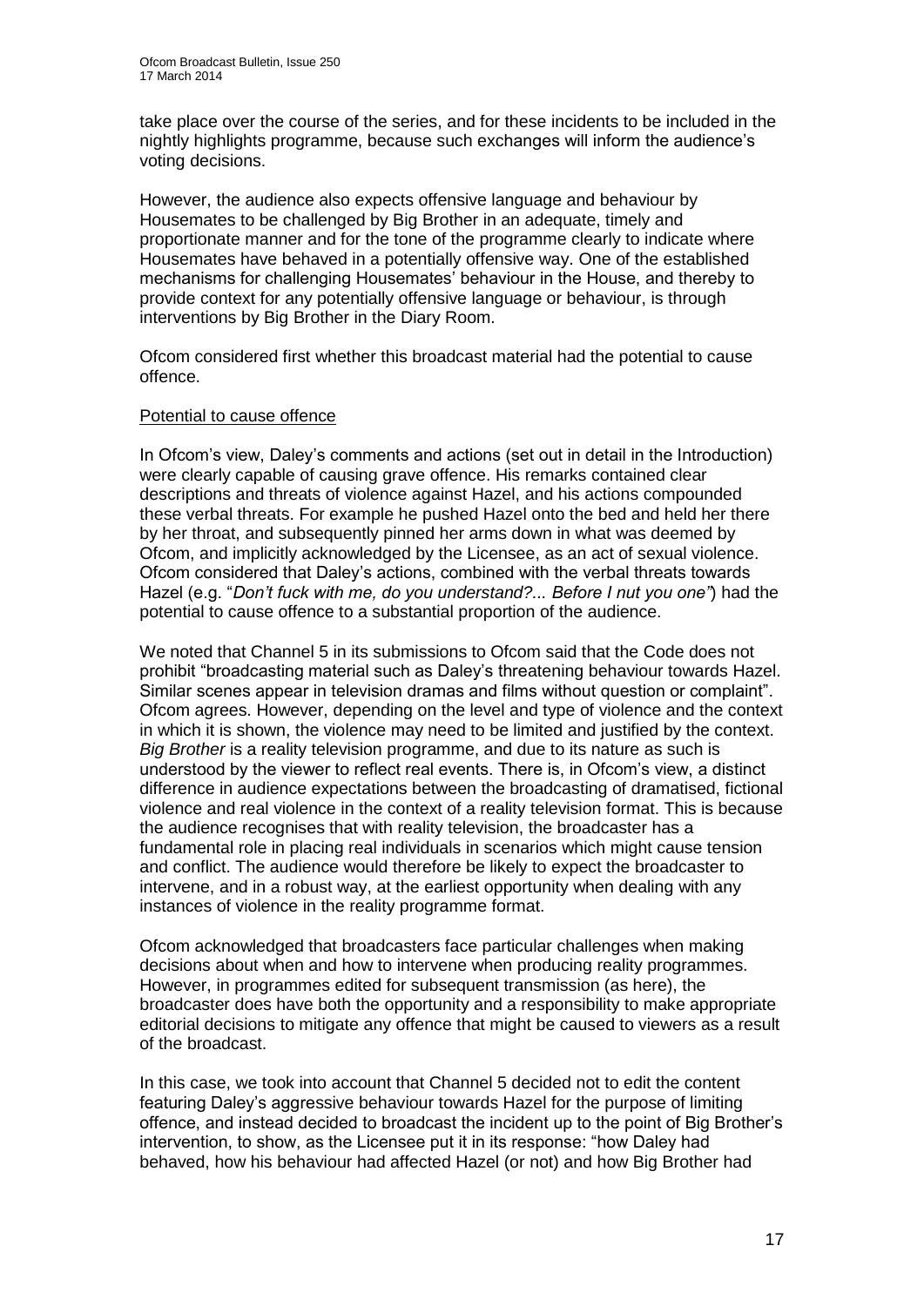take place over the course of the series, and for these incidents to be included in the nightly highlights programme, because such exchanges will inform the audience's voting decisions.

However, the audience also expects offensive language and behaviour by Housemates to be challenged by Big Brother in an adequate, timely and proportionate manner and for the tone of the programme clearly to indicate where Housemates have behaved in a potentially offensive way. One of the established mechanisms for challenging Housemates' behaviour in the House, and thereby to provide context for any potentially offensive language or behaviour, is through interventions by Big Brother in the Diary Room.

Ofcom considered first whether this broadcast material had the potential to cause offence.

Potential to cause offence

In Ofcom's view, Daley's comments and actions (set out in detail in the Introduction) were clearly capable of causing grave offence. His remarks contained clear descriptions and threats of violence against Hazel, and his actions compounded these verbal threats. For example he pushed Hazel onto the bed and held her there by her throat, and subsequently pinned her arms down in what was deemed by Ofcom, and implicitly acknowledged by the Licensee, as an act of sexual violence. Ofcom considered that Daley's actions, combined with the verbal threats towards Hazel (e.g. "*Don't fuck with me, do you understand?... Before I nut you one*") had the potential to cause offence to a substantial proportion of the audience.

We noted that Channel 5 in its submissions to Ofcom said that the Code does not prohibit "broadcasting material such as Daley's threatening behaviour towards Hazel. Similar scenes appear in television dramas and films without question or complaint". Ofcom agrees. However, depending on the level and type of violence and the context in which it is shown, the violence may need to be limited and justified by the context. *Big Brother* is a reality television programme, and due to its nature as such is understood by the viewer to reflect real events. There is, in Ofcom's view, a distinct difference in audience expectations between the broadcasting of dramatised, fictional violence and real violence in the context of a reality television format. This is because the audience recognises that with reality television, the broadcaster has a fundamental role in placing real individuals in scenarios which might cause tension and conflict. The audience would therefore be likely to expect the broadcaster to intervene, and in a robust way, at the earliest opportunity when dealing with any instances of violence in the reality programme format.

Ofcom acknowledged that broadcasters face particular challenges when making decisions about when and how to intervene when producing reality programmes. However, in programmes edited for subsequent transmission (as here), the broadcaster does have both the opportunity and a responsibility to make appropriate editorial decisions to mitigate any offence that might be caused to viewers as a result of the broadcast.

In this case, we took into account that Channel 5 decided not to edit the content featuring Daley's aggressive behaviour towards Hazel for the purpose of limiting offence, and instead decided to broadcast the incident up to the point of Big Brother's intervention, to show, as the Licensee put it in its response: "how Daley had behaved, how his behaviour had affected Hazel (or not) and how Big Brother had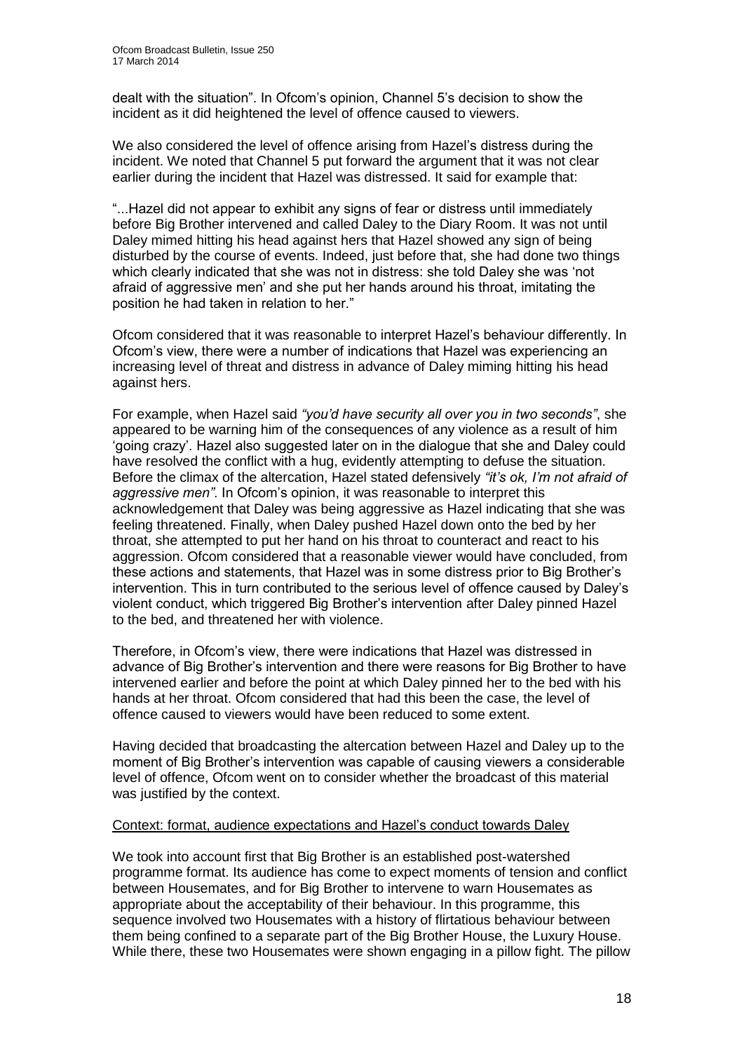dealt with the situation". In Ofcom's opinion, Channel 5's decision to show the incident as it did heightened the level of offence caused to viewers.

We also considered the level of offence arising from Hazel's distress during the incident. We noted that Channel 5 put forward the argument that it was not clear earlier during the incident that Hazel was distressed. It said for example that:

"...Hazel did not appear to exhibit any signs of fear or distress until immediately before Big Brother intervened and called Daley to the Diary Room. It was not until Daley mimed hitting his head against hers that Hazel showed any sign of being disturbed by the course of events. Indeed, just before that, she had done two things which clearly indicated that she was not in distress: she told Daley she was 'not afraid of aggressive men' and she put her hands around his throat, imitating the position he had taken in relation to her."

Ofcom considered that it was reasonable to interpret Hazel's behaviour differently. In Ofcom's view, there were a number of indications that Hazel was experiencing an increasing level of threat and distress in advance of Daley miming hitting his head against hers.

For example, when Hazel said *"you'd have security all over you in two seconds"*, she appeared to be warning him of the consequences of any violence as a result of him 'going crazy'. Hazel also suggested later on in the dialogue that she and Daley could have resolved the conflict with a hug, evidently attempting to defuse the situation. Before the climax of the altercation, Hazel stated defensively *"it's ok, I'm not afraid of aggressive men"*. In Ofcom's opinion, it was reasonable to interpret this acknowledgement that Daley was being aggressive as Hazel indicating that she was feeling threatened. Finally, when Daley pushed Hazel down onto the bed by her throat, she attempted to put her hand on his throat to counteract and react to his aggression. Ofcom considered that a reasonable viewer would have concluded, from these actions and statements, that Hazel was in some distress prior to Big Brother's intervention. This in turn contributed to the serious level of offence caused by Daley's violent conduct, which triggered Big Brother's intervention after Daley pinned Hazel to the bed, and threatened her with violence.

Therefore, in Ofcom's view, there were indications that Hazel was distressed in advance of Big Brother's intervention and there were reasons for Big Brother to have intervened earlier and before the point at which Daley pinned her to the bed with his hands at her throat. Ofcom considered that had this been the case, the level of offence caused to viewers would have been reduced to some extent.

Having decided that broadcasting the altercation between Hazel and Daley up to the moment of Big Brother's intervention was capable of causing viewers a considerable level of offence, Ofcom went on to consider whether the broadcast of this material was justified by the context.

Context: format, audience expectations and Hazel's conduct towards Daley

We took into account first that Big Brother is an established post-watershed programme format. Its audience has come to expect moments of tension and conflict between Housemates, and for Big Brother to intervene to warn Housemates as appropriate about the acceptability of their behaviour. In this programme, this sequence involved two Housemates with a history of flirtatious behaviour between them being confined to a separate part of the Big Brother House, the Luxury House. While there, these two Housemates were shown engaging in a pillow fight. The pillow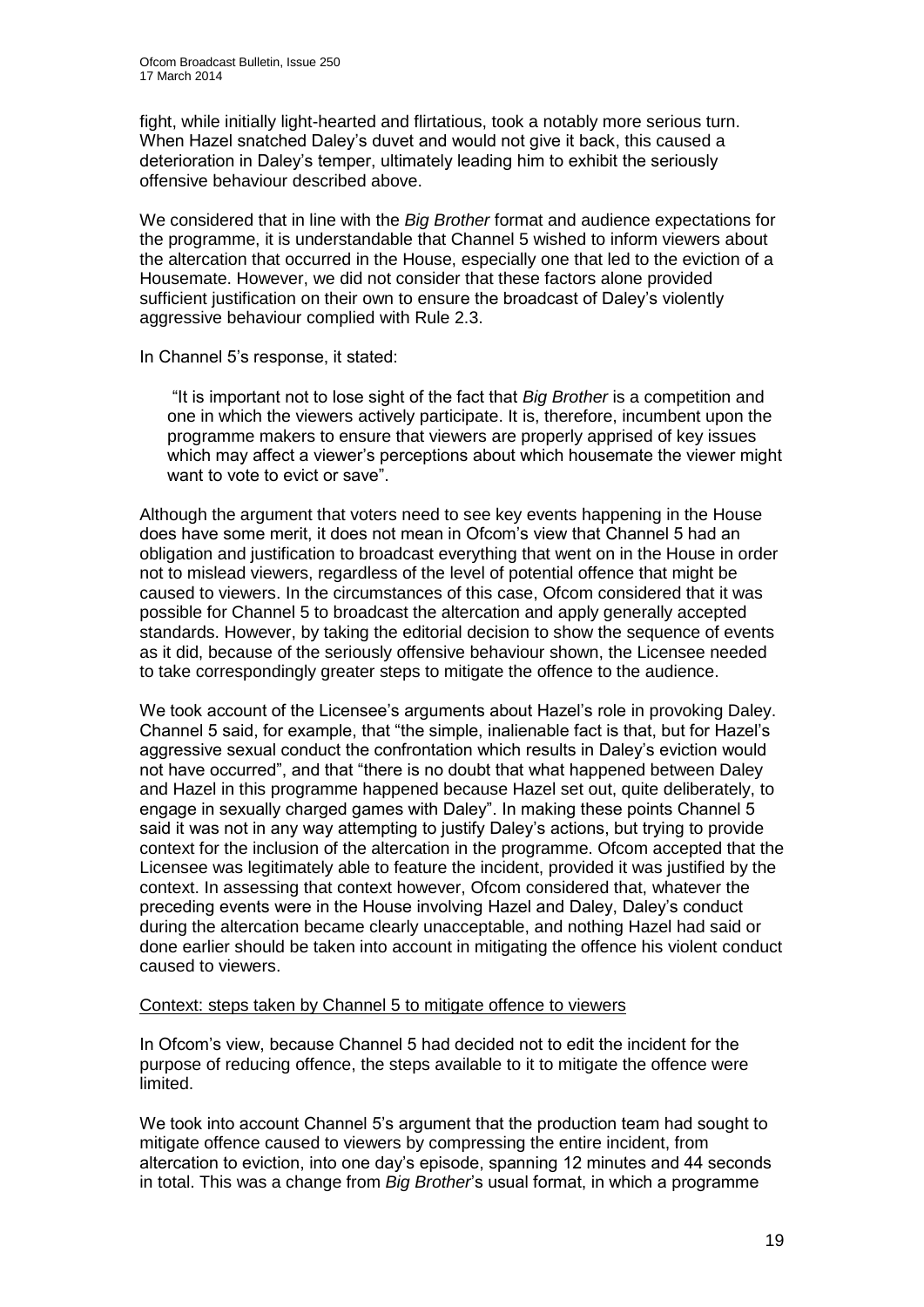fight, while initially light-hearted and flirtatious, took a notably more serious turn. When Hazel snatched Daley's duvet and would not give it back, this caused a deterioration in Daley's temper, ultimately leading him to exhibit the seriously offensive behaviour described above.

We considered that in line with the *Big Brother* format and audience expectations for the programme, it is understandable that Channel 5 wished to inform viewers about the altercation that occurred in the House, especially one that led to the eviction of a Housemate. However, we did not consider that these factors alone provided sufficient justification on their own to ensure the broadcast of Daley's violently aggressive behaviour complied with Rule 2.3.

In Channel 5's response, it stated:

> "It is important not to lose sight of the fact that *Big Brother* is a competition and one in which the viewers actively participate. It is, therefore, incumbent upon the programme makers to ensure that viewers are properly apprised of key issues which may affect a viewer's perceptions about which housemate the viewer might want to vote to evict or save".

Although the argument that voters need to see key events happening in the House does have some merit, it does not mean in Ofcom's view that Channel 5 had an obligation and justification to broadcast everything that went on in the House in order not to mislead viewers, regardless of the level of potential offence that might be caused to viewers. In the circumstances of this case, Ofcom considered that it was possible for Channel 5 to broadcast the altercation and apply generally accepted standards. However, by taking the editorial decision to show the sequence of events as it did, because of the seriously offensive behaviour shown, the Licensee needed to take correspondingly greater steps to mitigate the offence to the audience.

We took account of the Licensee's arguments about Hazel's role in provoking Daley. Channel 5 said, for example, that "the simple, inalienable fact is that, but for Hazel's aggressive sexual conduct the confrontation which results in Daley's eviction would not have occurred", and that "there is no doubt that what happened between Daley and Hazel in this programme happened because Hazel set out, quite deliberately, to engage in sexually charged games with Daley". In making these points Channel 5 said it was not in any way attempting to justify Daley's actions, but trying to provide context for the inclusion of the altercation in the programme. Ofcom accepted that the Licensee was legitimately able to feature the incident, provided it was justified by the context. In assessing that context however, Ofcom considered that, whatever the preceding events were in the House involving Hazel and Daley, Daley's conduct during the altercation became clearly unacceptable, and nothing Hazel had said or done earlier should be taken into account in mitigating the offence his violent conduct caused to viewers.

<u>Context: steps taken by Channel 5 to mitigate offence to viewers</u>

In Ofcom's view, because Channel 5 had decided not to edit the incident for the purpose of reducing offence, the steps available to it to mitigate the offence were limited.

We took into account Channel 5's argument that the production team had sought to mitigate offence caused to viewers by compressing the entire incident, from altercation to eviction, into one day's episode, spanning 12 minutes and 44 seconds in total. This was a change from *Big Brother*'s usual format, in which a programme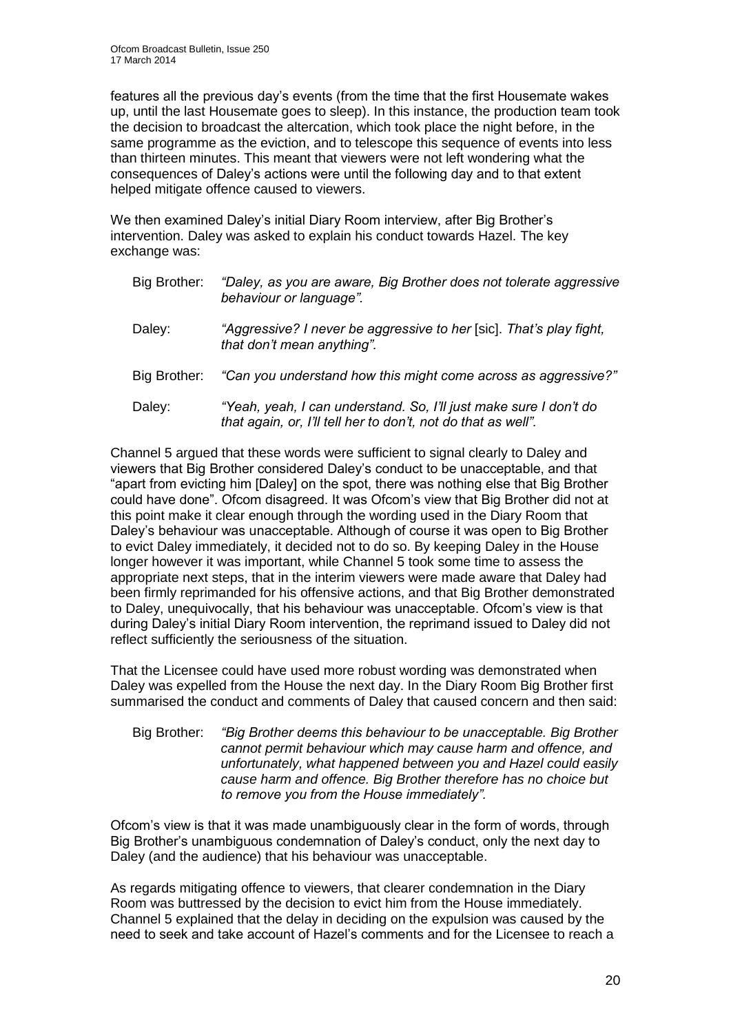features all the previous day's events (from the time that the first Housemate wakes up, until the last Housemate goes to sleep). In this instance, the production team took the decision to broadcast the altercation, which took place the night before, in the same programme as the eviction, and to telescope this sequence of events into less than thirteen minutes. This meant that viewers were not left wondering what the consequences of Daley's actions were until the following day and to that extent helped mitigate offence caused to viewers.

We then examined Daley's initial Diary Room interview, after Big Brother's intervention. Daley was asked to explain his conduct towards Hazel. The key exchange was:

Big Brother: *"Daley, as you are aware, Big Brother does not tolerate aggressive behaviour or language".*

Daley: *"Aggressive? I never be aggressive to her* [sic]. *That's play fight, that don't mean anything".*

Big Brother: *"Can you understand how this might come across as aggressive?"*

Daley: *"Yeah, yeah, I can understand. So, I'll just make sure I don't do that again, or, I'll tell her to don't, not do that as well".*

Channel 5 argued that these words were sufficient to signal clearly to Daley and viewers that Big Brother considered Daley's conduct to be unacceptable, and that "apart from evicting him [Daley] on the spot, there was nothing else that Big Brother could have done". Ofcom disagreed. It was Ofcom's view that Big Brother did not at this point make it clear enough through the wording used in the Diary Room that Daley's behaviour was unacceptable. Although of course it was open to Big Brother to evict Daley immediately, it decided not to do so. By keeping Daley in the House longer however it was important, while Channel 5 took some time to assess the appropriate next steps, that in the interim viewers were made aware that Daley had been firmly reprimanded for his offensive actions, and that Big Brother demonstrated to Daley, unequivocally, that his behaviour was unacceptable. Ofcom's view is that during Daley's initial Diary Room intervention, the reprimand issued to Daley did not reflect sufficiently the seriousness of the situation.

That the Licensee could have used more robust wording was demonstrated when Daley was expelled from the House the next day. In the Diary Room Big Brother first summarised the conduct and comments of Daley that caused concern and then said:

Big Brother: *"Big Brother deems this behaviour to be unacceptable. Big Brother cannot permit behaviour which may cause harm and offence, and unfortunately, what happened between you and Hazel could easily cause harm and offence. Big Brother therefore has no choice but to remove you from the House immediately".*

Ofcom's view is that it was made unambiguously clear in the form of words, through Big Brother's unambiguous condemnation of Daley's conduct, only the next day to Daley (and the audience) that his behaviour was unacceptable.

As regards mitigating offence to viewers, that clearer condemnation in the Diary Room was buttressed by the decision to evict him from the House immediately. Channel 5 explained that the delay in deciding on the expulsion was caused by the need to seek and take account of Hazel's comments and for the Licensee to reach a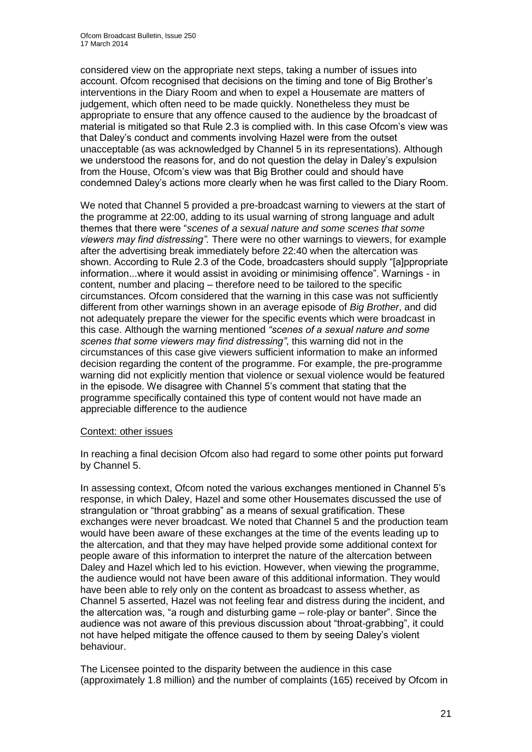considered view on the appropriate next steps, taking a number of issues into account. Ofcom recognised that decisions on the timing and tone of Big Brother's interventions in the Diary Room and when to expel a Housemate are matters of judgement, which often need to be made quickly. Nonetheless they must be appropriate to ensure that any offence caused to the audience by the broadcast of material is mitigated so that Rule 2.3 is complied with. In this case Ofcom's view was that Daley's conduct and comments involving Hazel were from the outset unacceptable (as was acknowledged by Channel 5 in its representations). Although we understood the reasons for, and do not question the delay in Daley's expulsion from the House, Ofcom's view was that Big Brother could and should have condemned Daley's actions more clearly when he was first called to the Diary Room.

We noted that Channel 5 provided a pre-broadcast warning to viewers at the start of the programme at 22:00, adding to its usual warning of strong language and adult themes that there were "*scenes of a sexual nature and some scenes that some viewers may find distressing".* There were no other warnings to viewers, for example after the advertising break immediately before 22:40 when the altercation was shown. According to Rule 2.3 of the Code, broadcasters should supply "[a]ppropriate information...where it would assist in avoiding or minimising offence". Warnings - in content, number and placing – therefore need to be tailored to the specific circumstances. Ofcom considered that the warning in this case was not sufficiently different from other warnings shown in an average episode of *Big Brother*, and did not adequately prepare the viewer for the specific events which were broadcast in this case. Although the warning mentioned *"scenes of a sexual nature and some scenes that some viewers may find distressing"*, this warning did not in the circumstances of this case give viewers sufficient information to make an informed decision regarding the content of the programme. For example, the pre-programme warning did not explicitly mention that violence or sexual violence would be featured in the episode. We disagree with Channel 5's comment that stating that the programme specifically contained this type of content would not have made an appreciable difference to the audience

<u>Context: other issues</u>

In reaching a final decision Ofcom also had regard to some other points put forward by Channel 5.

In assessing context, Ofcom noted the various exchanges mentioned in Channel 5's response, in which Daley, Hazel and some other Housemates discussed the use of strangulation or "throat grabbing" as a means of sexual gratification. These exchanges were never broadcast. We noted that Channel 5 and the production team would have been aware of these exchanges at the time of the events leading up to the altercation, and that they may have helped provide some additional context for people aware of this information to interpret the nature of the altercation between Daley and Hazel which led to his eviction. However, when viewing the programme, the audience would not have been aware of this additional information. They would have been able to rely only on the content as broadcast to assess whether, as Channel 5 asserted, Hazel was not feeling fear and distress during the incident, and the altercation was, "a rough and disturbing game – role-play or banter". Since the audience was not aware of this previous discussion about "throat-grabbing", it could not have helped mitigate the offence caused to them by seeing Daley's violent behaviour.

The Licensee pointed to the disparity between the audience in this case (approximately 1.8 million) and the number of complaints (165) received by Ofcom in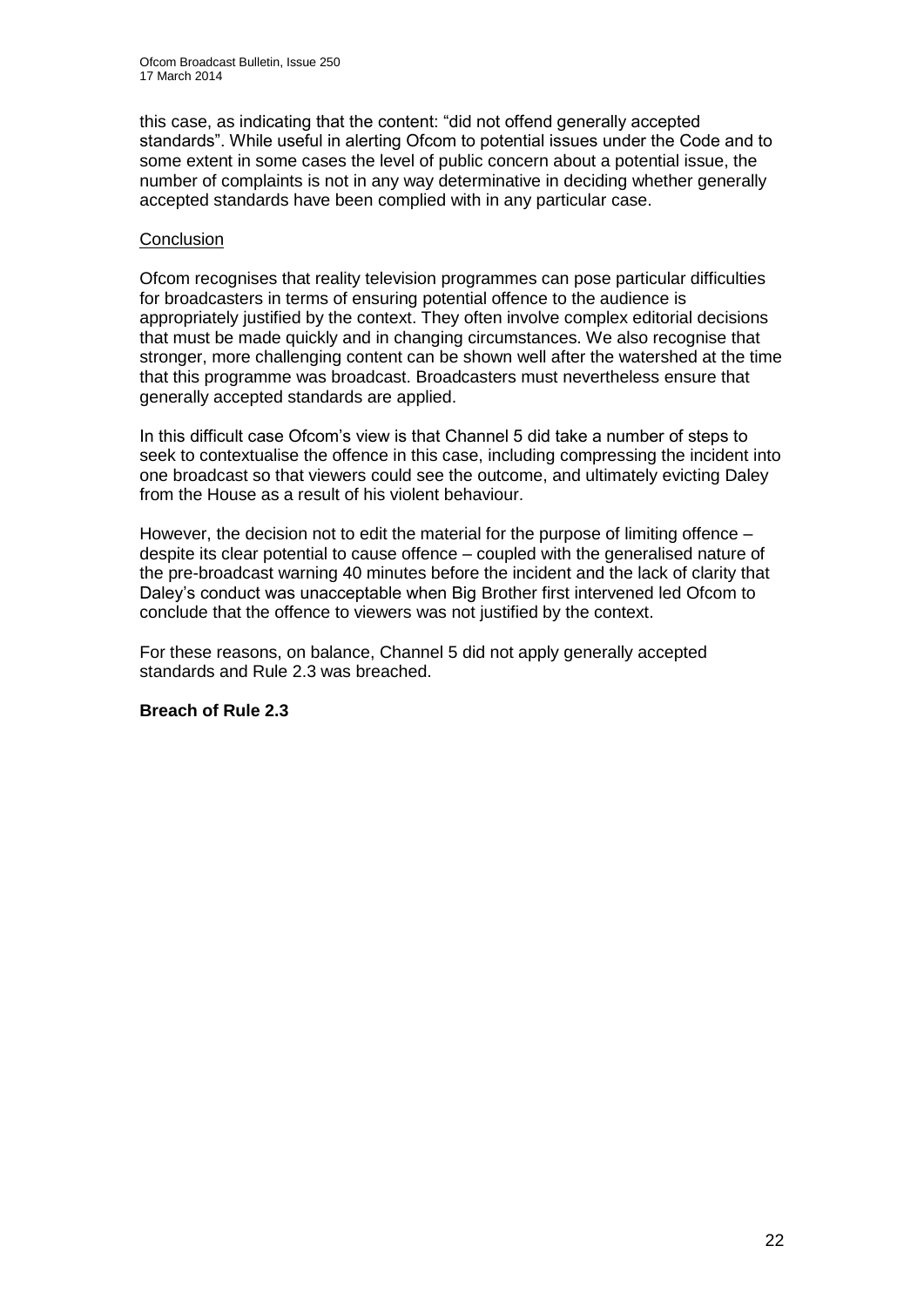this case, as indicating that the content: "did not offend generally accepted standards". While useful in alerting Ofcom to potential issues under the Code and to some extent in some cases the level of public concern about a potential issue, the number of complaints is not in any way determinative in deciding whether generally accepted standards have been complied with in any particular case.

Conclusion

Ofcom recognises that reality television programmes can pose particular difficulties for broadcasters in terms of ensuring potential offence to the audience is appropriately justified by the context. They often involve complex editorial decisions that must be made quickly and in changing circumstances. We also recognise that stronger, more challenging content can be shown well after the watershed at the time that this programme was broadcast. Broadcasters must nevertheless ensure that generally accepted standards are applied.

In this difficult case Ofcom's view is that Channel 5 did take a number of steps to seek to contextualise the offence in this case, including compressing the incident into one broadcast so that viewers could see the outcome, and ultimately evicting Daley from the House as a result of his violent behaviour.

However, the decision not to edit the material for the purpose of limiting offence – despite its clear potential to cause offence – coupled with the generalised nature of the pre-broadcast warning 40 minutes before the incident and the lack of clarity that Daley's conduct was unacceptable when Big Brother first intervened led Ofcom to conclude that the offence to viewers was not justified by the context.

For these reasons, on balance, Channel 5 did not apply generally accepted standards and Rule 2.3 was breached.

**Breach of Rule 2.3**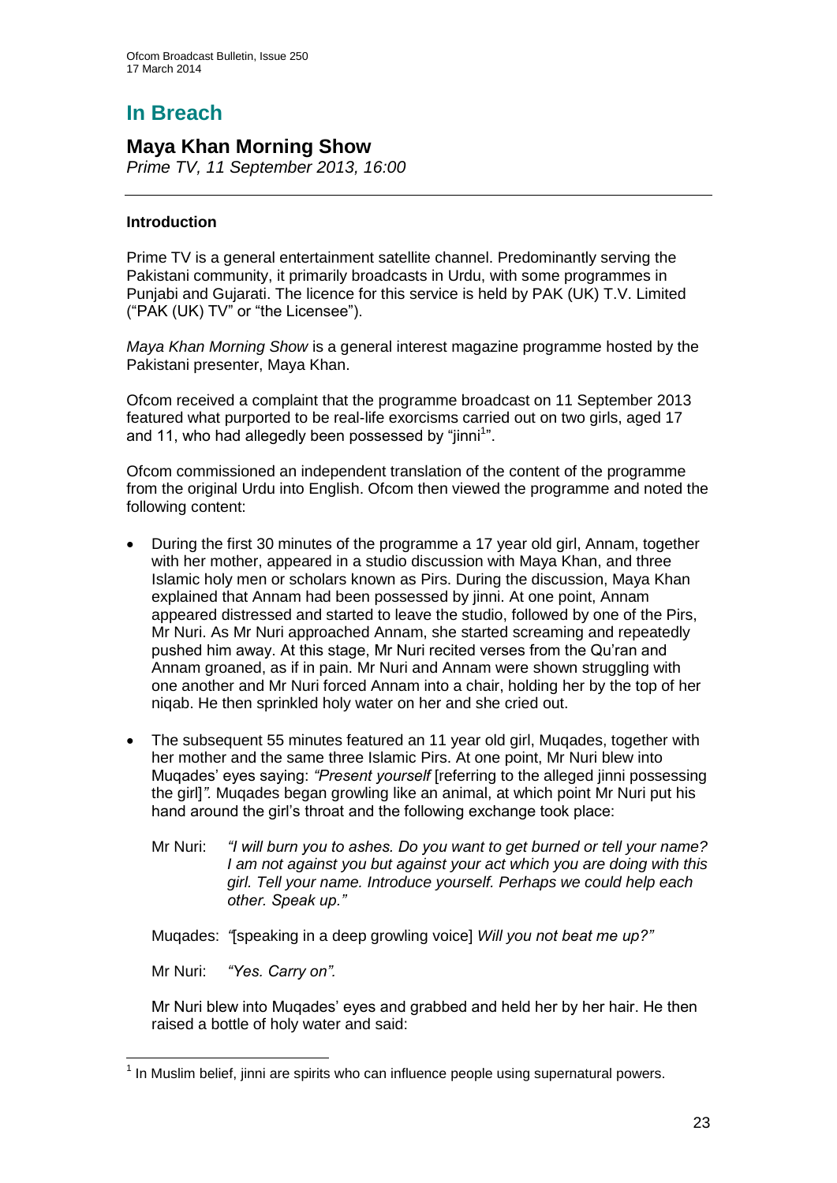# In Breach

## Maya Khan Morning Show

*Prime TV, 11 September 2013, 16:00*

### Introduction

Prime TV is a general entertainment satellite channel. Predominantly serving the Pakistani community, it primarily broadcasts in Urdu, with some programmes in Punjabi and Gujarati. The licence for this service is held by PAK (UK) T.V. Limited ("PAK (UK) TV" or "the Licensee").

*Maya Khan Morning Show* is a general interest magazine programme hosted by the Pakistani presenter, Maya Khan.

Ofcom received a complaint that the programme broadcast on 11 September 2013 featured what purported to be real-life exorcisms carried out on two girls, aged 17 and 11, who had allegedly been possessed by "jinni[1]".

Ofcom commissioned an independent translation of the content of the programme from the original Urdu into English. Ofcom then viewed the programme and noted the following content:

- During the first 30 minutes of the programme a 17 year old girl, Annam, together with her mother, appeared in a studio discussion with Maya Khan, and three Islamic holy men or scholars known as Pirs. During the discussion, Maya Khan explained that Annam had been possessed by jinni. At one point, Annam appeared distressed and started to leave the studio, followed by one of the Pirs, Mr Nuri. As Mr Nuri approached Annam, she started screaming and repeatedly pushed him away. At this stage, Mr Nuri recited verses from the Qu'ran and Annam groaned, as if in pain. Mr Nuri and Annam were shown struggling with one another and Mr Nuri forced Annam into a chair, holding her by the top of her niqab. He then sprinkled holy water on her and she cried out.

- The subsequent 55 minutes featured an 11 year old girl, Muqades, together with her mother and the same three Islamic Pirs. At one point, Mr Nuri blew into Muqades' eyes saying: *"Present yourself* [referring to the alleged jinni possessing the girl]*".* Muqades began growling like an animal, at which point Mr Nuri put his hand around the girl's throat and the following exchange took place:

  Mr Nuri: *"I will burn you to ashes. Do you want to get burned or tell your name? I am not against you but against your act which you are doing with this girl. Tell your name. Introduce yourself. Perhaps we could help each other. Speak up."*

  Muqades: *"*[speaking in a deep growling voice] *Will you not beat me up?"*

  Mr Nuri: *"Yes. Carry on".*

  Mr Nuri blew into Muqades' eyes and grabbed and held her by her hair. He then raised a bottle of holy water and said:

[1] In Muslim belief, jinni are spirits who can influence people using supernatural powers.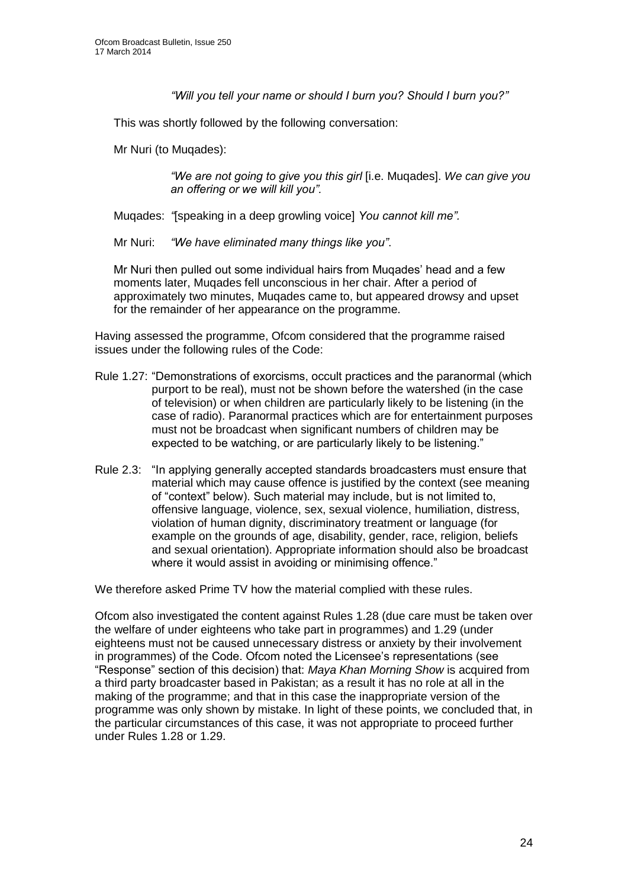*"Will you tell your name or should I burn you? Should I burn you?"*

This was shortly followed by the following conversation:

Mr Nuri (to Muqades):

> *"We are not going to give you this girl* [i.e. Muqades]. *We can give you an offering or we will kill you"*.

Muqades: *"*[speaking in a deep growling voice] *You cannot kill me"*.

Mr Nuri: *"We have eliminated many things like you"*.

Mr Nuri then pulled out some individual hairs from Muqades' head and a few moments later, Muqades fell unconscious in her chair. After a period of approximately two minutes, Muqades came to, but appeared drowsy and upset for the remainder of her appearance on the programme.

Having assessed the programme, Ofcom considered that the programme raised issues under the following rules of the Code:

Rule 1.27: "Demonstrations of exorcisms, occult practices and the paranormal (which purport to be real), must not be shown before the watershed (in the case of television) or when children are particularly likely to be listening (in the case of radio). Paranormal practices which are for entertainment purposes must not be broadcast when significant numbers of children may be expected to be watching, or are particularly likely to be listening."

Rule 2.3: "In applying generally accepted standards broadcasters must ensure that material which may cause offence is justified by the context (see meaning of "context" below). Such material may include, but is not limited to, offensive language, violence, sex, sexual violence, humiliation, distress, violation of human dignity, discriminatory treatment or language (for example on the grounds of age, disability, gender, race, religion, beliefs and sexual orientation). Appropriate information should also be broadcast where it would assist in avoiding or minimising offence."

We therefore asked Prime TV how the material complied with these rules.

Ofcom also investigated the content against Rules 1.28 (due care must be taken over the welfare of under eighteens who take part in programmes) and 1.29 (under eighteens must not be caused unnecessary distress or anxiety by their involvement in programmes) of the Code. Ofcom noted the Licensee's representations (see "Response" section of this decision) that: *Maya Khan Morning Show* is acquired from a third party broadcaster based in Pakistan; as a result it has no role at all in the making of the programme; and that in this case the inappropriate version of the programme was only shown by mistake. In light of these points, we concluded that, in the particular circumstances of this case, it was not appropriate to proceed further under Rules 1.28 or 1.29.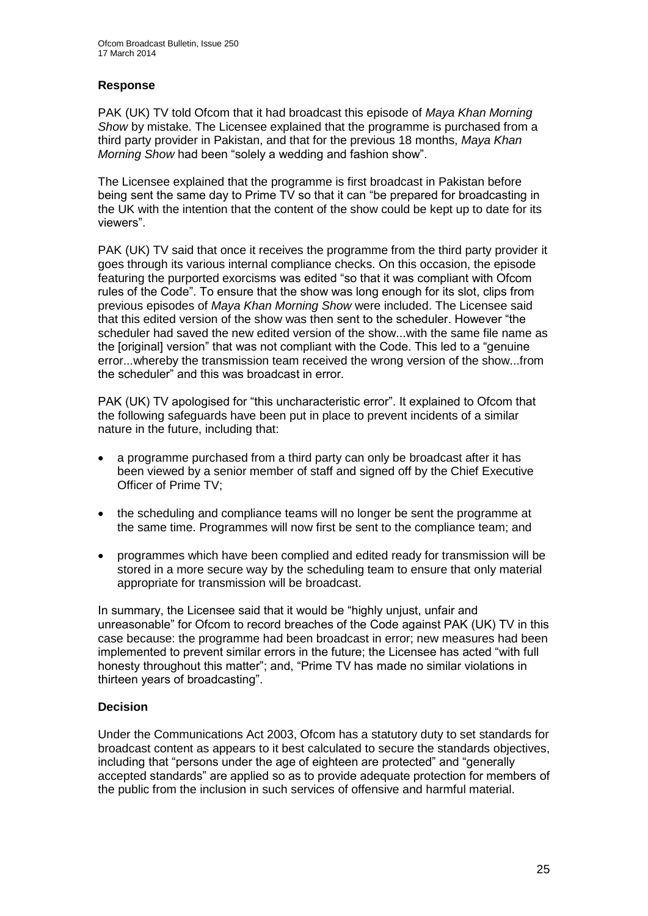### Response

PAK (UK) TV told Ofcom that it had broadcast this episode of *Maya Khan Morning Show* by mistake. The Licensee explained that the programme is purchased from a third party provider in Pakistan, and that for the previous 18 months, *Maya Khan Morning Show* had been "solely a wedding and fashion show".

The Licensee explained that the programme is first broadcast in Pakistan before being sent the same day to Prime TV so that it can "be prepared for broadcasting in the UK with the intention that the content of the show could be kept up to date for its viewers".

PAK (UK) TV said that once it receives the programme from the third party provider it goes through its various internal compliance checks. On this occasion, the episode featuring the purported exorcisms was edited "so that it was compliant with Ofcom rules of the Code". To ensure that the show was long enough for its slot, clips from previous episodes of *Maya Khan Morning Show* were included. The Licensee said that this edited version of the show was then sent to the scheduler. However "the scheduler had saved the new edited version of the show...with the same file name as the [original] version" that was not compliant with the Code. This led to a "genuine error...whereby the transmission team received the wrong version of the show...from the scheduler" and this was broadcast in error.

PAK (UK) TV apologised for "this uncharacteristic error". It explained to Ofcom that the following safeguards have been put in place to prevent incidents of a similar nature in the future, including that:

- a programme purchased from a third party can only be broadcast after it has been viewed by a senior member of staff and signed off by the Chief Executive Officer of Prime TV;
- the scheduling and compliance teams will no longer be sent the programme at the same time. Programmes will now first be sent to the compliance team; and
- programmes which have been complied and edited ready for transmission will be stored in a more secure way by the scheduling team to ensure that only material appropriate for transmission will be broadcast.

In summary, the Licensee said that it would be "highly unjust, unfair and unreasonable" for Ofcom to record breaches of the Code against PAK (UK) TV in this case because: the programme had been broadcast in error; new measures had been implemented to prevent similar errors in the future; the Licensee has acted "with full honesty throughout this matter"; and, "Prime TV has made no similar violations in thirteen years of broadcasting".

### Decision

Under the Communications Act 2003, Ofcom has a statutory duty to set standards for broadcast content as appears to it best calculated to secure the standards objectives, including that "persons under the age of eighteen are protected" and "generally accepted standards" are applied so as to provide adequate protection for members of the public from the inclusion in such services of offensive and harmful material.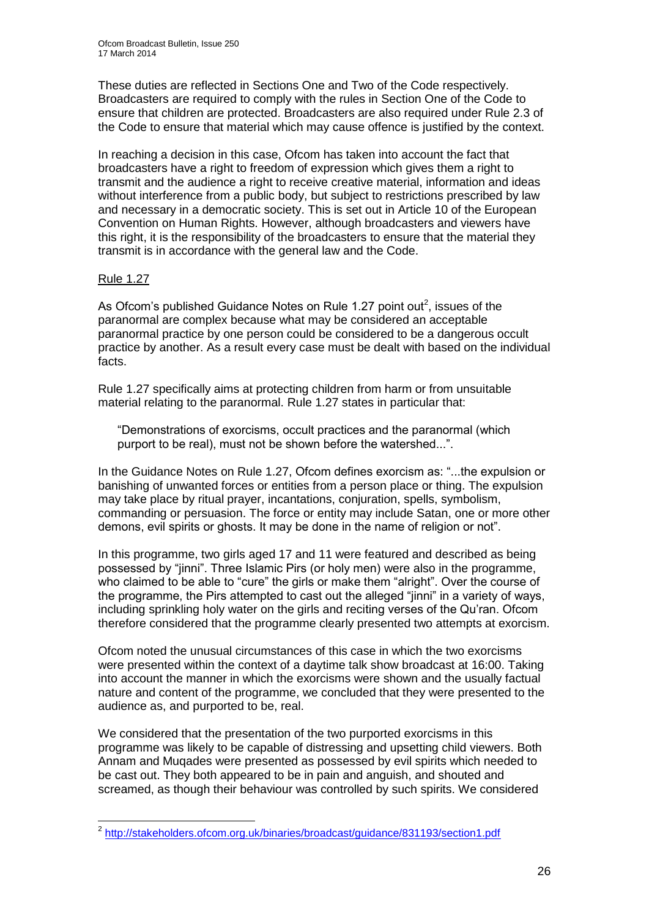These duties are reflected in Sections One and Two of the Code respectively. Broadcasters are required to comply with the rules in Section One of the Code to ensure that children are protected. Broadcasters are also required under Rule 2.3 of the Code to ensure that material which may cause offence is justified by the context.

In reaching a decision in this case, Ofcom has taken into account the fact that broadcasters have a right to freedom of expression which gives them a right to transmit and the audience a right to receive creative material, information and ideas without interference from a public body, but subject to restrictions prescribed by law and necessary in a democratic society. This is set out in Article 10 of the European Convention on Human Rights. However, although broadcasters and viewers have this right, it is the responsibility of the broadcasters to ensure that the material they transmit is in accordance with the general law and the Code.

Rule 1.27

As Ofcom's published Guidance Notes on Rule 1.27 point out[2], issues of the paranormal are complex because what may be considered an acceptable paranormal practice by one person could be considered to be a dangerous occult practice by another. As a result every case must be dealt with based on the individual facts.

Rule 1.27 specifically aims at protecting children from harm or from unsuitable material relating to the paranormal. Rule 1.27 states in particular that:

> "Demonstrations of exorcisms, occult practices and the paranormal (which purport to be real), must not be shown before the watershed...".

In the Guidance Notes on Rule 1.27, Ofcom defines exorcism as: "...the expulsion or banishing of unwanted forces or entities from a person place or thing. The expulsion may take place by ritual prayer, incantations, conjuration, spells, symbolism, commanding or persuasion. The force or entity may include Satan, one or more other demons, evil spirits or ghosts. It may be done in the name of religion or not".

In this programme, two girls aged 17 and 11 were featured and described as being possessed by "jinni". Three Islamic Pirs (or holy men) were also in the programme, who claimed to be able to "cure" the girls or make them "alright". Over the course of the programme, the Pirs attempted to cast out the alleged "jinni" in a variety of ways, including sprinkling holy water on the girls and reciting verses of the Qu'ran. Ofcom therefore considered that the programme clearly presented two attempts at exorcism.

Ofcom noted the unusual circumstances of this case in which the two exorcisms were presented within the context of a daytime talk show broadcast at 16:00. Taking into account the manner in which the exorcisms were shown and the usually factual nature and content of the programme, we concluded that they were presented to the audience as, and purported to be, real.

We considered that the presentation of the two purported exorcisms in this programme was likely to be capable of distressing and upsetting child viewers. Both Annam and Muqades were presented as possessed by evil spirits which needed to be cast out. They both appeared to be in pain and anguish, and shouted and screamed, as though their behaviour was controlled by such spirits. We considered

---

[2] http://stakeholders.ofcom.org.uk/binaries/broadcast/guidance/831193/section1.pdf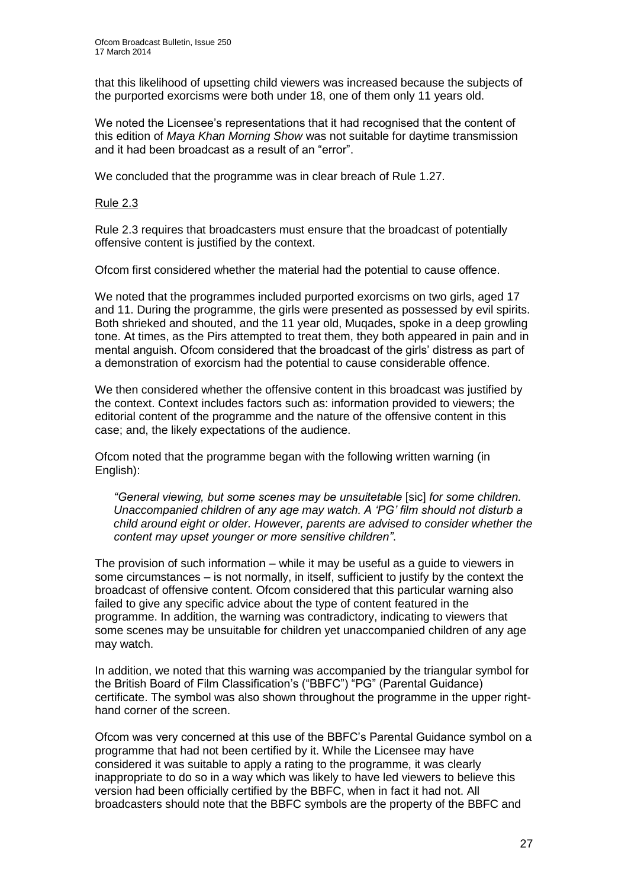that this likelihood of upsetting child viewers was increased because the subjects of the purported exorcisms were both under 18, one of them only 11 years old.

We noted the Licensee's representations that it had recognised that the content of this edition of *Maya Khan Morning Show* was not suitable for daytime transmission and it had been broadcast as a result of an "error".

We concluded that the programme was in clear breach of Rule 1.27.

Rule 2.3

Rule 2.3 requires that broadcasters must ensure that the broadcast of potentially offensive content is justified by the context.

Ofcom first considered whether the material had the potential to cause offence.

We noted that the programmes included purported exorcisms on two girls, aged 17 and 11. During the programme, the girls were presented as possessed by evil spirits. Both shrieked and shouted, and the 11 year old, Muqades, spoke in a deep growling tone. At times, as the Pirs attempted to treat them, they both appeared in pain and in mental anguish. Ofcom considered that the broadcast of the girls' distress as part of a demonstration of exorcism had the potential to cause considerable offence.

We then considered whether the offensive content in this broadcast was justified by the context. Context includes factors such as: information provided to viewers; the editorial content of the programme and the nature of the offensive content in this case; and, the likely expectations of the audience.

Ofcom noted that the programme began with the following written warning (in English):

> *"General viewing, but some scenes may be unsuitetable* [sic] *for some children. Unaccompanied children of any age may watch. A 'PG' film should not disturb a child around eight or older. However, parents are advised to consider whether the content may upset younger or more sensitive children"*.

The provision of such information – while it may be useful as a guide to viewers in some circumstances – is not normally, in itself, sufficient to justify by the context the broadcast of offensive content. Ofcom considered that this particular warning also failed to give any specific advice about the type of content featured in the programme. In addition, the warning was contradictory, indicating to viewers that some scenes may be unsuitable for children yet unaccompanied children of any age may watch.

In addition, we noted that this warning was accompanied by the triangular symbol for the British Board of Film Classification's ("BBFC") "PG" (Parental Guidance) certificate. The symbol was also shown throughout the programme in the upper right-hand corner of the screen.

Ofcom was very concerned at this use of the BBFC's Parental Guidance symbol on a programme that had not been certified by it. While the Licensee may have considered it was suitable to apply a rating to the programme, it was clearly inappropriate to do so in a way which was likely to have led viewers to believe this version had been officially certified by the BBFC, when in fact it had not. All broadcasters should note that the BBFC symbols are the property of the BBFC and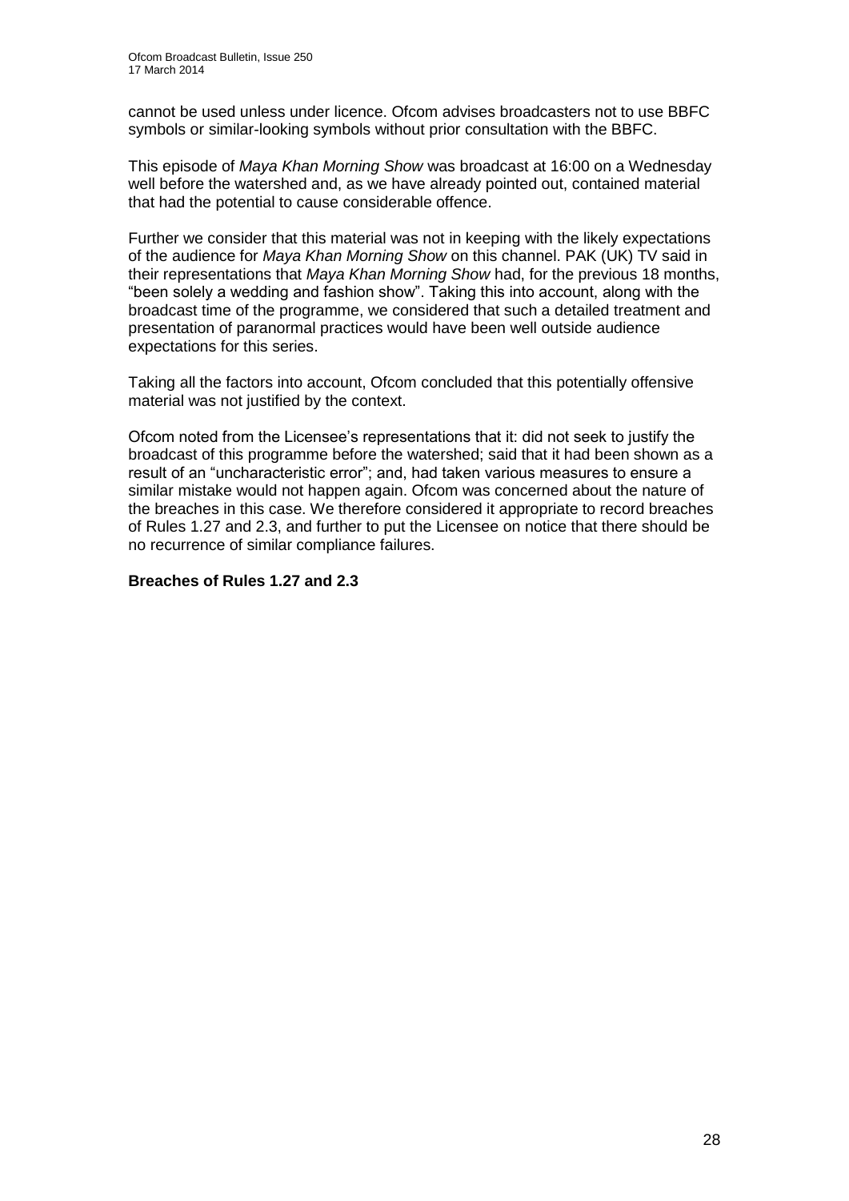cannot be used unless under licence. Ofcom advises broadcasters not to use BBFC symbols or similar-looking symbols without prior consultation with the BBFC.

This episode of *Maya Khan Morning Show* was broadcast at 16:00 on a Wednesday well before the watershed and, as we have already pointed out, contained material that had the potential to cause considerable offence.

Further we consider that this material was not in keeping with the likely expectations of the audience for *Maya Khan Morning Show* on this channel. PAK (UK) TV said in their representations that *Maya Khan Morning Show* had, for the previous 18 months, "been solely a wedding and fashion show". Taking this into account, along with the broadcast time of the programme, we considered that such a detailed treatment and presentation of paranormal practices would have been well outside audience expectations for this series.

Taking all the factors into account, Ofcom concluded that this potentially offensive material was not justified by the context.

Ofcom noted from the Licensee's representations that it: did not seek to justify the broadcast of this programme before the watershed; said that it had been shown as a result of an "uncharacteristic error"; and, had taken various measures to ensure a similar mistake would not happen again. Ofcom was concerned about the nature of the breaches in this case. We therefore considered it appropriate to record breaches of Rules 1.27 and 2.3, and further to put the Licensee on notice that there should be no recurrence of similar compliance failures.

**Breaches of Rules 1.27 and 2.3**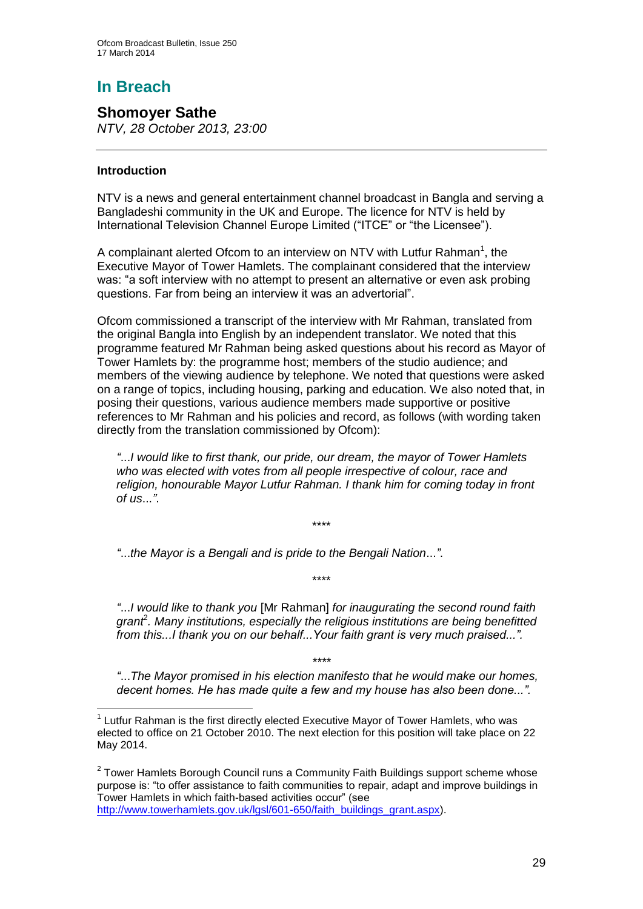# In Breach

## Shomoyer Sathe

*NTV, 28 October 2013, 23:00*

### Introduction

NTV is a news and general entertainment channel broadcast in Bangla and serving a Bangladeshi community in the UK and Europe. The licence for NTV is held by International Television Channel Europe Limited ("ITCE" or "the Licensee").

A complainant alerted Ofcom to an interview on NTV with Lutfur Rahman[1], the Executive Mayor of Tower Hamlets. The complainant considered that the interview was: "a soft interview with no attempt to present an alternative or even ask probing questions. Far from being an interview it was an advertorial".

Ofcom commissioned a transcript of the interview with Mr Rahman, translated from the original Bangla into English by an independent translator. We noted that this programme featured Mr Rahman being asked questions about his record as Mayor of Tower Hamlets by: the programme host; members of the studio audience; and members of the viewing audience by telephone. We noted that questions were asked on a range of topics, including housing, parking and education. We also noted that, in posing their questions, various audience members made supportive or positive references to Mr Rahman and his policies and record, as follows (with wording taken directly from the translation commissioned by Ofcom):

> *"...I would like to first thank, our pride, our dream, the mayor of Tower Hamlets who was elected with votes from all people irrespective of colour, race and religion, honourable Mayor Lutfur Rahman. I thank him for coming today in front of us..."*.
>
> \*\*\*\*
>
> *"...the Mayor is a Bengali and is pride to the Bengali Nation..."*.
>
> \*\*\*\*
>
> *"...I would like to thank you* [Mr Rahman] *for inaugurating the second round faith grant*[2]*. Many institutions, especially the religious institutions are being benefitted from this...I thank you on our behalf...Your faith grant is very much praised..."*.
>
> \*\*\*\*
>
> *"...The Mayor promised in his election manifesto that he would make our homes, decent homes. He has made quite a few and my house has also been done..."*.

---

[1] Lutfur Rahman is the first directly elected Executive Mayor of Tower Hamlets, who was elected to office on 21 October 2010. The next election for this position will take place on 22 May 2014.

[2] Tower Hamlets Borough Council runs a Community Faith Buildings support scheme whose purpose is: "to offer assistance to faith communities to repair, adapt and improve buildings in Tower Hamlets in which faith-based activities occur" (see http://www.towerhamlets.gov.uk/lgsl/601-650/faith_buildings_grant.aspx).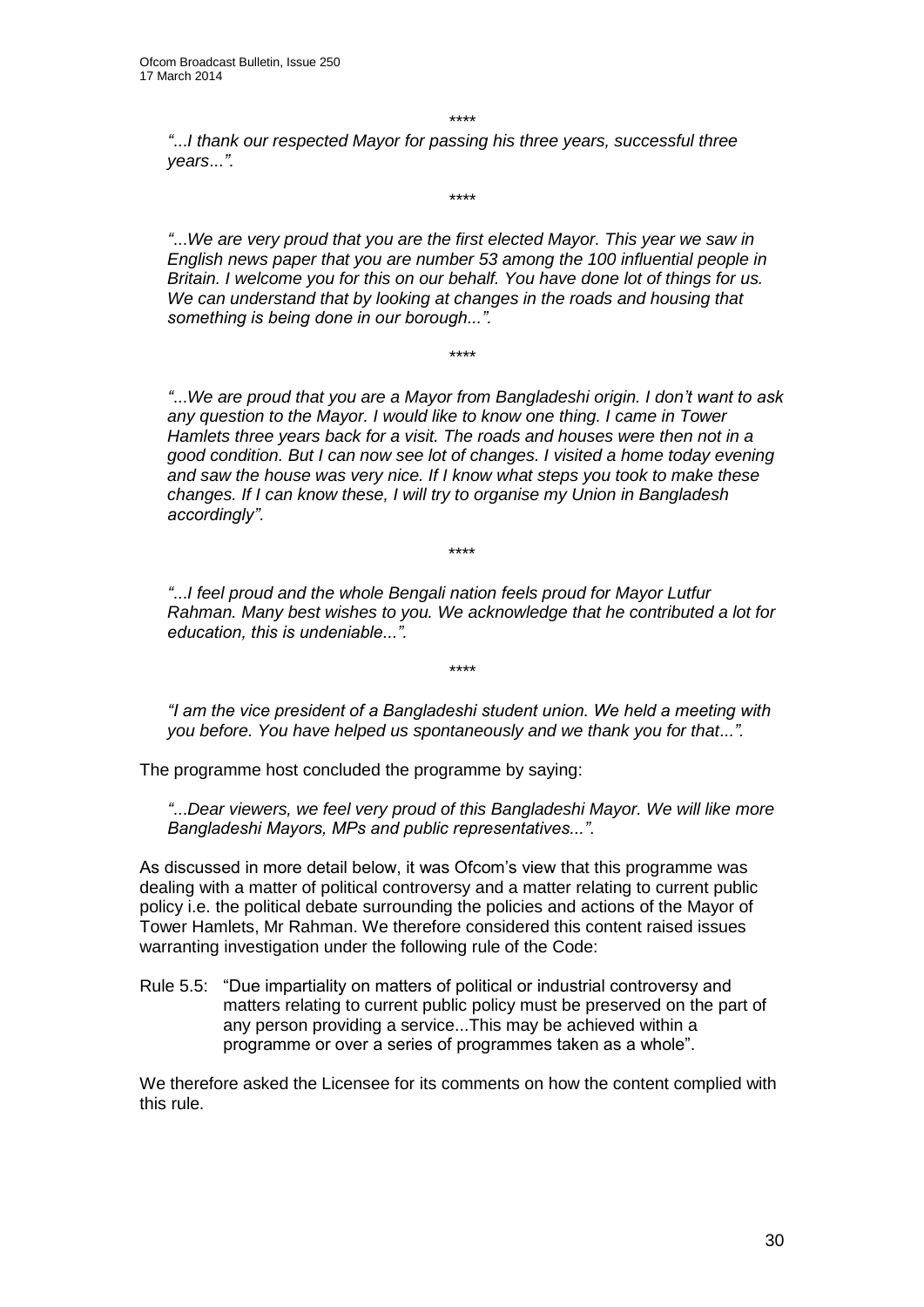\*\*\*\*

*"...I thank our respected Mayor for passing his three years, successful three years...".*

\*\*\*\*

*"...We are very proud that you are the first elected Mayor. This year we saw in English news paper that you are number 53 among the 100 influential people in Britain. I welcome you for this on our behalf. You have done lot of things for us. We can understand that by looking at changes in the roads and housing that something is being done in our borough...".*

\*\*\*\*

*"...We are proud that you are a Mayor from Bangladeshi origin. I don't want to ask any question to the Mayor. I would like to know one thing. I came in Tower Hamlets three years back for a visit. The roads and houses were then not in a good condition. But I can now see lot of changes. I visited a home today evening and saw the house was very nice. If I know what steps you took to make these changes. If I can know these, I will try to organise my Union in Bangladesh accordingly".*

\*\*\*\*

*"...I feel proud and the whole Bengali nation feels proud for Mayor Lutfur Rahman. Many best wishes to you. We acknowledge that he contributed a lot for education, this is undeniable...".*

\*\*\*\*

*"I am the vice president of a Bangladeshi student union. We held a meeting with you before. You have helped us spontaneously and we thank you for that...".*

The programme host concluded the programme by saying:

*"...Dear viewers, we feel very proud of this Bangladeshi Mayor. We will like more Bangladeshi Mayors, MPs and public representatives...".*

As discussed in more detail below, it was Ofcom's view that this programme was dealing with a matter of political controversy and a matter relating to current public policy i.e. the political debate surrounding the policies and actions of the Mayor of Tower Hamlets, Mr Rahman. We therefore considered this content raised issues warranting investigation under the following rule of the Code:

Rule 5.5: "Due impartiality on matters of political or industrial controversy and matters relating to current public policy must be preserved on the part of any person providing a service...This may be achieved within a programme or over a series of programmes taken as a whole".

We therefore asked the Licensee for its comments on how the content complied with this rule.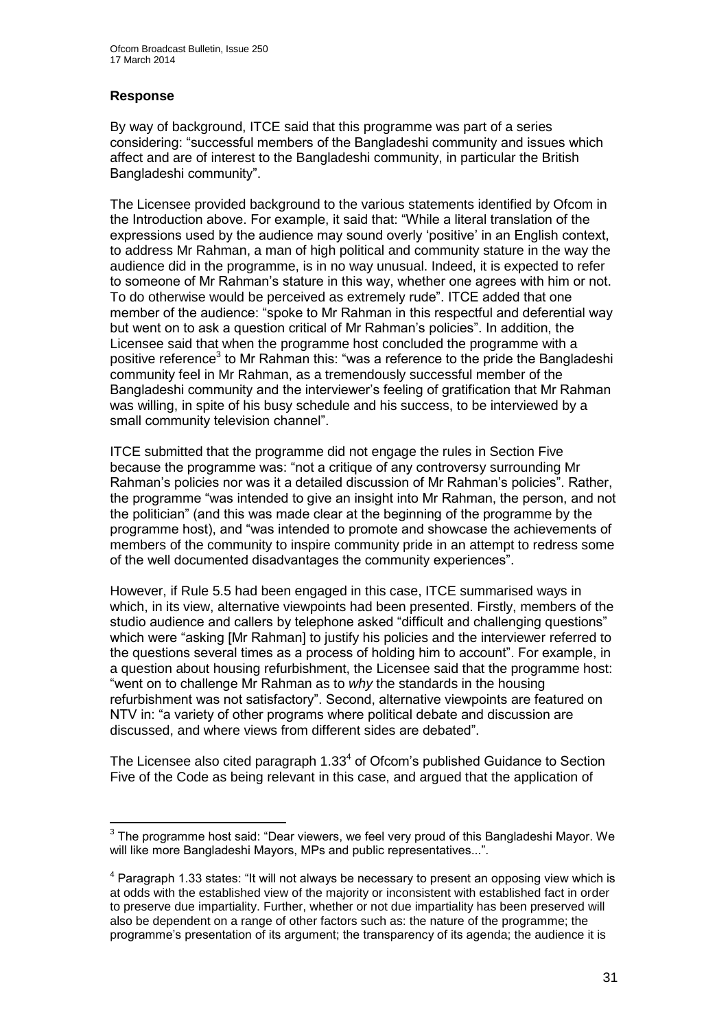## Response

By way of background, ITCE said that this programme was part of a series considering: "successful members of the Bangladeshi community and issues which affect and are of interest to the Bangladeshi community, in particular the British Bangladeshi community".

The Licensee provided background to the various statements identified by Ofcom in the Introduction above. For example, it said that: "While a literal translation of the expressions used by the audience may sound overly 'positive' in an English context, to address Mr Rahman, a man of high political and community stature in the way the audience did in the programme, is in no way unusual. Indeed, it is expected to refer to someone of Mr Rahman's stature in this way, whether one agrees with him or not. To do otherwise would be perceived as extremely rude". ITCE added that one member of the audience: "spoke to Mr Rahman in this respectful and deferential way but went on to ask a question critical of Mr Rahman's policies". In addition, the Licensee said that when the programme host concluded the programme with a positive reference[3] to Mr Rahman this: "was a reference to the pride the Bangladeshi community feel in Mr Rahman, as a tremendously successful member of the Bangladeshi community and the interviewer's feeling of gratification that Mr Rahman was willing, in spite of his busy schedule and his success, to be interviewed by a small community television channel".

ITCE submitted that the programme did not engage the rules in Section Five because the programme was: "not a critique of any controversy surrounding Mr Rahman's policies nor was it a detailed discussion of Mr Rahman's policies". Rather, the programme "was intended to give an insight into Mr Rahman, the person, and not the politician" (and this was made clear at the beginning of the programme by the programme host), and "was intended to promote and showcase the achievements of members of the community to inspire community pride in an attempt to redress some of the well documented disadvantages the community experiences".

However, if Rule 5.5 had been engaged in this case, ITCE summarised ways in which, in its view, alternative viewpoints had been presented. Firstly, members of the studio audience and callers by telephone asked "difficult and challenging questions" which were "asking [Mr Rahman] to justify his policies and the interviewer referred to the questions several times as a process of holding him to account". For example, in a question about housing refurbishment, the Licensee said that the programme host: "went on to challenge Mr Rahman as to *why* the standards in the housing refurbishment was not satisfactory". Second, alternative viewpoints are featured on NTV in: "a variety of other programs where political debate and discussion are discussed, and where views from different sides are debated".

The Licensee also cited paragraph 1.33[4] of Ofcom's published Guidance to Section Five of the Code as being relevant in this case, and argued that the application of

---

[3] The programme host said: "Dear viewers, we feel very proud of this Bangladeshi Mayor. We will like more Bangladeshi Mayors, MPs and public representatives...".

[4] Paragraph 1.33 states: "It will not always be necessary to present an opposing view which is at odds with the established view of the majority or inconsistent with established fact in order to preserve due impartiality. Further, whether or not due impartiality has been preserved will also be dependent on a range of other factors such as: the nature of the programme; the programme's presentation of its argument; the transparency of its agenda; the audience it is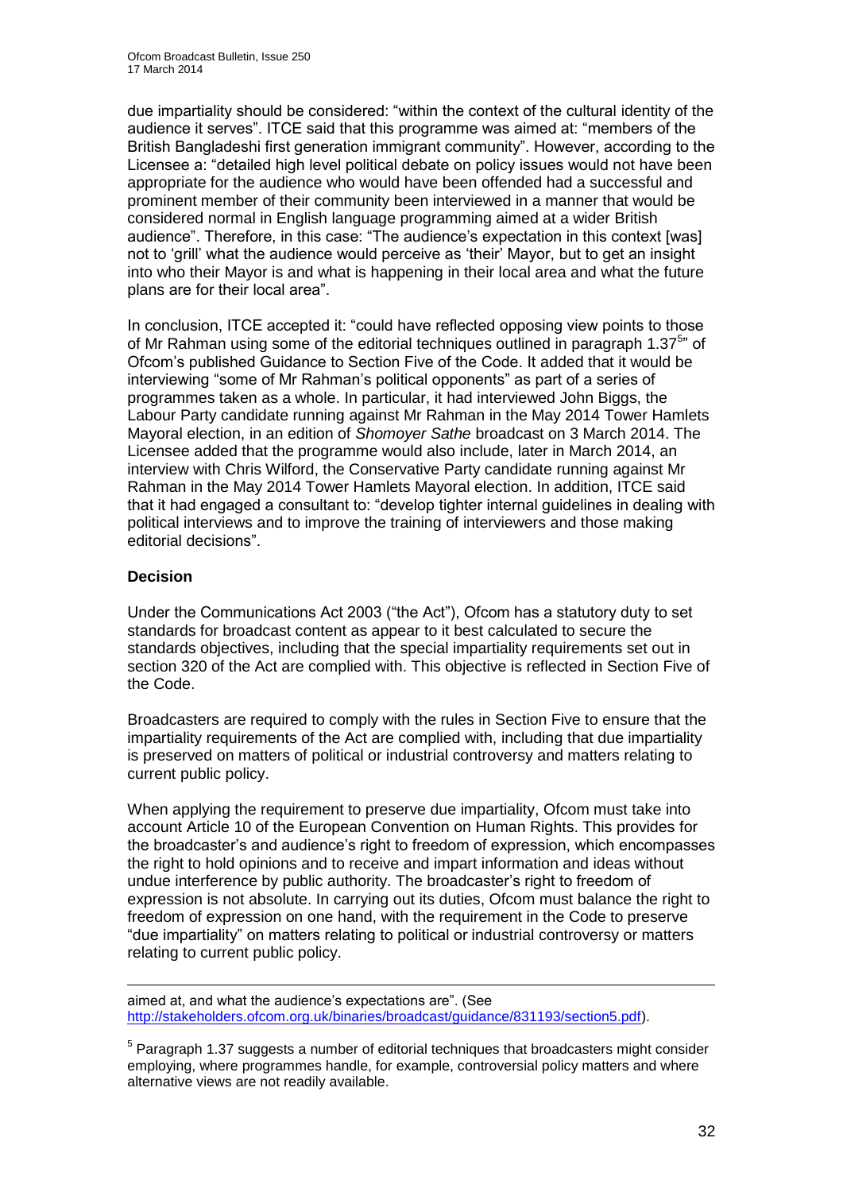due impartiality should be considered: "within the context of the cultural identity of the audience it serves". ITCE said that this programme was aimed at: "members of the British Bangladeshi first generation immigrant community". However, according to the Licensee a: "detailed high level political debate on policy issues would not have been appropriate for the audience who would have been offended had a successful and prominent member of their community been interviewed in a manner that would be considered normal in English language programming aimed at a wider British audience". Therefore, in this case: "The audience's expectation in this context [was] not to 'grill' what the audience would perceive as 'their' Mayor, but to get an insight into who their Mayor is and what is happening in their local area and what the future plans are for their local area".

In conclusion, ITCE accepted it: "could have reflected opposing view points to those of Mr Rahman using some of the editorial techniques outlined in paragraph 1.37[5]" of Ofcom's published Guidance to Section Five of the Code. It added that it would be interviewing "some of Mr Rahman's political opponents" as part of a series of programmes taken as a whole. In particular, it had interviewed John Biggs, the Labour Party candidate running against Mr Rahman in the May 2014 Tower Hamlets Mayoral election, in an edition of *Shomoyer Sathe* broadcast on 3 March 2014. The Licensee added that the programme would also include, later in March 2014, an interview with Chris Wilford, the Conservative Party candidate running against Mr Rahman in the May 2014 Tower Hamlets Mayoral election. In addition, ITCE said that it had engaged a consultant to: "develop tighter internal guidelines in dealing with political interviews and to improve the training of interviewers and those making editorial decisions".

**Decision**

Under the Communications Act 2003 ("the Act"), Ofcom has a statutory duty to set standards for broadcast content as appear to it best calculated to secure the standards objectives, including that the special impartiality requirements set out in section 320 of the Act are complied with. This objective is reflected in Section Five of the Code.

Broadcasters are required to comply with the rules in Section Five to ensure that the impartiality requirements of the Act are complied with, including that due impartiality is preserved on matters of political or industrial controversy and matters relating to current public policy.

When applying the requirement to preserve due impartiality, Ofcom must take into account Article 10 of the European Convention on Human Rights. This provides for the broadcaster's and audience's right to freedom of expression, which encompasses the right to hold opinions and to receive and impart information and ideas without undue interference by public authority. The broadcaster's right to freedom of expression is not absolute. In carrying out its duties, Ofcom must balance the right to freedom of expression on one hand, with the requirement in the Code to preserve "due impartiality" on matters relating to political or industrial controversy or matters relating to current public policy.

---

aimed at, and what the audience's expectations are". (See http://stakeholders.ofcom.org.uk/binaries/broadcast/guidance/831193/section5.pdf).

[5] Paragraph 1.37 suggests a number of editorial techniques that broadcasters might consider employing, where programmes handle, for example, controversial policy matters and where alternative views are not readily available.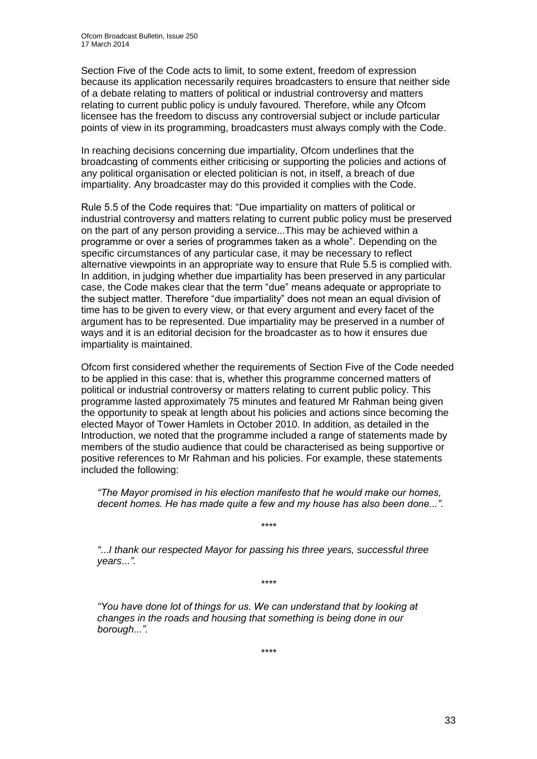Section Five of the Code acts to limit, to some extent, freedom of expression because its application necessarily requires broadcasters to ensure that neither side of a debate relating to matters of political or industrial controversy and matters relating to current public policy is unduly favoured. Therefore, while any Ofcom licensee has the freedom to discuss any controversial subject or include particular points of view in its programming, broadcasters must always comply with the Code.

In reaching decisions concerning due impartiality, Ofcom underlines that the broadcasting of comments either criticising or supporting the policies and actions of any political organisation or elected politician is not, in itself, a breach of due impartiality. Any broadcaster may do this provided it complies with the Code.

Rule 5.5 of the Code requires that: "Due impartiality on matters of political or industrial controversy and matters relating to current public policy must be preserved on the part of any person providing a service...This may be achieved within a programme or over a series of programmes taken as a whole". Depending on the specific circumstances of any particular case, it may be necessary to reflect alternative viewpoints in an appropriate way to ensure that Rule 5.5 is complied with. In addition, in judging whether due impartiality has been preserved in any particular case, the Code makes clear that the term "due" means adequate or appropriate to the subject matter. Therefore "due impartiality" does not mean an equal division of time has to be given to every view, or that every argument and every facet of the argument has to be represented. Due impartiality may be preserved in a number of ways and it is an editorial decision for the broadcaster as to how it ensures due impartiality is maintained.

Ofcom first considered whether the requirements of Section Five of the Code needed to be applied in this case: that is, whether this programme concerned matters of political or industrial controversy or matters relating to current public policy. This programme lasted approximately 75 minutes and featured Mr Rahman being given the opportunity to speak at length about his policies and actions since becoming the elected Mayor of Tower Hamlets in October 2010. In addition, as detailed in the Introduction, we noted that the programme included a range of statements made by members of the studio audience that could be characterised as being supportive or positive references to Mr Rahman and his policies. For example, these statements included the following:

> *"The Mayor promised in his election manifesto that he would make our homes, decent homes. He has made quite a few and my house has also been done...".*
>
> \*\*\*\*
>
> *"...I thank our respected Mayor for passing his three years, successful three years...".*
>
> \*\*\*\*
>
> *"You have done lot of things for us. We can understand that by looking at changes in the roads and housing that something is being done in our borough...".*
>
> \*\*\*\*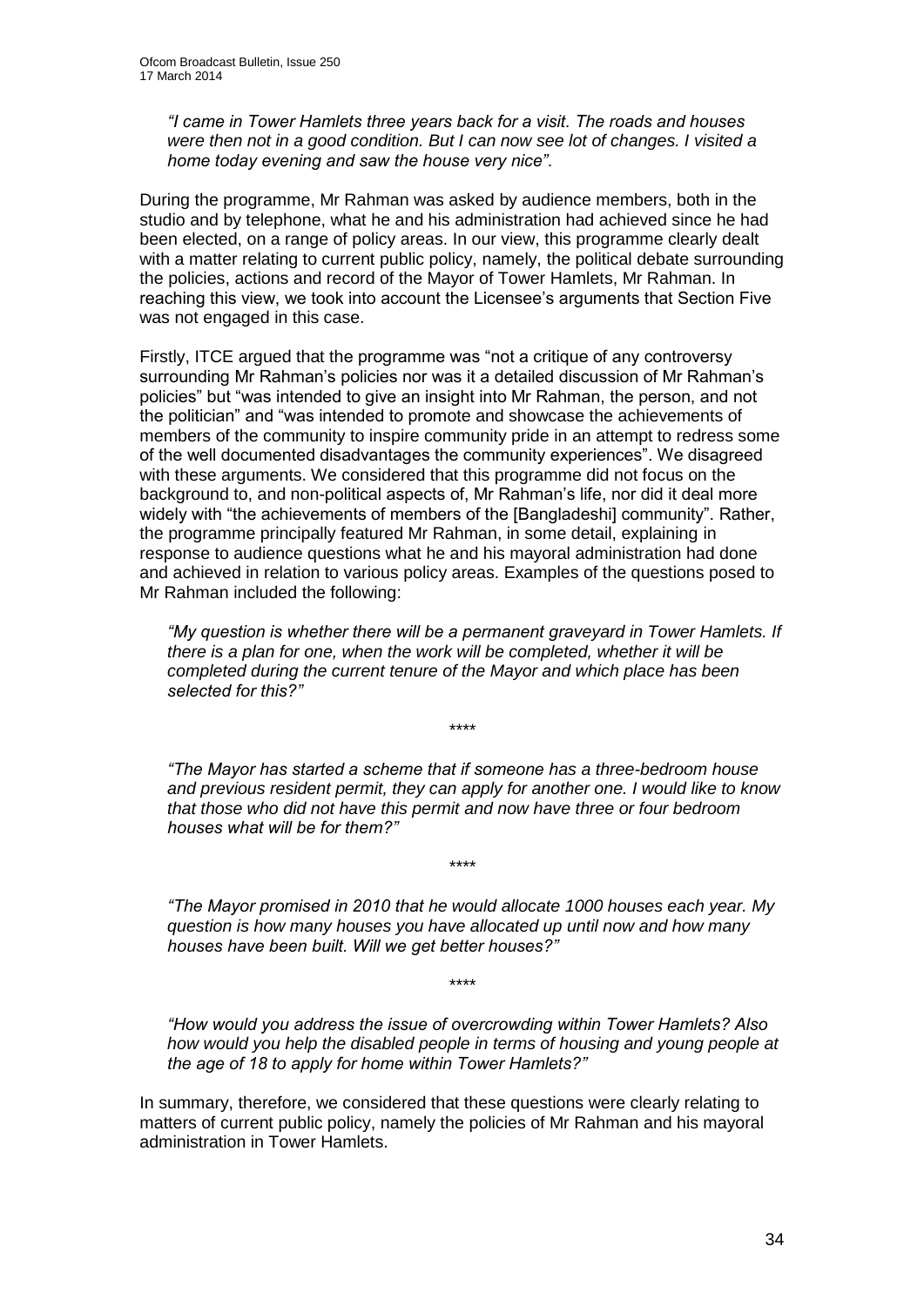*"I came in Tower Hamlets three years back for a visit. The roads and houses were then not in a good condition. But I can now see lot of changes. I visited a home today evening and saw the house very nice".*

During the programme, Mr Rahman was asked by audience members, both in the studio and by telephone, what he and his administration had achieved since he had been elected, on a range of policy areas. In our view, this programme clearly dealt with a matter relating to current public policy, namely, the political debate surrounding the policies, actions and record of the Mayor of Tower Hamlets, Mr Rahman. In reaching this view, we took into account the Licensee's arguments that Section Five was not engaged in this case.

Firstly, ITCE argued that the programme was "not a critique of any controversy surrounding Mr Rahman's policies nor was it a detailed discussion of Mr Rahman's policies" but "was intended to give an insight into Mr Rahman, the person, and not the politician" and "was intended to promote and showcase the achievements of members of the community to inspire community pride in an attempt to redress some of the well documented disadvantages the community experiences". We disagreed with these arguments. We considered that this programme did not focus on the background to, and non-political aspects of, Mr Rahman's life, nor did it deal more widely with "the achievements of members of the [Bangladeshi] community". Rather, the programme principally featured Mr Rahman, in some detail, explaining in response to audience questions what he and his mayoral administration had done and achieved in relation to various policy areas. Examples of the questions posed to Mr Rahman included the following:

*"My question is whether there will be a permanent graveyard in Tower Hamlets. If there is a plan for one, when the work will be completed, whether it will be completed during the current tenure of the Mayor and which place has been selected for this?"*

\*\*\*\*

*"The Mayor has started a scheme that if someone has a three-bedroom house and previous resident permit, they can apply for another one. I would like to know that those who did not have this permit and now have three or four bedroom houses what will be for them?"*

\*\*\*\*

*"The Mayor promised in 2010 that he would allocate 1000 houses each year. My question is how many houses you have allocated up until now and how many houses have been built. Will we get better houses?"*

\*\*\*\*

*"How would you address the issue of overcrowding within Tower Hamlets? Also how would you help the disabled people in terms of housing and young people at the age of 18 to apply for home within Tower Hamlets?"*

In summary, therefore, we considered that these questions were clearly relating to matters of current public policy, namely the policies of Mr Rahman and his mayoral administration in Tower Hamlets.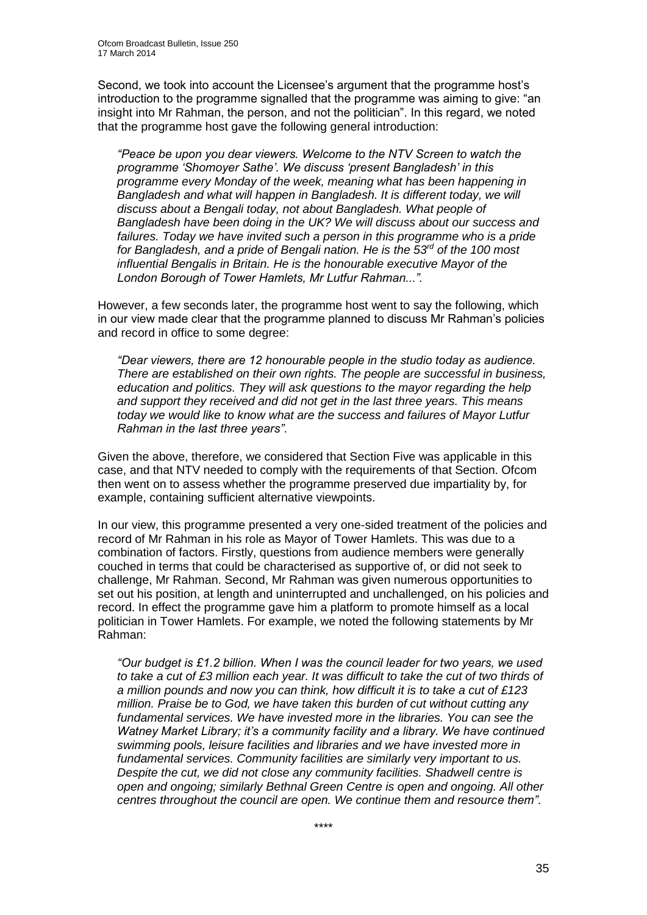Second, we took into account the Licensee's argument that the programme host's introduction to the programme signalled that the programme was aiming to give: "an insight into Mr Rahman, the person, and not the politician". In this regard, we noted that the programme host gave the following general introduction:

> *"Peace be upon you dear viewers. Welcome to the NTV Screen to watch the programme 'Shomoyer Sathe'. We discuss 'present Bangladesh' in this programme every Monday of the week, meaning what has been happening in Bangladesh and what will happen in Bangladesh. It is different today, we will discuss about a Bengali today, not about Bangladesh. What people of Bangladesh have been doing in the UK? We will discuss about our success and failures. Today we have invited such a person in this programme who is a pride for Bangladesh, and a pride of Bengali nation. He is the 53rd of the 100 most influential Bengalis in Britain. He is the honourable executive Mayor of the London Borough of Tower Hamlets, Mr Lutfur Rahman...".*

However, a few seconds later, the programme host went to say the following, which in our view made clear that the programme planned to discuss Mr Rahman's policies and record in office to some degree:

> *"Dear viewers, there are 12 honourable people in the studio today as audience. There are established on their own rights. The people are successful in business, education and politics. They will ask questions to the mayor regarding the help and support they received and did not get in the last three years. This means today we would like to know what are the success and failures of Mayor Lutfur Rahman in the last three years".*

Given the above, therefore, we considered that Section Five was applicable in this case, and that NTV needed to comply with the requirements of that Section. Ofcom then went on to assess whether the programme preserved due impartiality by, for example, containing sufficient alternative viewpoints.

In our view, this programme presented a very one-sided treatment of the policies and record of Mr Rahman in his role as Mayor of Tower Hamlets. This was due to a combination of factors. Firstly, questions from audience members were generally couched in terms that could be characterised as supportive of, or did not seek to challenge, Mr Rahman. Second, Mr Rahman was given numerous opportunities to set out his position, at length and uninterrupted and unchallenged, on his policies and record. In effect the programme gave him a platform to promote himself as a local politician in Tower Hamlets. For example, we noted the following statements by Mr Rahman:

> *"Our budget is £1.2 billion. When I was the council leader for two years, we used to take a cut of £3 million each year. It was difficult to take the cut of two thirds of a million pounds and now you can think, how difficult it is to take a cut of £123 million. Praise be to God, we have taken this burden of cut without cutting any fundamental services. We have invested more in the libraries. You can see the Watney Market Library; it's a community facility and a library. We have continued swimming pools, leisure facilities and libraries and we have invested more in fundamental services. Community facilities are similarly very important to us. Despite the cut, we did not close any community facilities. Shadwell centre is open and ongoing; similarly Bethnal Green Centre is open and ongoing. All other centres throughout the council are open. We continue them and resource them".*

\*\*\*\*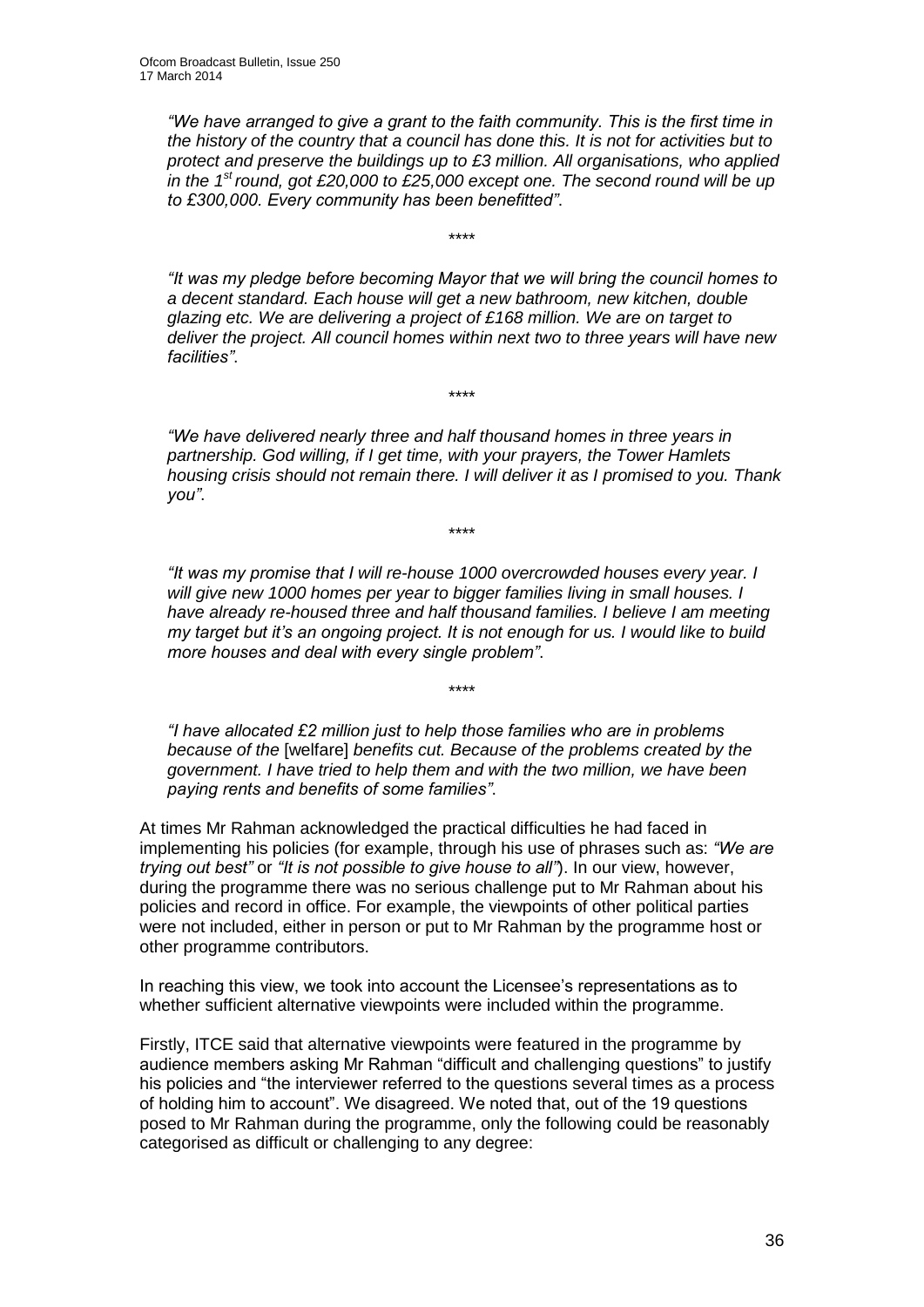*"We have arranged to give a grant to the faith community. This is the first time in the history of the country that a council has done this. It is not for activities but to protect and preserve the buildings up to £3 million. All organisations, who applied in the 1st round, got £20,000 to £25,000 except one. The second round will be up to £300,000. Every community has been benefitted"*.

\*\*\*\*

*"It was my pledge before becoming Mayor that we will bring the council homes to a decent standard. Each house will get a new bathroom, new kitchen, double glazing etc. We are delivering a project of £168 million. We are on target to deliver the project. All council homes within next two to three years will have new facilities"*.

\*\*\*\*

*"We have delivered nearly three and half thousand homes in three years in partnership. God willing, if I get time, with your prayers, the Tower Hamlets housing crisis should not remain there. I will deliver it as I promised to you. Thank you"*.

\*\*\*\*

*"It was my promise that I will re-house 1000 overcrowded houses every year. I will give new 1000 homes per year to bigger families living in small houses. I have already re-housed three and half thousand families. I believe I am meeting my target but it's an ongoing project. It is not enough for us. I would like to build more houses and deal with every single problem"*.

\*\*\*\*

*"I have allocated £2 million just to help those families who are in problems because of the* [welfare] *benefits cut. Because of the problems created by the government. I have tried to help them and with the two million, we have been paying rents and benefits of some families"*.

At times Mr Rahman acknowledged the practical difficulties he had faced in implementing his policies (for example, through his use of phrases such as: *"We are trying out best"* or *"It is not possible to give house to all"*). In our view, however, during the programme there was no serious challenge put to Mr Rahman about his policies and record in office. For example, the viewpoints of other political parties were not included, either in person or put to Mr Rahman by the programme host or other programme contributors.

In reaching this view, we took into account the Licensee's representations as to whether sufficient alternative viewpoints were included within the programme.

Firstly, ITCE said that alternative viewpoints were featured in the programme by audience members asking Mr Rahman "difficult and challenging questions" to justify his policies and "the interviewer referred to the questions several times as a process of holding him to account". We disagreed. We noted that, out of the 19 questions posed to Mr Rahman during the programme, only the following could be reasonably categorised as difficult or challenging to any degree: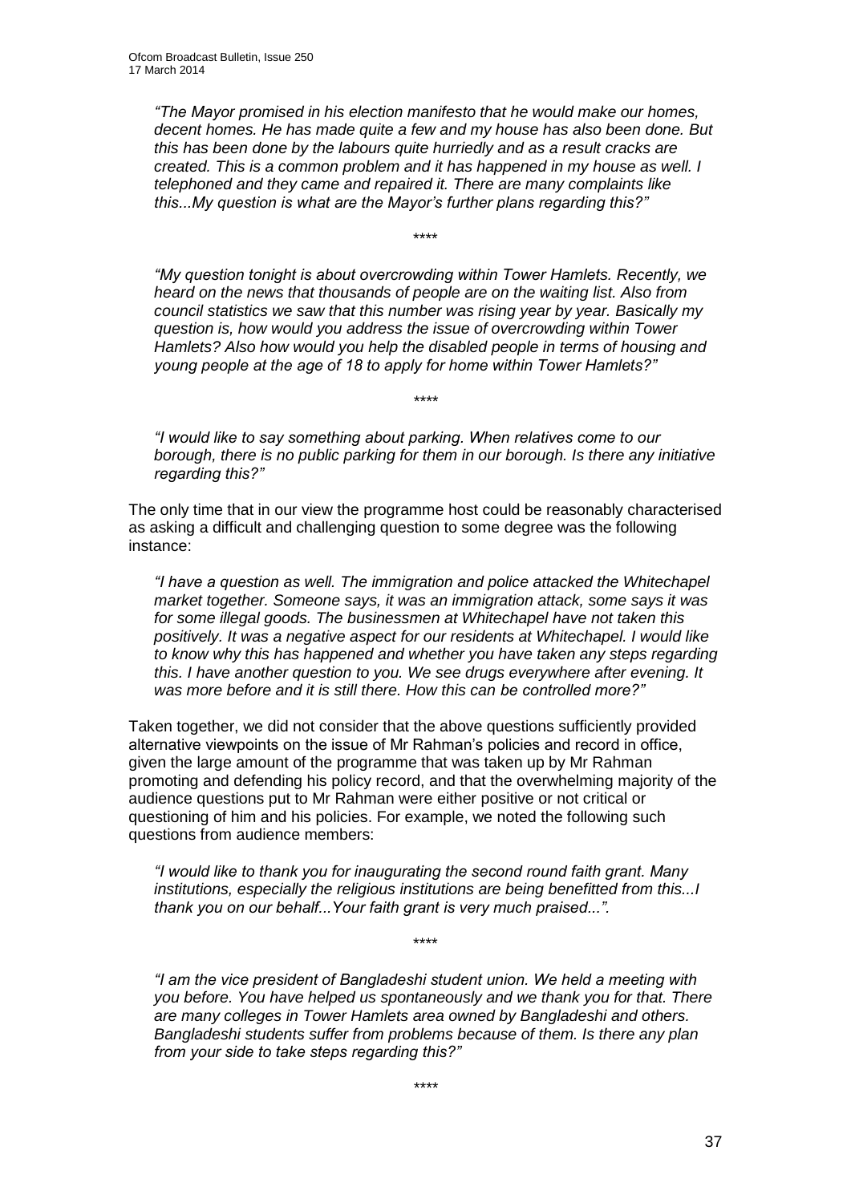> *"The Mayor promised in his election manifesto that he would make our homes, decent homes. He has made quite a few and my house has also been done. But this has been done by the labours quite hurriedly and as a result cracks are created. This is a common problem and it has happened in my house as well. I telephoned and they came and repaired it. There are many complaints like this...My question is what are the Mayor's further plans regarding this?"*
>
> \*\*\*\*
>
> *"My question tonight is about overcrowding within Tower Hamlets. Recently, we heard on the news that thousands of people are on the waiting list. Also from council statistics we saw that this number was rising year by year. Basically my question is, how would you address the issue of overcrowding within Tower Hamlets? Also how would you help the disabled people in terms of housing and young people at the age of 18 to apply for home within Tower Hamlets?"*
>
> \*\*\*\*
>
> *"I would like to say something about parking. When relatives come to our borough, there is no public parking for them in our borough. Is there any initiative regarding this?"*

The only time that in our view the programme host could be reasonably characterised as asking a difficult and challenging question to some degree was the following instance:

> *"I have a question as well. The immigration and police attacked the Whitechapel market together. Someone says, it was an immigration attack, some says it was for some illegal goods. The businessmen at Whitechapel have not taken this positively. It was a negative aspect for our residents at Whitechapel. I would like to know why this has happened and whether you have taken any steps regarding this. I have another question to you. We see drugs everywhere after evening. It was more before and it is still there. How this can be controlled more?"*

Taken together, we did not consider that the above questions sufficiently provided alternative viewpoints on the issue of Mr Rahman's policies and record in office, given the large amount of the programme that was taken up by Mr Rahman promoting and defending his policy record, and that the overwhelming majority of the audience questions put to Mr Rahman were either positive or not critical or questioning of him and his policies. For example, we noted the following such questions from audience members:

> *"I would like to thank you for inaugurating the second round faith grant. Many institutions, especially the religious institutions are being benefitted from this...I thank you on our behalf...Your faith grant is very much praised...".*
>
> \*\*\*\*
>
> *"I am the vice president of Bangladeshi student union. We held a meeting with you before. You have helped us spontaneously and we thank you for that. There are many colleges in Tower Hamlets area owned by Bangladeshi and others. Bangladeshi students suffer from problems because of them. Is there any plan from your side to take steps regarding this?"*
>
> \*\*\*\*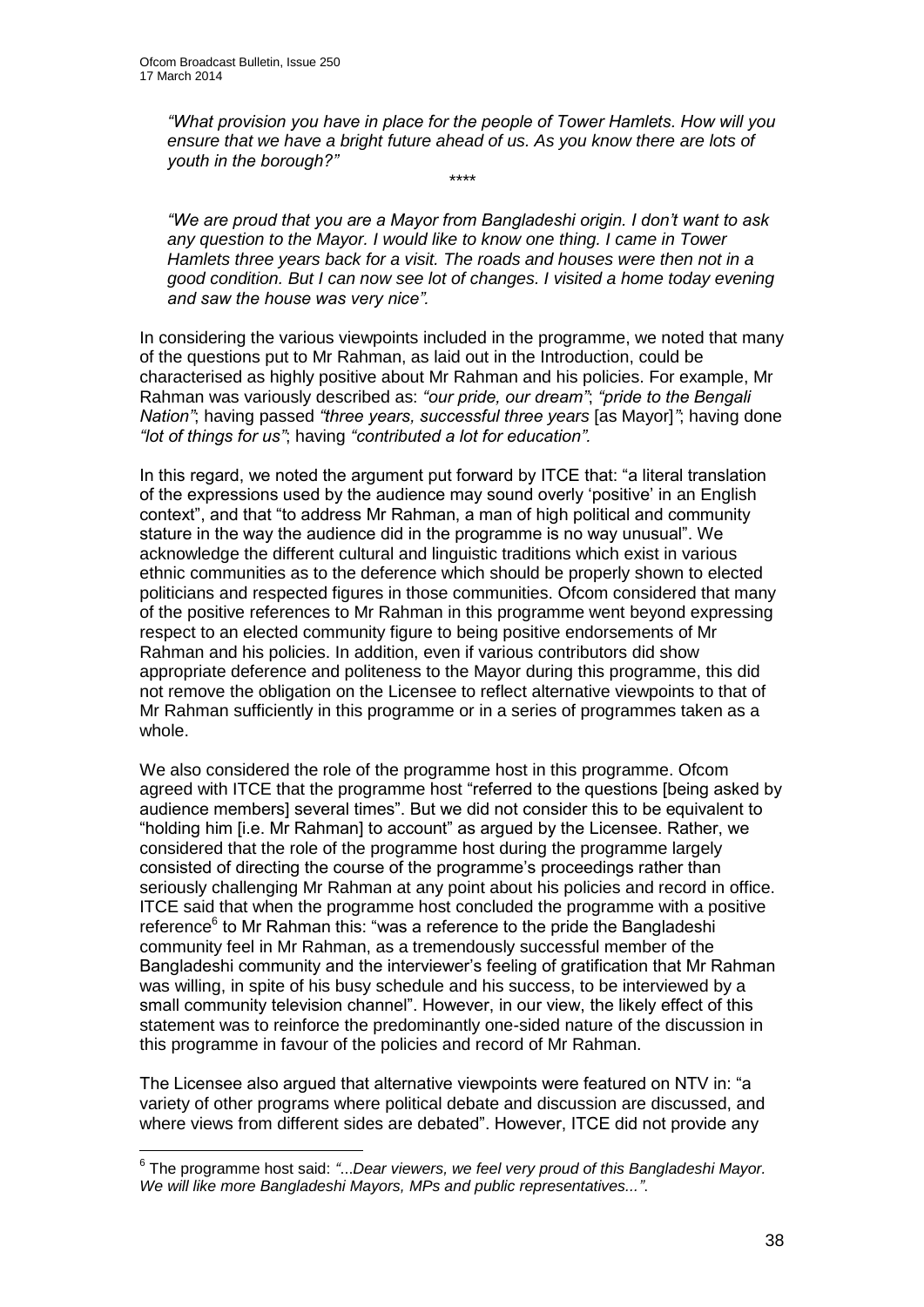*"What provision you have in place for the people of Tower Hamlets. How will you ensure that we have a bright future ahead of us. As you know there are lots of youth in the borough?"*

\*\*\*\*

*"We are proud that you are a Mayor from Bangladeshi origin. I don't want to ask any question to the Mayor. I would like to know one thing. I came in Tower Hamlets three years back for a visit. The roads and houses were then not in a good condition. But I can now see lot of changes. I visited a home today evening and saw the house was very nice".*

In considering the various viewpoints included in the programme, we noted that many of the questions put to Mr Rahman, as laid out in the Introduction, could be characterised as highly positive about Mr Rahman and his policies. For example, Mr Rahman was variously described as: *"our pride, our dream"*; *"pride to the Bengali Nation"*; having passed *"three years, successful three years* [as Mayor]*"*; having done *"lot of things for us"*; having *"contributed a lot for education".*

In this regard, we noted the argument put forward by ITCE that: "a literal translation of the expressions used by the audience may sound overly 'positive' in an English context", and that "to address Mr Rahman, a man of high political and community stature in the way the audience did in the programme is no way unusual". We acknowledge the different cultural and linguistic traditions which exist in various ethnic communities as to the deference which should be properly shown to elected politicians and respected figures in those communities. Ofcom considered that many of the positive references to Mr Rahman in this programme went beyond expressing respect to an elected community figure to being positive endorsements of Mr Rahman and his policies. In addition, even if various contributors did show appropriate deference and politeness to the Mayor during this programme, this did not remove the obligation on the Licensee to reflect alternative viewpoints to that of Mr Rahman sufficiently in this programme or in a series of programmes taken as a whole.

We also considered the role of the programme host in this programme. Ofcom agreed with ITCE that the programme host "referred to the questions [being asked by audience members] several times". But we did not consider this to be equivalent to "holding him [i.e. Mr Rahman] to account" as argued by the Licensee. Rather, we considered that the role of the programme host during the programme largely consisted of directing the course of the programme's proceedings rather than seriously challenging Mr Rahman at any point about his policies and record in office. ITCE said that when the programme host concluded the programme with a positive reference[6] to Mr Rahman this: "was a reference to the pride the Bangladeshi community feel in Mr Rahman, as a tremendously successful member of the Bangladeshi community and the interviewer's feeling of gratification that Mr Rahman was willing, in spite of his busy schedule and his success, to be interviewed by a small community television channel". However, in our view, the likely effect of this statement was to reinforce the predominantly one-sided nature of the discussion in this programme in favour of the policies and record of Mr Rahman.

The Licensee also argued that alternative viewpoints were featured on NTV in: "a variety of other programs where political debate and discussion are discussed, and where views from different sides are debated". However, ITCE did not provide any

---

[6] The programme host said: *"...Dear viewers, we feel very proud of this Bangladeshi Mayor. We will like more Bangladeshi Mayors, MPs and public representatives..."*.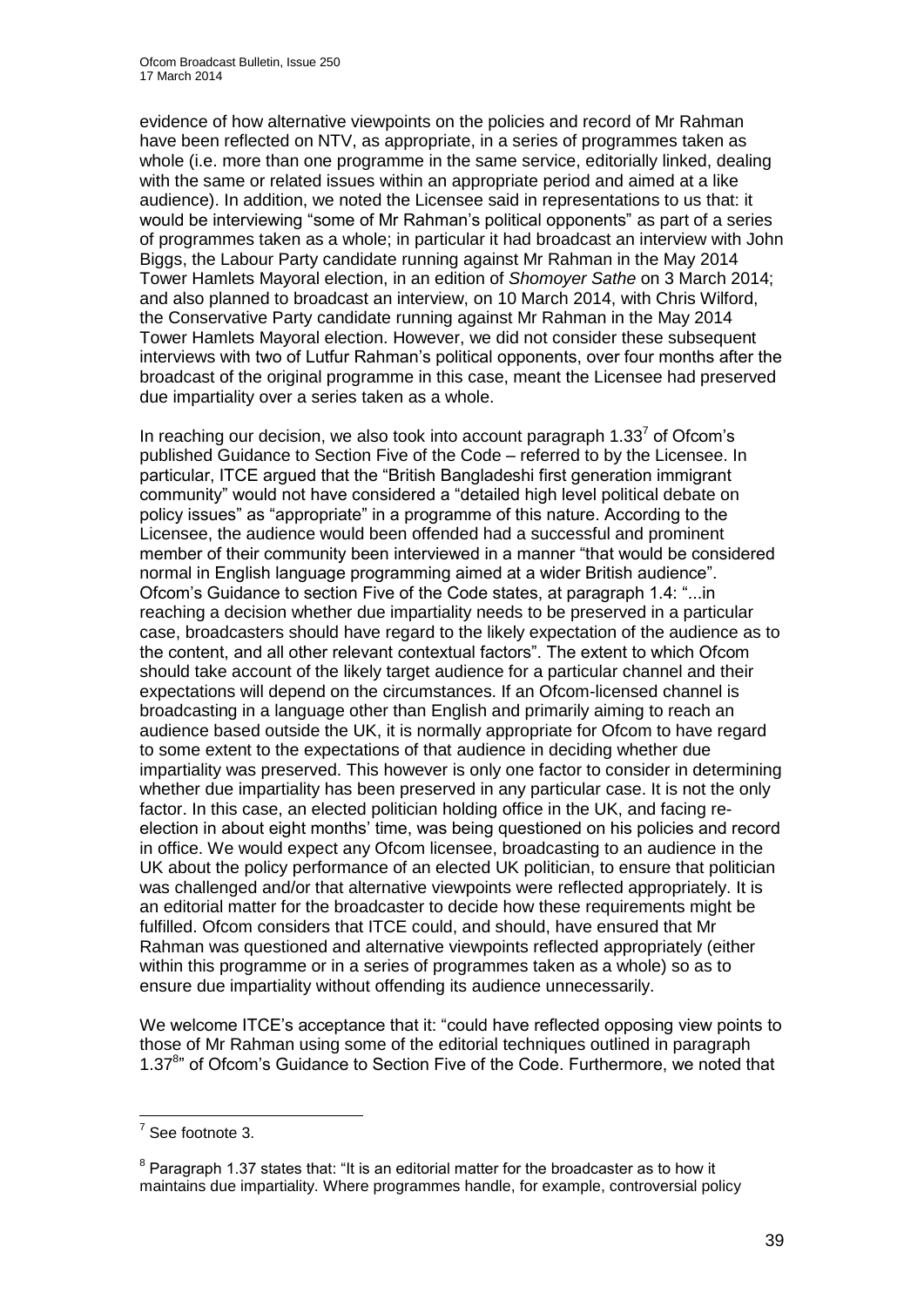evidence of how alternative viewpoints on the policies and record of Mr Rahman have been reflected on NTV, as appropriate, in a series of programmes taken as whole (i.e. more than one programme in the same service, editorially linked, dealing with the same or related issues within an appropriate period and aimed at a like audience). In addition, we noted the Licensee said in representations to us that: it would be interviewing "some of Mr Rahman's political opponents" as part of a series of programmes taken as a whole; in particular it had broadcast an interview with John Biggs, the Labour Party candidate running against Mr Rahman in the May 2014 Tower Hamlets Mayoral election, in an edition of *Shomoyer Sathe* on 3 March 2014; and also planned to broadcast an interview, on 10 March 2014, with Chris Wilford, the Conservative Party candidate running against Mr Rahman in the May 2014 Tower Hamlets Mayoral election. However, we did not consider these subsequent interviews with two of Lutfur Rahman's political opponents, over four months after the broadcast of the original programme in this case, meant the Licensee had preserved due impartiality over a series taken as a whole.

In reaching our decision, we also took into account paragraph 1.33[7] of Ofcom's published Guidance to Section Five of the Code – referred to by the Licensee. In particular, ITCE argued that the "British Bangladeshi first generation immigrant community" would not have considered a "detailed high level political debate on policy issues" as "appropriate" in a programme of this nature. According to the Licensee, the audience would been offended had a successful and prominent member of their community been interviewed in a manner "that would be considered normal in English language programming aimed at a wider British audience". Ofcom's Guidance to section Five of the Code states, at paragraph 1.4: "...in reaching a decision whether due impartiality needs to be preserved in a particular case, broadcasters should have regard to the likely expectation of the audience as to the content, and all other relevant contextual factors". The extent to which Ofcom should take account of the likely target audience for a particular channel and their expectations will depend on the circumstances. If an Ofcom-licensed channel is broadcasting in a language other than English and primarily aiming to reach an audience based outside the UK, it is normally appropriate for Ofcom to have regard to some extent to the expectations of that audience in deciding whether due impartiality was preserved. This however is only one factor to consider in determining whether due impartiality has been preserved in any particular case. It is not the only factor. In this case, an elected politician holding office in the UK, and facing re-election in about eight months' time, was being questioned on his policies and record in office. We would expect any Ofcom licensee, broadcasting to an audience in the UK about the policy performance of an elected UK politician, to ensure that politician was challenged and/or that alternative viewpoints were reflected appropriately. It is an editorial matter for the broadcaster to decide how these requirements might be fulfilled. Ofcom considers that ITCE could, and should, have ensured that Mr Rahman was questioned and alternative viewpoints reflected appropriately (either within this programme or in a series of programmes taken as a whole) so as to ensure due impartiality without offending its audience unnecessarily.

We welcome ITCE's acceptance that it: "could have reflected opposing view points to those of Mr Rahman using some of the editorial techniques outlined in paragraph 1.37[8]" of Ofcom's Guidance to Section Five of the Code. Furthermore, we noted that

---

[7] See footnote 3.

[8] Paragraph 1.37 states that: "It is an editorial matter for the broadcaster as to how it maintains due impartiality. Where programmes handle, for example, controversial policy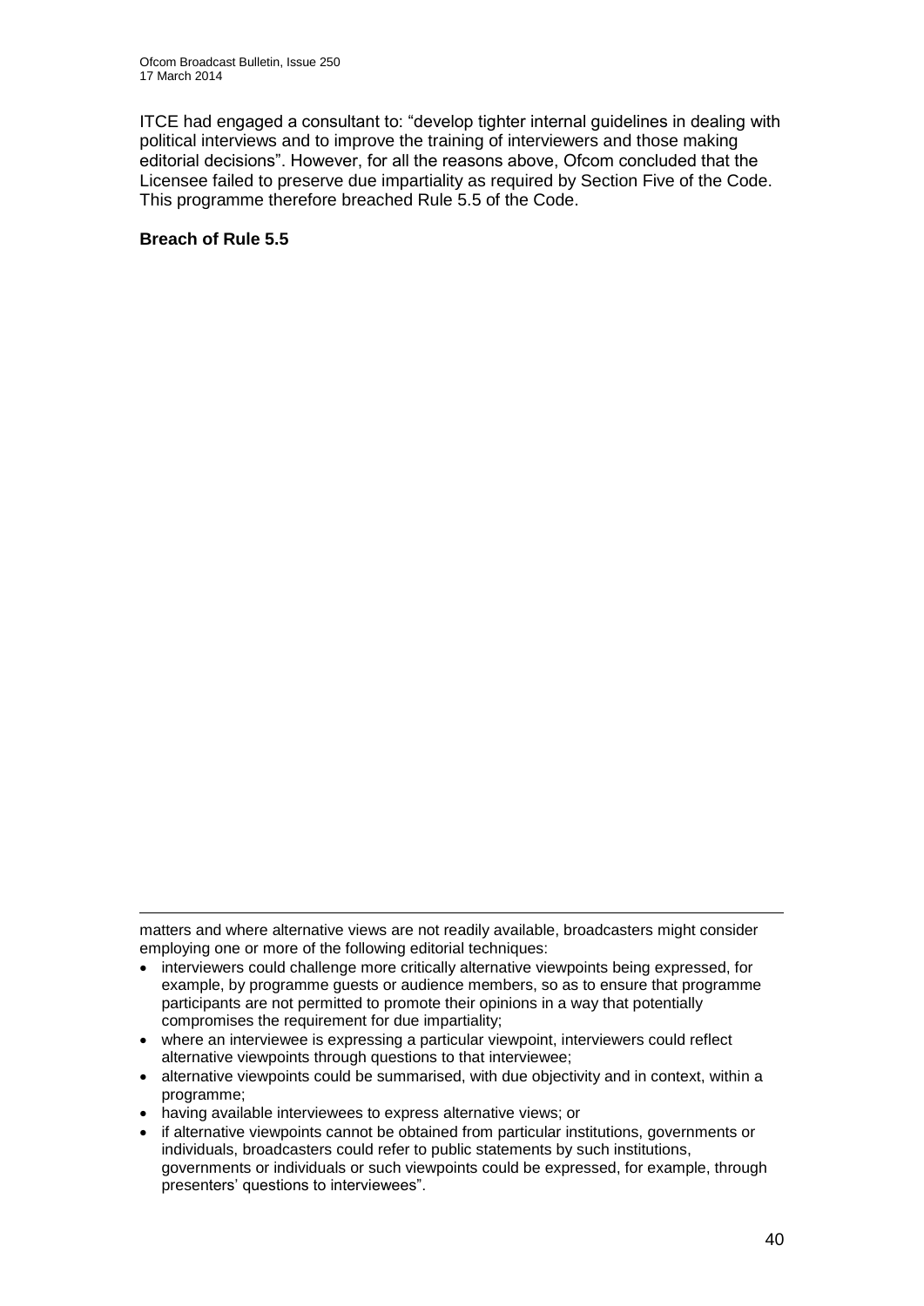ITCE had engaged a consultant to: "develop tighter internal guidelines in dealing with political interviews and to improve the training of interviewers and those making editorial decisions". However, for all the reasons above, Ofcom concluded that the Licensee failed to preserve due impartiality as required by Section Five of the Code. This programme therefore breached Rule 5.5 of the Code.

**Breach of Rule 5.5**

---

matters and where alternative views are not readily available, broadcasters might consider employing one or more of the following editorial techniques:

- interviewers could challenge more critically alternative viewpoints being expressed, for example, by programme guests or audience members, so as to ensure that programme participants are not permitted to promote their opinions in a way that potentially compromises the requirement for due impartiality;
- where an interviewee is expressing a particular viewpoint, interviewers could reflect alternative viewpoints through questions to that interviewee;
- alternative viewpoints could be summarised, with due objectivity and in context, within a programme;
- having available interviewees to express alternative views; or
- if alternative viewpoints cannot be obtained from particular institutions, governments or individuals, broadcasters could refer to public statements by such institutions, governments or individuals or such viewpoints could be expressed, for example, through presenters' questions to interviewees".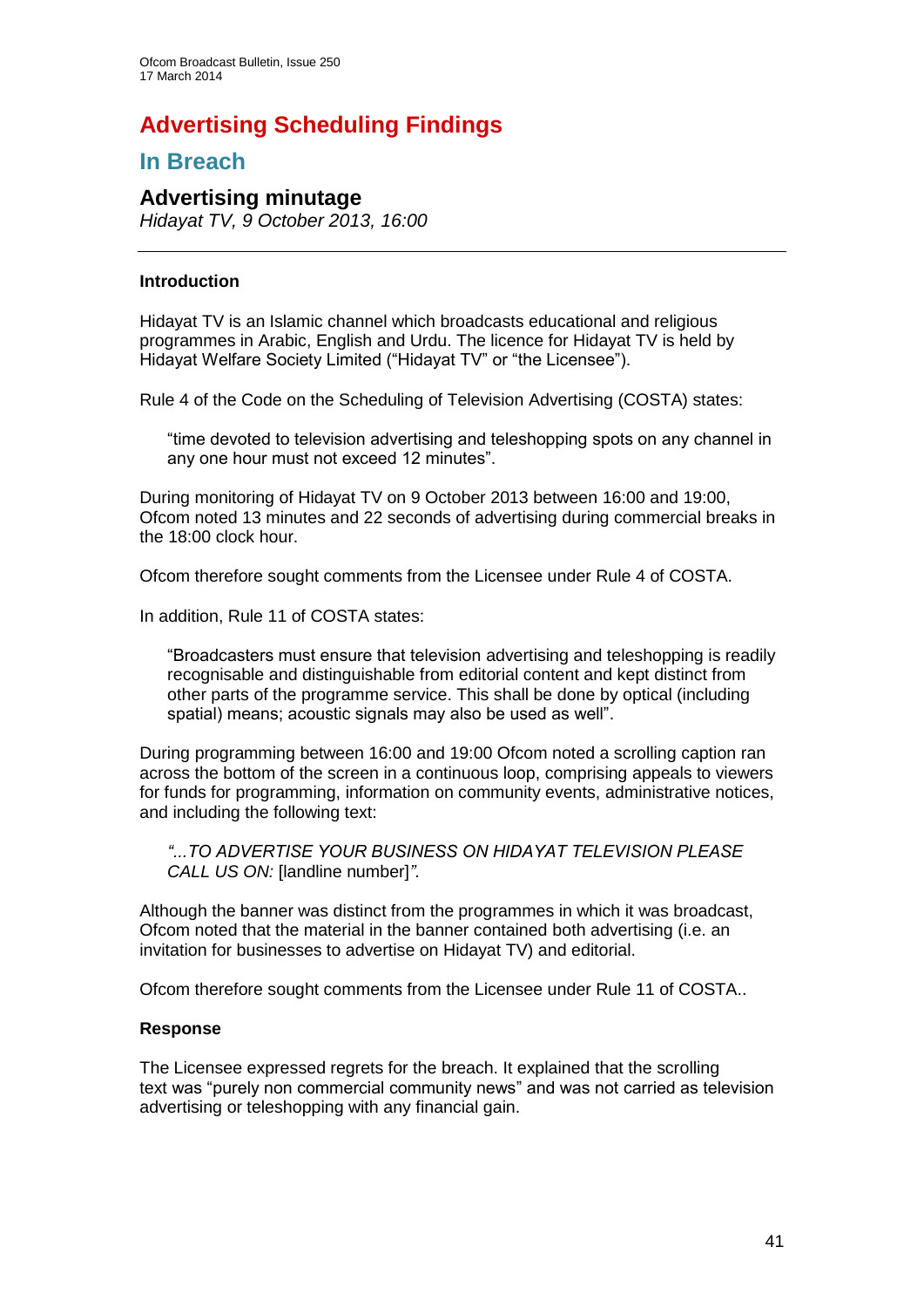# Advertising Scheduling Findings

## In Breach

### Advertising minutage

*Hidayat TV, 9 October 2013, 16:00*

---

#### Introduction

Hidayat TV is an Islamic channel which broadcasts educational and religious programmes in Arabic, English and Urdu. The licence for Hidayat TV is held by Hidayat Welfare Society Limited ("Hidayat TV" or "the Licensee").

Rule 4 of the Code on the Scheduling of Television Advertising (COSTA) states:

> "time devoted to television advertising and teleshopping spots on any channel in any one hour must not exceed 12 minutes".

During monitoring of Hidayat TV on 9 October 2013 between 16:00 and 19:00, Ofcom noted 13 minutes and 22 seconds of advertising during commercial breaks in the 18:00 clock hour.

Ofcom therefore sought comments from the Licensee under Rule 4 of COSTA.

In addition, Rule 11 of COSTA states:

> "Broadcasters must ensure that television advertising and teleshopping is readily recognisable and distinguishable from editorial content and kept distinct from other parts of the programme service. This shall be done by optical (including spatial) means; acoustic signals may also be used as well".

During programming between 16:00 and 19:00 Ofcom noted a scrolling caption ran across the bottom of the screen in a continuous loop, comprising appeals to viewers for funds for programming, information on community events, administrative notices, and including the following text:

> *"...TO ADVERTISE YOUR BUSINESS ON HIDAYAT TELEVISION PLEASE CALL US ON:* [landline number]*".*

Although the banner was distinct from the programmes in which it was broadcast, Ofcom noted that the material in the banner contained both advertising (i.e. an invitation for businesses to advertise on Hidayat TV) and editorial.

Ofcom therefore sought comments from the Licensee under Rule 11 of COSTA..

#### Response

The Licensee expressed regrets for the breach. It explained that the scrolling text was "purely non commercial community news" and was not carried as television advertising or teleshopping with any financial gain.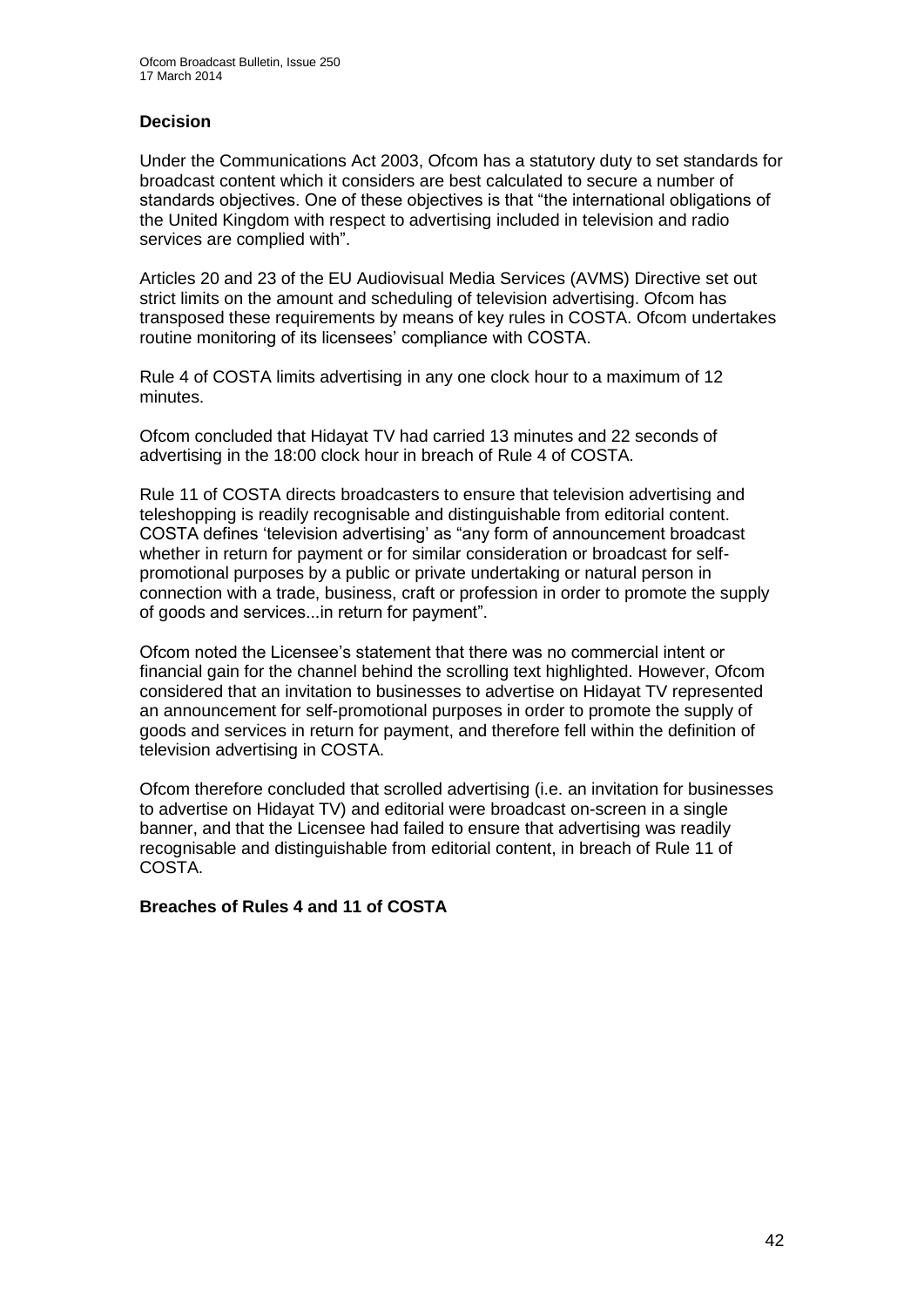### Decision

Under the Communications Act 2003, Ofcom has a statutory duty to set standards for broadcast content which it considers are best calculated to secure a number of standards objectives. One of these objectives is that "the international obligations of the United Kingdom with respect to advertising included in television and radio services are complied with".

Articles 20 and 23 of the EU Audiovisual Media Services (AVMS) Directive set out strict limits on the amount and scheduling of television advertising. Ofcom has transposed these requirements by means of key rules in COSTA. Ofcom undertakes routine monitoring of its licensees' compliance with COSTA.

Rule 4 of COSTA limits advertising in any one clock hour to a maximum of 12 minutes.

Ofcom concluded that Hidayat TV had carried 13 minutes and 22 seconds of advertising in the 18:00 clock hour in breach of Rule 4 of COSTA.

Rule 11 of COSTA directs broadcasters to ensure that television advertising and teleshopping is readily recognisable and distinguishable from editorial content. COSTA defines 'television advertising' as "any form of announcement broadcast whether in return for payment or for similar consideration or broadcast for self-promotional purposes by a public or private undertaking or natural person in connection with a trade, business, craft or profession in order to promote the supply of goods and services...in return for payment".

Ofcom noted the Licensee's statement that there was no commercial intent or financial gain for the channel behind the scrolling text highlighted. However, Ofcom considered that an invitation to businesses to advertise on Hidayat TV represented an announcement for self-promotional purposes in order to promote the supply of goods and services in return for payment, and therefore fell within the definition of television advertising in COSTA.

Ofcom therefore concluded that scrolled advertising (i.e. an invitation for businesses to advertise on Hidayat TV) and editorial were broadcast on-screen in a single banner, and that the Licensee had failed to ensure that advertising was readily recognisable and distinguishable from editorial content, in breach of Rule 11 of COSTA.

**Breaches of Rules 4 and 11 of COSTA**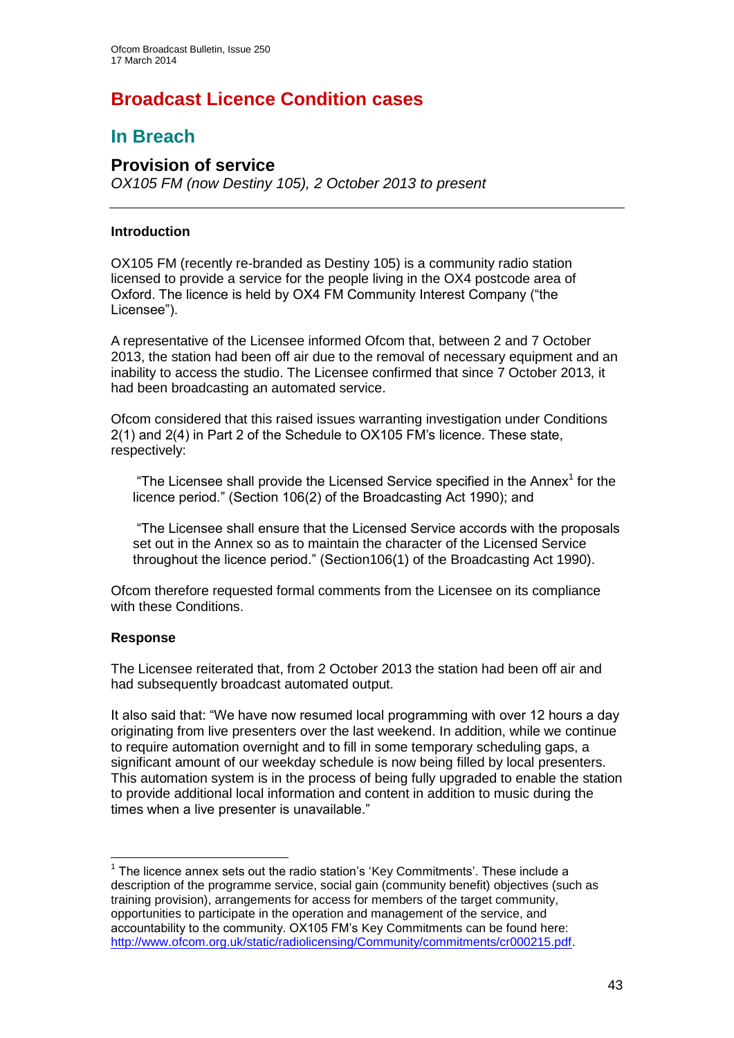# Broadcast Licence Condition cases

## In Breach

### Provision of service

*OX105 FM (now Destiny 105), 2 October 2013 to present*

---

**Introduction**

OX105 FM (recently re-branded as Destiny 105) is a community radio station licensed to provide a service for the people living in the OX4 postcode area of Oxford. The licence is held by OX4 FM Community Interest Company ("the Licensee").

A representative of the Licensee informed Ofcom that, between 2 and 7 October 2013, the station had been off air due to the removal of necessary equipment and an inability to access the studio. The Licensee confirmed that since 7 October 2013, it had been broadcasting an automated service.

Ofcom considered that this raised issues warranting investigation under Conditions 2(1) and 2(4) in Part 2 of the Schedule to OX105 FM's licence. These state, respectively:

> "The Licensee shall provide the Licensed Service specified in the Annex[1] for the licence period." (Section 106(2) of the Broadcasting Act 1990); and

> "The Licensee shall ensure that the Licensed Service accords with the proposals set out in the Annex so as to maintain the character of the Licensed Service throughout the licence period." (Section106(1) of the Broadcasting Act 1990).

Ofcom therefore requested formal comments from the Licensee on its compliance with these Conditions.

**Response**

The Licensee reiterated that, from 2 October 2013 the station had been off air and had subsequently broadcast automated output.

It also said that: "We have now resumed local programming with over 12 hours a day originating from live presenters over the last weekend. In addition, while we continue to require automation overnight and to fill in some temporary scheduling gaps, a significant amount of our weekday schedule is now being filled by local presenters. This automation system is in the process of being fully upgraded to enable the station to provide additional local information and content in addition to music during the times when a live presenter is unavailable."

---

[1] The licence annex sets out the radio station's 'Key Commitments'. These include a description of the programme service, social gain (community benefit) objectives (such as training provision), arrangements for access for members of the target community, opportunities to participate in the operation and management of the service, and accountability to the community. OX105 FM's Key Commitments can be found here: http://www.ofcom.org.uk/static/radiolicensing/Community/commitments/cr000215.pdf.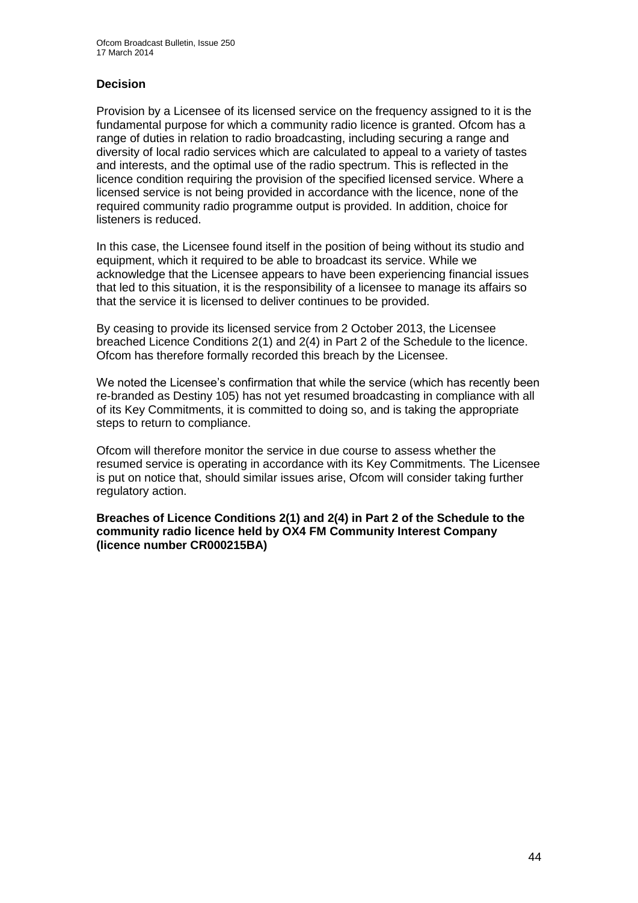### Decision

Provision by a Licensee of its licensed service on the frequency assigned to it is the fundamental purpose for which a community radio licence is granted. Ofcom has a range of duties in relation to radio broadcasting, including securing a range and diversity of local radio services which are calculated to appeal to a variety of tastes and interests, and the optimal use of the radio spectrum. This is reflected in the licence condition requiring the provision of the specified licensed service. Where a licensed service is not being provided in accordance with the licence, none of the required community radio programme output is provided. In addition, choice for listeners is reduced.

In this case, the Licensee found itself in the position of being without its studio and equipment, which it required to be able to broadcast its service. While we acknowledge that the Licensee appears to have been experiencing financial issues that led to this situation, it is the responsibility of a licensee to manage its affairs so that the service it is licensed to deliver continues to be provided.

By ceasing to provide its licensed service from 2 October 2013, the Licensee breached Licence Conditions 2(1) and 2(4) in Part 2 of the Schedule to the licence. Ofcom has therefore formally recorded this breach by the Licensee.

We noted the Licensee's confirmation that while the service (which has recently been re-branded as Destiny 105) has not yet resumed broadcasting in compliance with all of its Key Commitments, it is committed to doing so, and is taking the appropriate steps to return to compliance.

Ofcom will therefore monitor the service in due course to assess whether the resumed service is operating in accordance with its Key Commitments. The Licensee is put on notice that, should similar issues arise, Ofcom will consider taking further regulatory action.

**Breaches of Licence Conditions 2(1) and 2(4) in Part 2 of the Schedule to the community radio licence held by OX4 FM Community Interest Company (licence number CR000215BA)**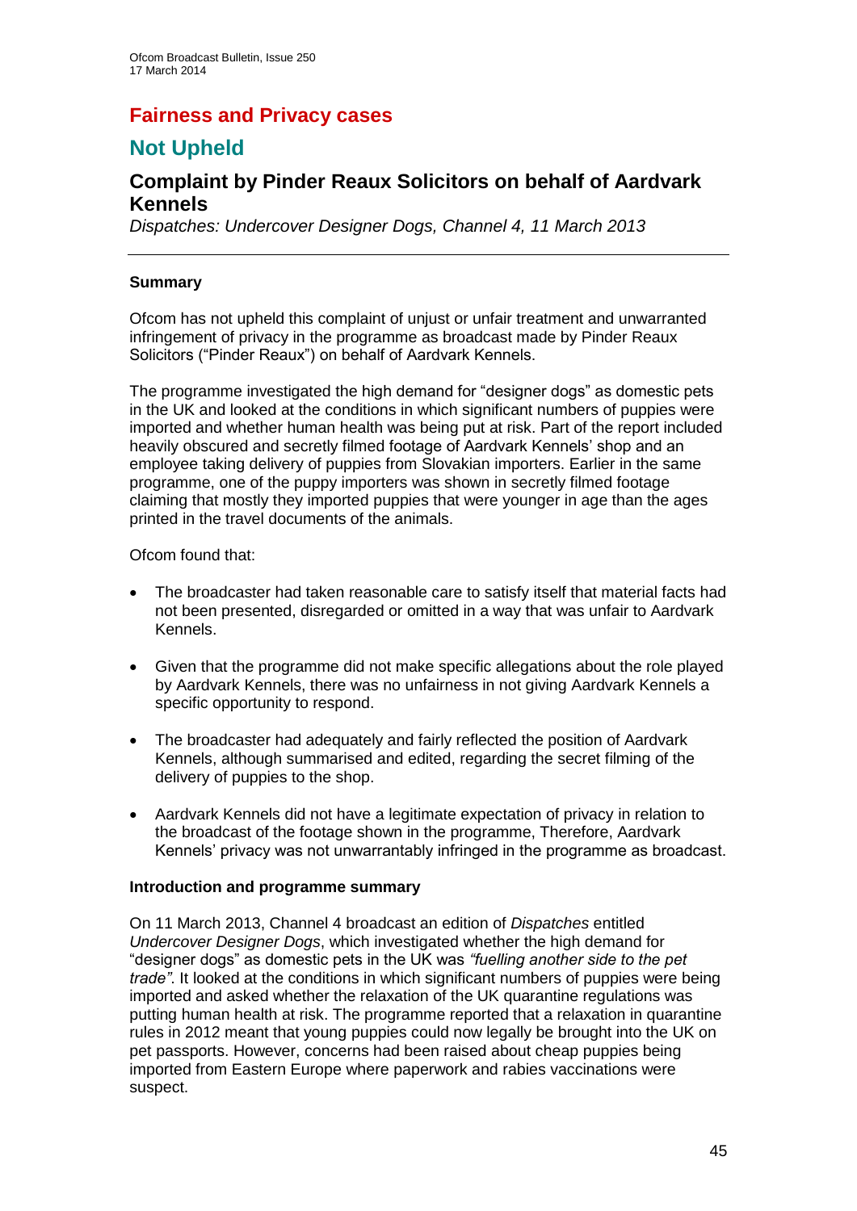# Fairness and Privacy cases

## Not Upheld

### Complaint by Pinder Reaux Solicitors on behalf of Aardvark Kennels

*Dispatches: Undercover Designer Dogs, Channel 4, 11 March 2013*

---

**Summary**

Ofcom has not upheld this complaint of unjust or unfair treatment and unwarranted infringement of privacy in the programme as broadcast made by Pinder Reaux Solicitors ("Pinder Reaux") on behalf of Aardvark Kennels.

The programme investigated the high demand for "designer dogs" as domestic pets in the UK and looked at the conditions in which significant numbers of puppies were imported and whether human health was being put at risk. Part of the report included heavily obscured and secretly filmed footage of Aardvark Kennels' shop and an employee taking delivery of puppies from Slovakian importers. Earlier in the same programme, one of the puppy importers was shown in secretly filmed footage claiming that mostly they imported puppies that were younger in age than the ages printed in the travel documents of the animals.

Ofcom found that:

- The broadcaster had taken reasonable care to satisfy itself that material facts had not been presented, disregarded or omitted in a way that was unfair to Aardvark Kennels.
- Given that the programme did not make specific allegations about the role played by Aardvark Kennels, there was no unfairness in not giving Aardvark Kennels a specific opportunity to respond.
- The broadcaster had adequately and fairly reflected the position of Aardvark Kennels, although summarised and edited, regarding the secret filming of the delivery of puppies to the shop.
- Aardvark Kennels did not have a legitimate expectation of privacy in relation to the broadcast of the footage shown in the programme, Therefore, Aardvark Kennels' privacy was not unwarrantably infringed in the programme as broadcast.

**Introduction and programme summary**

On 11 March 2013, Channel 4 broadcast an edition of *Dispatches* entitled *Undercover Designer Dogs*, which investigated whether the high demand for "designer dogs" as domestic pets in the UK was *"fuelling another side to the pet trade"*. It looked at the conditions in which significant numbers of puppies were being imported and asked whether the relaxation of the UK quarantine regulations was putting human health at risk. The programme reported that a relaxation in quarantine rules in 2012 meant that young puppies could now legally be brought into the UK on pet passports. However, concerns had been raised about cheap puppies being imported from Eastern Europe where paperwork and rabies vaccinations were suspect.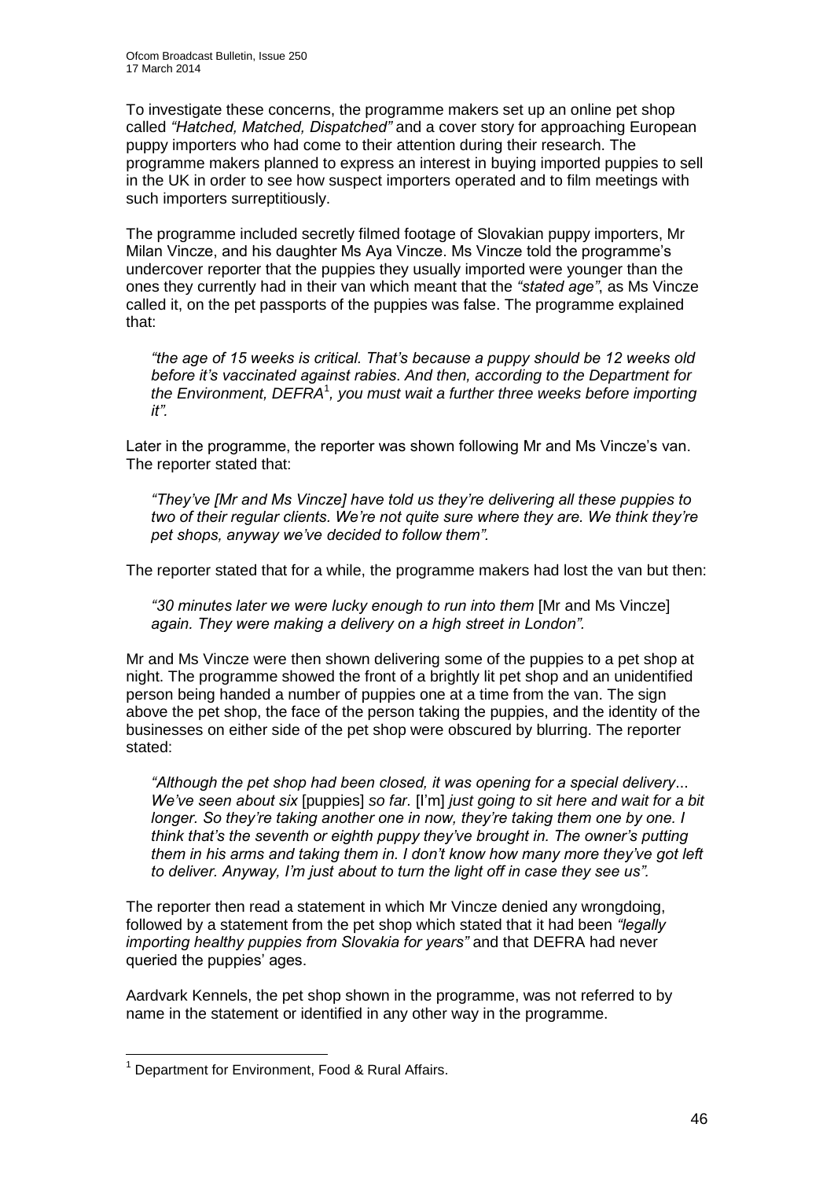To investigate these concerns, the programme makers set up an online pet shop called *"Hatched, Matched, Dispatched"* and a cover story for approaching European puppy importers who had come to their attention during their research. The programme makers planned to express an interest in buying imported puppies to sell in the UK in order to see how suspect importers operated and to film meetings with such importers surreptitiously.

The programme included secretly filmed footage of Slovakian puppy importers, Mr Milan Vincze, and his daughter Ms Aya Vincze. Ms Vincze told the programme's undercover reporter that the puppies they usually imported were younger than the ones they currently had in their van which meant that the *"stated age"*, as Ms Vincze called it, on the pet passports of the puppies was false. The programme explained that:

> *"the age of 15 weeks is critical. That's because a puppy should be 12 weeks old before it's vaccinated against rabies. And then, according to the Department for the Environment, DEFRA*[1]*, you must wait a further three weeks before importing it".*

Later in the programme, the reporter was shown following Mr and Ms Vincze's van. The reporter stated that:

> *"They've [Mr and Ms Vincze] have told us they're delivering all these puppies to two of their regular clients. We're not quite sure where they are. We think they're pet shops, anyway we've decided to follow them".*

The reporter stated that for a while, the programme makers had lost the van but then:

> *"30 minutes later we were lucky enough to run into them* [Mr and Ms Vincze] *again. They were making a delivery on a high street in London".*

Mr and Ms Vincze were then shown delivering some of the puppies to a pet shop at night. The programme showed the front of a brightly lit pet shop and an unidentified person being handed a number of puppies one at a time from the van. The sign above the pet shop, the face of the person taking the puppies, and the identity of the businesses on either side of the pet shop were obscured by blurring. The reporter stated:

> *"Although the pet shop had been closed, it was opening for a special delivery... We've seen about six* [puppies] *so far.* [I'm] *just going to sit here and wait for a bit longer. So they're taking another one in now, they're taking them one by one. I think that's the seventh or eighth puppy they've brought in. The owner's putting them in his arms and taking them in. I don't know how many more they've got left to deliver. Anyway, I'm just about to turn the light off in case they see us".*

The reporter then read a statement in which Mr Vincze denied any wrongdoing, followed by a statement from the pet shop which stated that it had been *"legally importing healthy puppies from Slovakia for years"* and that DEFRA had never queried the puppies' ages.

Aardvark Kennels, the pet shop shown in the programme, was not referred to by name in the statement or identified in any other way in the programme.

---

[1] Department for Environment, Food & Rural Affairs.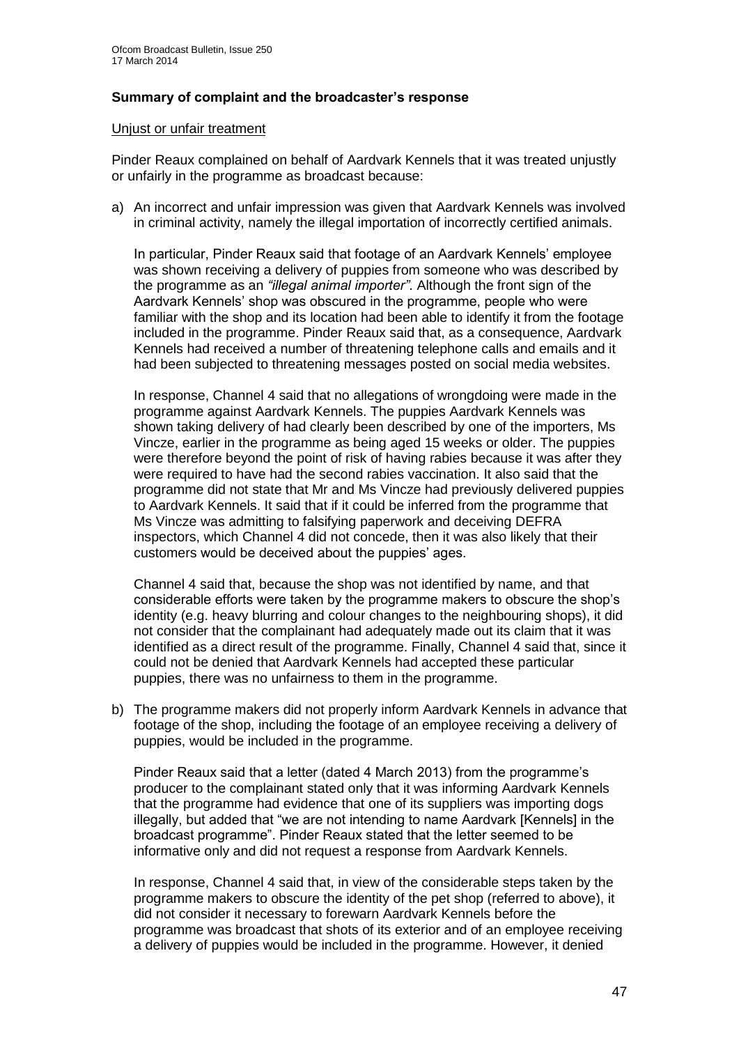### Summary of complaint and the broadcaster's response

Unjust or unfair treatment

Pinder Reaux complained on behalf of Aardvark Kennels that it was treated unjustly or unfairly in the programme as broadcast because:

a) An incorrect and unfair impression was given that Aardvark Kennels was involved in criminal activity, namely the illegal importation of incorrectly certified animals.

   In particular, Pinder Reaux said that footage of an Aardvark Kennels' employee was shown receiving a delivery of puppies from someone who was described by the programme as an *"illegal animal importer"*. Although the front sign of the Aardvark Kennels' shop was obscured in the programme, people who were familiar with the shop and its location had been able to identify it from the footage included in the programme. Pinder Reaux said that, as a consequence, Aardvark Kennels had received a number of threatening telephone calls and emails and it had been subjected to threatening messages posted on social media websites.

   In response, Channel 4 said that no allegations of wrongdoing were made in the programme against Aardvark Kennels. The puppies Aardvark Kennels was shown taking delivery of had clearly been described by one of the importers, Ms Vincze, earlier in the programme as being aged 15 weeks or older. The puppies were therefore beyond the point of risk of having rabies because it was after they were required to have had the second rabies vaccination. It also said that the programme did not state that Mr and Ms Vincze had previously delivered puppies to Aardvark Kennels. It said that if it could be inferred from the programme that Ms Vincze was admitting to falsifying paperwork and deceiving DEFRA inspectors, which Channel 4 did not concede, then it was also likely that their customers would be deceived about the puppies' ages.

   Channel 4 said that, because the shop was not identified by name, and that considerable efforts were taken by the programme makers to obscure the shop's identity (e.g. heavy blurring and colour changes to the neighbouring shops), it did not consider that the complainant had adequately made out its claim that it was identified as a direct result of the programme. Finally, Channel 4 said that, since it could not be denied that Aardvark Kennels had accepted these particular puppies, there was no unfairness to them in the programme.

b) The programme makers did not properly inform Aardvark Kennels in advance that footage of the shop, including the footage of an employee receiving a delivery of puppies, would be included in the programme.

   Pinder Reaux said that a letter (dated 4 March 2013) from the programme's producer to the complainant stated only that it was informing Aardvark Kennels that the programme had evidence that one of its suppliers was importing dogs illegally, but added that "we are not intending to name Aardvark [Kennels] in the broadcast programme". Pinder Reaux stated that the letter seemed to be informative only and did not request a response from Aardvark Kennels.

   In response, Channel 4 said that, in view of the considerable steps taken by the programme makers to obscure the identity of the pet shop (referred to above), it did not consider it necessary to forewarn Aardvark Kennels before the programme was broadcast that shots of its exterior and of an employee receiving a delivery of puppies would be included in the programme. However, it denied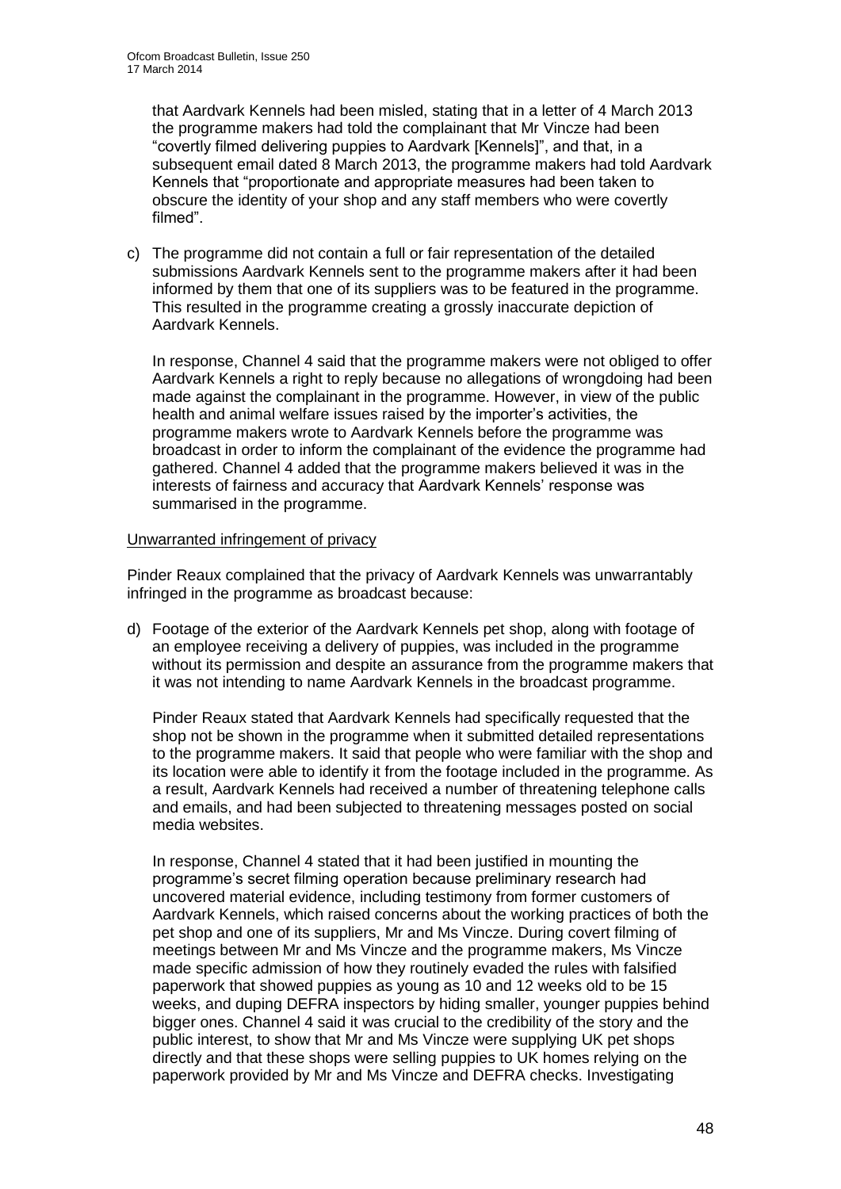that Aardvark Kennels had been misled, stating that in a letter of 4 March 2013 the programme makers had told the complainant that Mr Vincze had been "covertly filmed delivering puppies to Aardvark [Kennels]", and that, in a subsequent email dated 8 March 2013, the programme makers had told Aardvark Kennels that "proportionate and appropriate measures had been taken to obscure the identity of your shop and any staff members who were covertly filmed".

c) The programme did not contain a full or fair representation of the detailed submissions Aardvark Kennels sent to the programme makers after it had been informed by them that one of its suppliers was to be featured in the programme. This resulted in the programme creating a grossly inaccurate depiction of Aardvark Kennels.

   In response, Channel 4 said that the programme makers were not obliged to offer Aardvark Kennels a right to reply because no allegations of wrongdoing had been made against the complainant in the programme. However, in view of the public health and animal welfare issues raised by the importer's activities, the programme makers wrote to Aardvark Kennels before the programme was broadcast in order to inform the complainant of the evidence the programme had gathered. Channel 4 added that the programme makers believed it was in the interests of fairness and accuracy that Aardvark Kennels' response was summarised in the programme.

Unwarranted infringement of privacy

Pinder Reaux complained that the privacy of Aardvark Kennels was unwarrantably infringed in the programme as broadcast because:

d) Footage of the exterior of the Aardvark Kennels pet shop, along with footage of an employee receiving a delivery of puppies, was included in the programme without its permission and despite an assurance from the programme makers that it was not intending to name Aardvark Kennels in the broadcast programme.

   Pinder Reaux stated that Aardvark Kennels had specifically requested that the shop not be shown in the programme when it submitted detailed representations to the programme makers. It said that people who were familiar with the shop and its location were able to identify it from the footage included in the programme. As a result, Aardvark Kennels had received a number of threatening telephone calls and emails, and had been subjected to threatening messages posted on social media websites.

   In response, Channel 4 stated that it had been justified in mounting the programme's secret filming operation because preliminary research had uncovered material evidence, including testimony from former customers of Aardvark Kennels, which raised concerns about the working practices of both the pet shop and one of its suppliers, Mr and Ms Vincze. During covert filming of meetings between Mr and Ms Vincze and the programme makers, Ms Vincze made specific admission of how they routinely evaded the rules with falsified paperwork that showed puppies as young as 10 and 12 weeks old to be 15 weeks, and duping DEFRA inspectors by hiding smaller, younger puppies behind bigger ones. Channel 4 said it was crucial to the credibility of the story and the public interest, to show that Mr and Ms Vincze were supplying UK pet shops directly and that these shops were selling puppies to UK homes relying on the paperwork provided by Mr and Ms Vincze and DEFRA checks. Investigating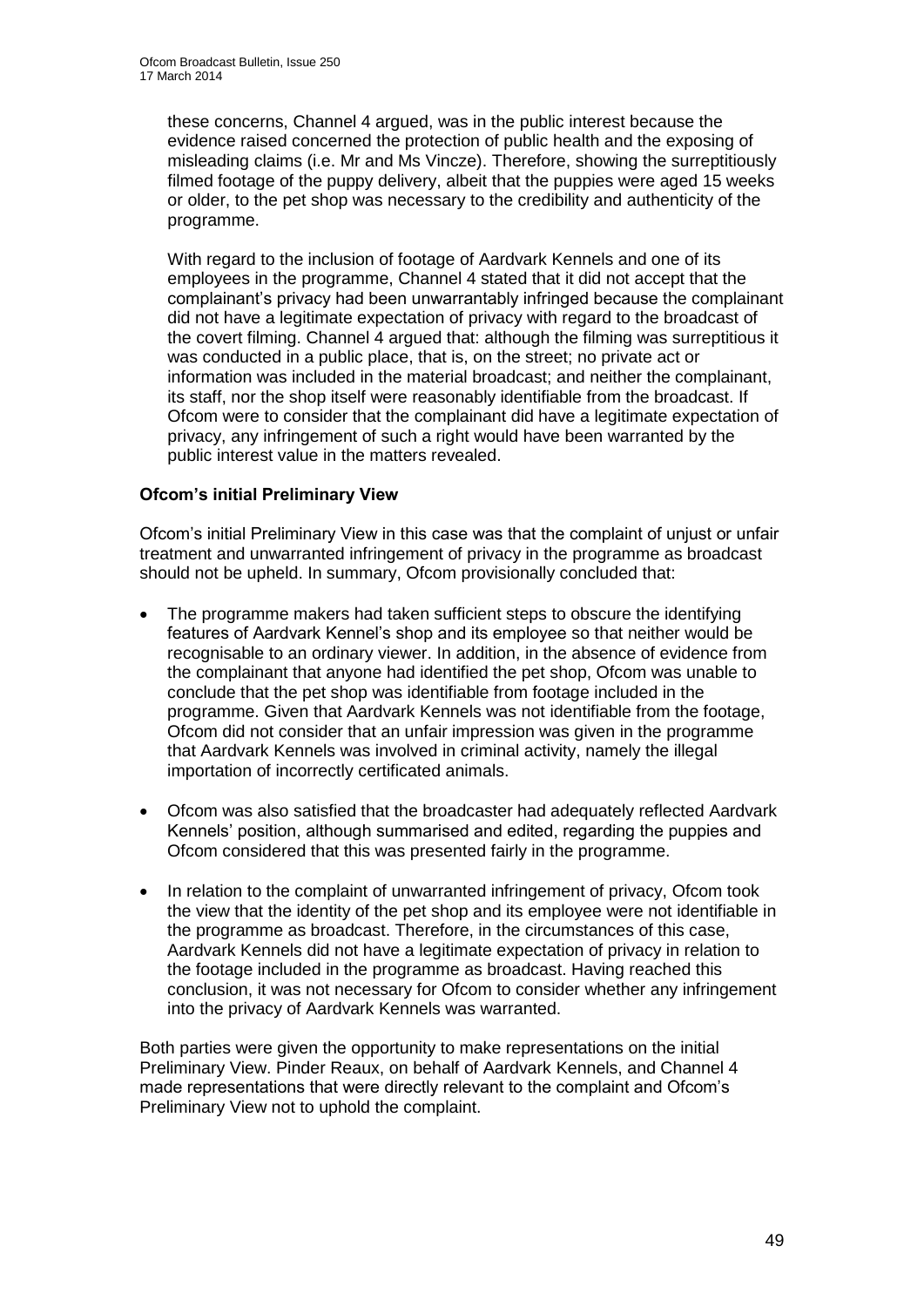these concerns, Channel 4 argued, was in the public interest because the evidence raised concerned the protection of public health and the exposing of misleading claims (i.e. Mr and Ms Vincze). Therefore, showing the surreptitiously filmed footage of the puppy delivery, albeit that the puppies were aged 15 weeks or older, to the pet shop was necessary to the credibility and authenticity of the programme.

With regard to the inclusion of footage of Aardvark Kennels and one of its employees in the programme, Channel 4 stated that it did not accept that the complainant's privacy had been unwarrantably infringed because the complainant did not have a legitimate expectation of privacy with regard to the broadcast of the covert filming. Channel 4 argued that: although the filming was surreptitious it was conducted in a public place, that is, on the street; no private act or information was included in the material broadcast; and neither the complainant, its staff, nor the shop itself were reasonably identifiable from the broadcast. If Ofcom were to consider that the complainant did have a legitimate expectation of privacy, any infringement of such a right would have been warranted by the public interest value in the matters revealed.

**Ofcom's initial Preliminary View**

Ofcom's initial Preliminary View in this case was that the complaint of unjust or unfair treatment and unwarranted infringement of privacy in the programme as broadcast should not be upheld. In summary, Ofcom provisionally concluded that:

- The programme makers had taken sufficient steps to obscure the identifying features of Aardvark Kennel's shop and its employee so that neither would be recognisable to an ordinary viewer. In addition, in the absence of evidence from the complainant that anyone had identified the pet shop, Ofcom was unable to conclude that the pet shop was identifiable from footage included in the programme. Given that Aardvark Kennels was not identifiable from the footage, Ofcom did not consider that an unfair impression was given in the programme that Aardvark Kennels was involved in criminal activity, namely the illegal importation of incorrectly certificated animals.

- Ofcom was also satisfied that the broadcaster had adequately reflected Aardvark Kennels' position, although summarised and edited, regarding the puppies and Ofcom considered that this was presented fairly in the programme.

- In relation to the complaint of unwarranted infringement of privacy, Ofcom took the view that the identity of the pet shop and its employee were not identifiable in the programme as broadcast. Therefore, in the circumstances of this case, Aardvark Kennels did not have a legitimate expectation of privacy in relation to the footage included in the programme as broadcast. Having reached this conclusion, it was not necessary for Ofcom to consider whether any infringement into the privacy of Aardvark Kennels was warranted.

Both parties were given the opportunity to make representations on the initial Preliminary View. Pinder Reaux, on behalf of Aardvark Kennels, and Channel 4 made representations that were directly relevant to the complaint and Ofcom's Preliminary View not to uphold the complaint.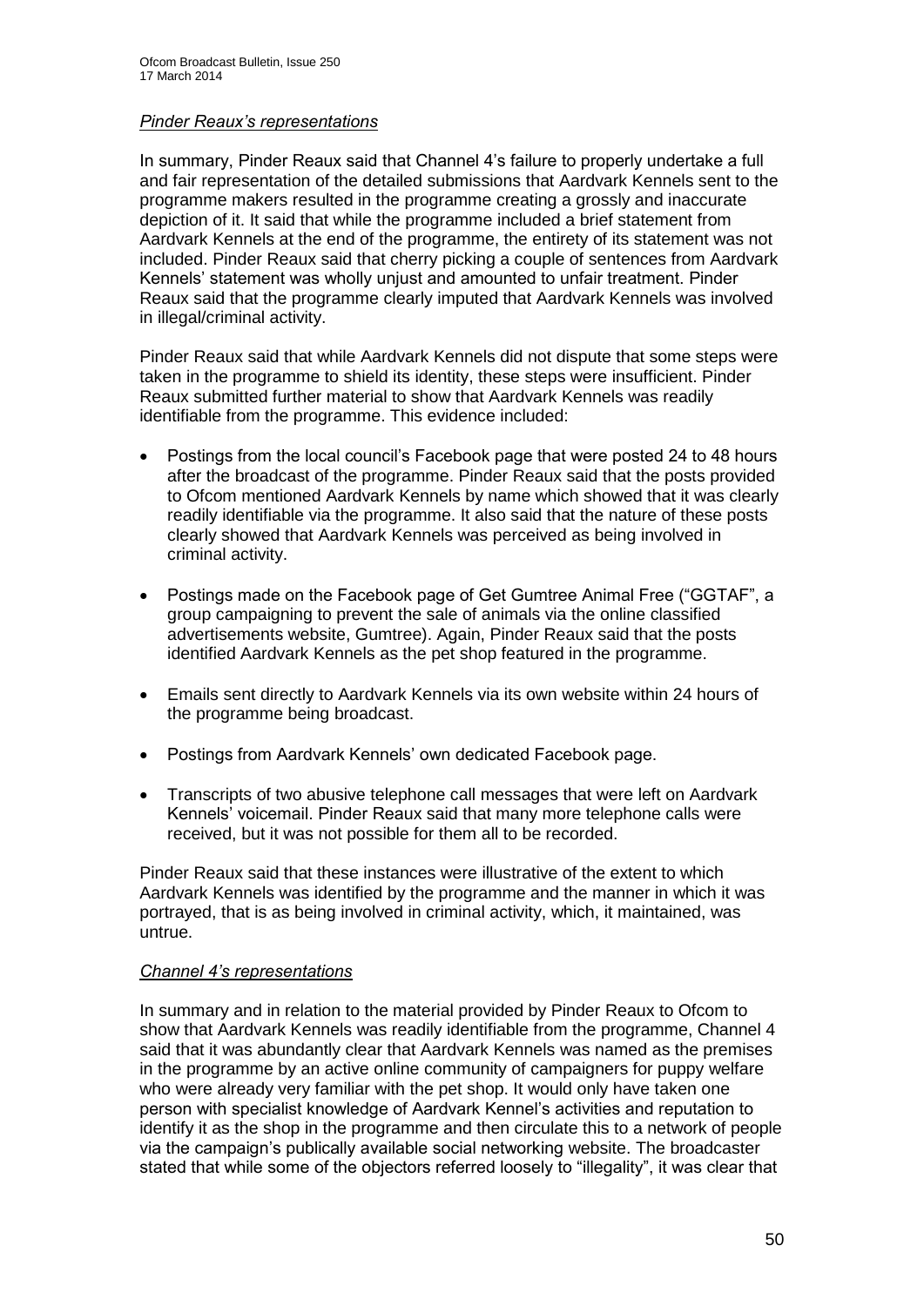*Pinder Reaux's representations*

In summary, Pinder Reaux said that Channel 4's failure to properly undertake a full and fair representation of the detailed submissions that Aardvark Kennels sent to the programme makers resulted in the programme creating a grossly and inaccurate depiction of it. It said that while the programme included a brief statement from Aardvark Kennels at the end of the programme, the entirety of its statement was not included. Pinder Reaux said that cherry picking a couple of sentences from Aardvark Kennels' statement was wholly unjust and amounted to unfair treatment. Pinder Reaux said that the programme clearly imputed that Aardvark Kennels was involved in illegal/criminal activity.

Pinder Reaux said that while Aardvark Kennels did not dispute that some steps were taken in the programme to shield its identity, these steps were insufficient. Pinder Reaux submitted further material to show that Aardvark Kennels was readily identifiable from the programme. This evidence included:

- Postings from the local council's Facebook page that were posted 24 to 48 hours after the broadcast of the programme. Pinder Reaux said that the posts provided to Ofcom mentioned Aardvark Kennels by name which showed that it was clearly readily identifiable via the programme. It also said that the nature of these posts clearly showed that Aardvark Kennels was perceived as being involved in criminal activity.
- Postings made on the Facebook page of Get Gumtree Animal Free ("GGTAF", a group campaigning to prevent the sale of animals via the online classified advertisements website, Gumtree). Again, Pinder Reaux said that the posts identified Aardvark Kennels as the pet shop featured in the programme.
- Emails sent directly to Aardvark Kennels via its own website within 24 hours of the programme being broadcast.
- Postings from Aardvark Kennels' own dedicated Facebook page.
- Transcripts of two abusive telephone call messages that were left on Aardvark Kennels' voicemail. Pinder Reaux said that many more telephone calls were received, but it was not possible for them all to be recorded.

Pinder Reaux said that these instances were illustrative of the extent to which Aardvark Kennels was identified by the programme and the manner in which it was portrayed, that is as being involved in criminal activity, which, it maintained, was untrue.

*Channel 4's representations*

In summary and in relation to the material provided by Pinder Reaux to Ofcom to show that Aardvark Kennels was readily identifiable from the programme, Channel 4 said that it was abundantly clear that Aardvark Kennels was named as the premises in the programme by an active online community of campaigners for puppy welfare who were already very familiar with the pet shop. It would only have taken one person with specialist knowledge of Aardvark Kennel's activities and reputation to identify it as the shop in the programme and then circulate this to a network of people via the campaign's publically available social networking website. The broadcaster stated that while some of the objectors referred loosely to "illegality", it was clear that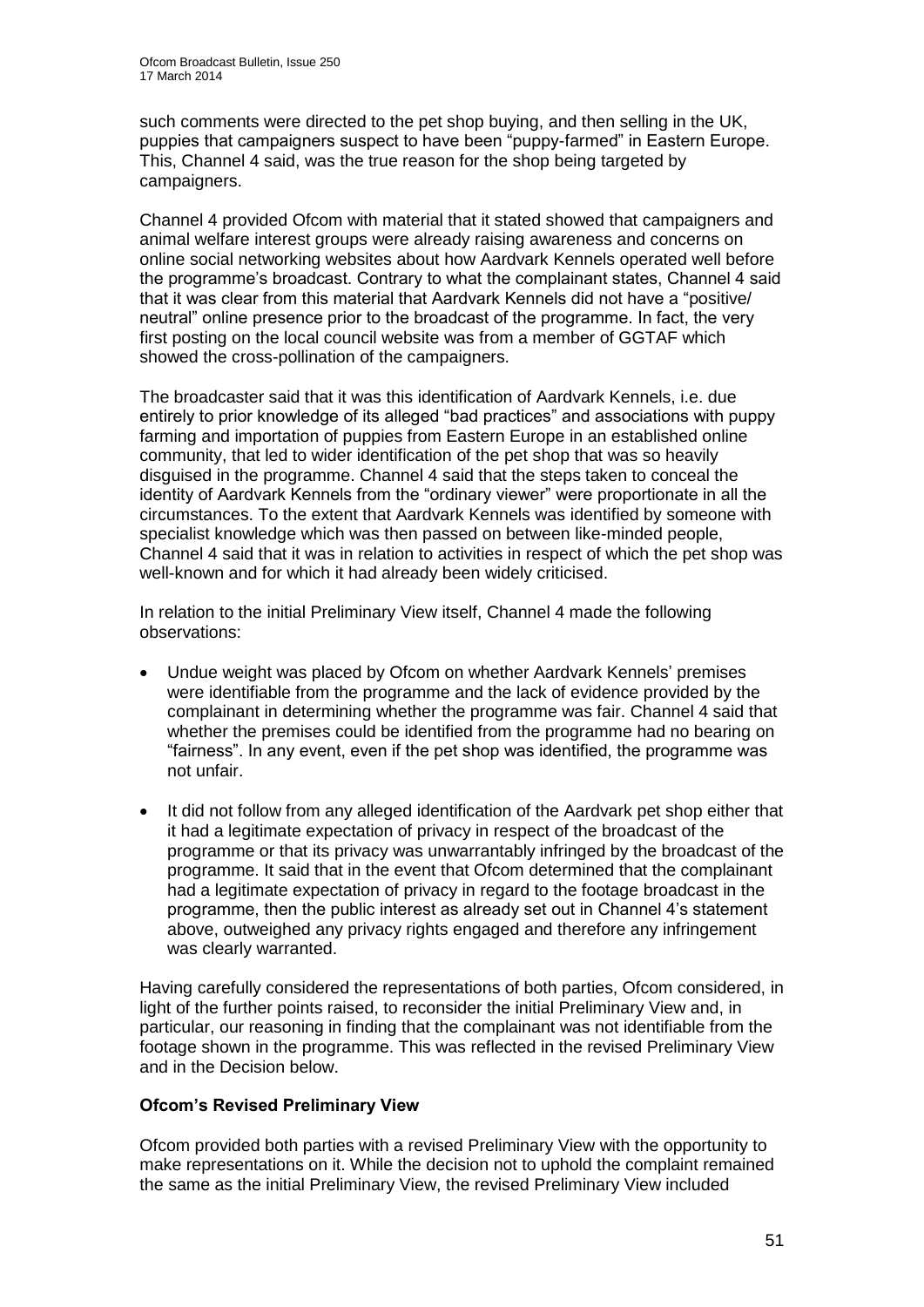such comments were directed to the pet shop buying, and then selling in the UK, puppies that campaigners suspect to have been "puppy-farmed" in Eastern Europe. This, Channel 4 said, was the true reason for the shop being targeted by campaigners.

Channel 4 provided Ofcom with material that it stated showed that campaigners and animal welfare interest groups were already raising awareness and concerns on online social networking websites about how Aardvark Kennels operated well before the programme's broadcast. Contrary to what the complainant states, Channel 4 said that it was clear from this material that Aardvark Kennels did not have a "positive/neutral" online presence prior to the broadcast of the programme. In fact, the very first posting on the local council website was from a member of GGTAF which showed the cross-pollination of the campaigners.

The broadcaster said that it was this identification of Aardvark Kennels, i.e. due entirely to prior knowledge of its alleged "bad practices" and associations with puppy farming and importation of puppies from Eastern Europe in an established online community, that led to wider identification of the pet shop that was so heavily disguised in the programme. Channel 4 said that the steps taken to conceal the identity of Aardvark Kennels from the "ordinary viewer" were proportionate in all the circumstances. To the extent that Aardvark Kennels was identified by someone with specialist knowledge which was then passed on between like-minded people, Channel 4 said that it was in relation to activities in respect of which the pet shop was well-known and for which it had already been widely criticised.

In relation to the initial Preliminary View itself, Channel 4 made the following observations:

- Undue weight was placed by Ofcom on whether Aardvark Kennels' premises were identifiable from the programme and the lack of evidence provided by the complainant in determining whether the programme was fair. Channel 4 said that whether the premises could be identified from the programme had no bearing on "fairness". In any event, even if the pet shop was identified, the programme was not unfair.
- It did not follow from any alleged identification of the Aardvark pet shop either that it had a legitimate expectation of privacy in respect of the broadcast of the programme or that its privacy was unwarrantably infringed by the broadcast of the programme. It said that in the event that Ofcom determined that the complainant had a legitimate expectation of privacy in regard to the footage broadcast in the programme, then the public interest as already set out in Channel 4's statement above, outweighed any privacy rights engaged and therefore any infringement was clearly warranted.

Having carefully considered the representations of both parties, Ofcom considered, in light of the further points raised, to reconsider the initial Preliminary View and, in particular, our reasoning in finding that the complainant was not identifiable from the footage shown in the programme. This was reflected in the revised Preliminary View and in the Decision below.

**Ofcom's Revised Preliminary View**

Ofcom provided both parties with a revised Preliminary View with the opportunity to make representations on it. While the decision not to uphold the complaint remained the same as the initial Preliminary View, the revised Preliminary View included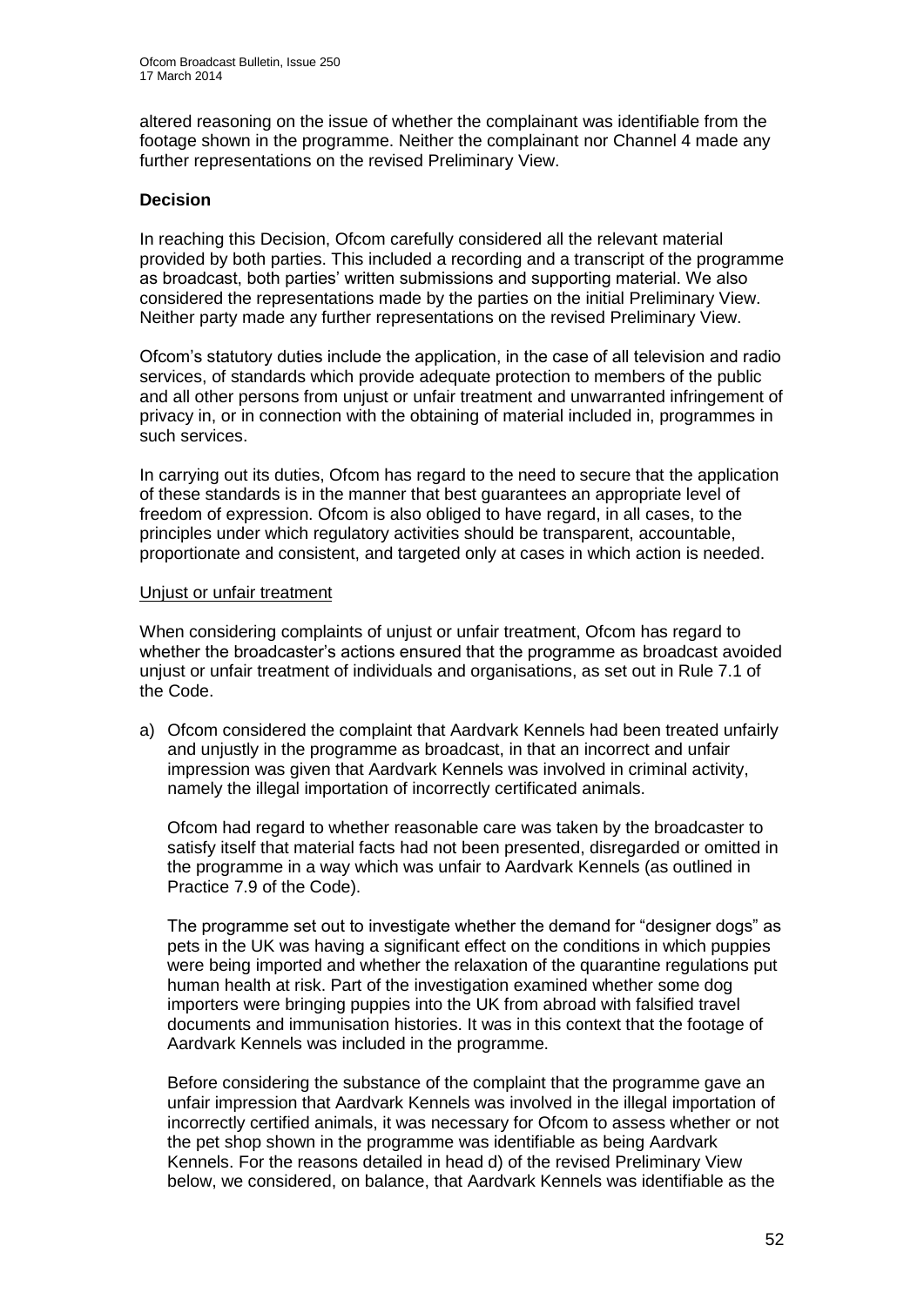altered reasoning on the issue of whether the complainant was identifiable from the footage shown in the programme. Neither the complainant nor Channel 4 made any further representations on the revised Preliminary View.

**Decision**

In reaching this Decision, Ofcom carefully considered all the relevant material provided by both parties. This included a recording and a transcript of the programme as broadcast, both parties' written submissions and supporting material. We also considered the representations made by the parties on the initial Preliminary View. Neither party made any further representations on the revised Preliminary View.

Ofcom's statutory duties include the application, in the case of all television and radio services, of standards which provide adequate protection to members of the public and all other persons from unjust or unfair treatment and unwarranted infringement of privacy in, or in connection with the obtaining of material included in, programmes in such services.

In carrying out its duties, Ofcom has regard to the need to secure that the application of these standards is in the manner that best guarantees an appropriate level of freedom of expression. Ofcom is also obliged to have regard, in all cases, to the principles under which regulatory activities should be transparent, accountable, proportionate and consistent, and targeted only at cases in which action is needed.

Unjust or unfair treatment

When considering complaints of unjust or unfair treatment, Ofcom has regard to whether the broadcaster's actions ensured that the programme as broadcast avoided unjust or unfair treatment of individuals and organisations, as set out in Rule 7.1 of the Code.

a) Ofcom considered the complaint that Aardvark Kennels had been treated unfairly and unjustly in the programme as broadcast, in that an incorrect and unfair impression was given that Aardvark Kennels was involved in criminal activity, namely the illegal importation of incorrectly certificated animals.

   Ofcom had regard to whether reasonable care was taken by the broadcaster to satisfy itself that material facts had not been presented, disregarded or omitted in the programme in a way which was unfair to Aardvark Kennels (as outlined in Practice 7.9 of the Code).

   The programme set out to investigate whether the demand for "designer dogs" as pets in the UK was having a significant effect on the conditions in which puppies were being imported and whether the relaxation of the quarantine regulations put human health at risk. Part of the investigation examined whether some dog importers were bringing puppies into the UK from abroad with falsified travel documents and immunisation histories. It was in this context that the footage of Aardvark Kennels was included in the programme.

   Before considering the substance of the complaint that the programme gave an unfair impression that Aardvark Kennels was involved in the illegal importation of incorrectly certified animals, it was necessary for Ofcom to assess whether or not the pet shop shown in the programme was identifiable as being Aardvark Kennels. For the reasons detailed in head d) of the revised Preliminary View below, we considered, on balance, that Aardvark Kennels was identifiable as the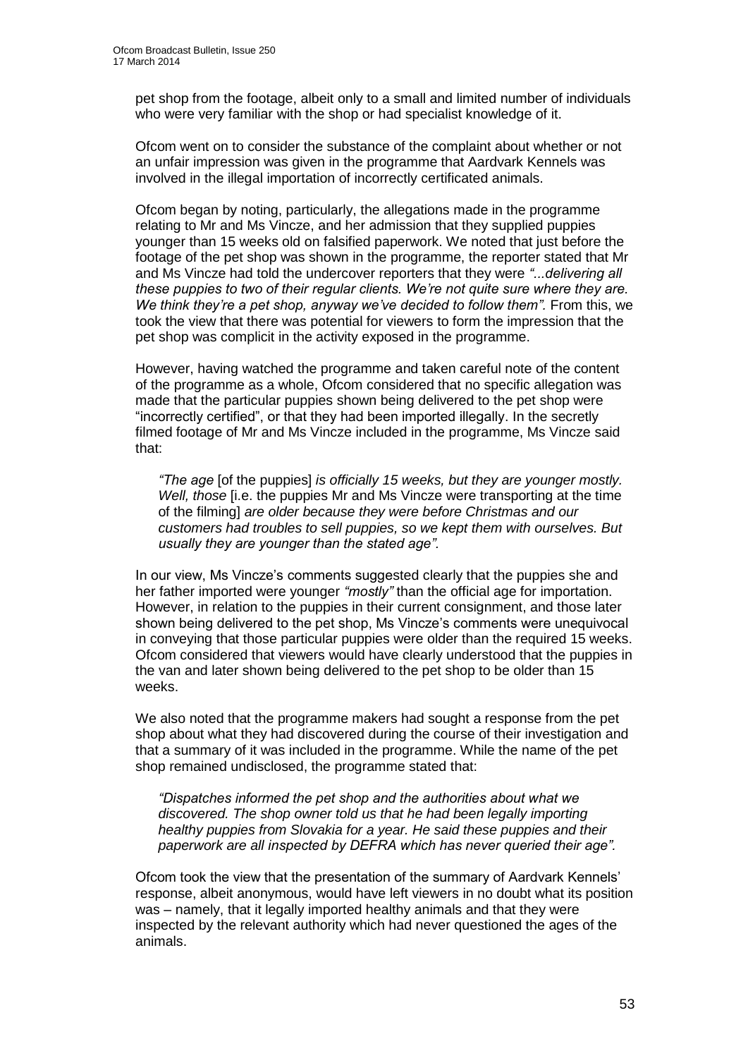pet shop from the footage, albeit only to a small and limited number of individuals who were very familiar with the shop or had specialist knowledge of it.

Ofcom went on to consider the substance of the complaint about whether or not an unfair impression was given in the programme that Aardvark Kennels was involved in the illegal importation of incorrectly certificated animals.

Ofcom began by noting, particularly, the allegations made in the programme relating to Mr and Ms Vincze, and her admission that they supplied puppies younger than 15 weeks old on falsified paperwork. We noted that just before the footage of the pet shop was shown in the programme, the reporter stated that Mr and Ms Vincze had told the undercover reporters that they were *"...delivering all these puppies to two of their regular clients. We're not quite sure where they are. We think they're a pet shop, anyway we've decided to follow them".* From this, we took the view that there was potential for viewers to form the impression that the pet shop was complicit in the activity exposed in the programme.

However, having watched the programme and taken careful note of the content of the programme as a whole, Ofcom considered that no specific allegation was made that the particular puppies shown being delivered to the pet shop were "incorrectly certified", or that they had been imported illegally. In the secretly filmed footage of Mr and Ms Vincze included in the programme, Ms Vincze said that:

> *"The age* [of the puppies] *is officially 15 weeks, but they are younger mostly. Well, those* [i.e. the puppies Mr and Ms Vincze were transporting at the time of the filming] *are older because they were before Christmas and our customers had troubles to sell puppies, so we kept them with ourselves. But usually they are younger than the stated age".*

In our view, Ms Vincze's comments suggested clearly that the puppies she and her father imported were younger *"mostly"* than the official age for importation. However, in relation to the puppies in their current consignment, and those later shown being delivered to the pet shop, Ms Vincze's comments were unequivocal in conveying that those particular puppies were older than the required 15 weeks. Ofcom considered that viewers would have clearly understood that the puppies in the van and later shown being delivered to the pet shop to be older than 15 weeks.

We also noted that the programme makers had sought a response from the pet shop about what they had discovered during the course of their investigation and that a summary of it was included in the programme. While the name of the pet shop remained undisclosed, the programme stated that:

> *"Dispatches informed the pet shop and the authorities about what we discovered. The shop owner told us that he had been legally importing healthy puppies from Slovakia for a year. He said these puppies and their paperwork are all inspected by DEFRA which has never queried their age".*

Ofcom took the view that the presentation of the summary of Aardvark Kennels' response, albeit anonymous, would have left viewers in no doubt what its position was – namely, that it legally imported healthy animals and that they were inspected by the relevant authority which had never questioned the ages of the animals.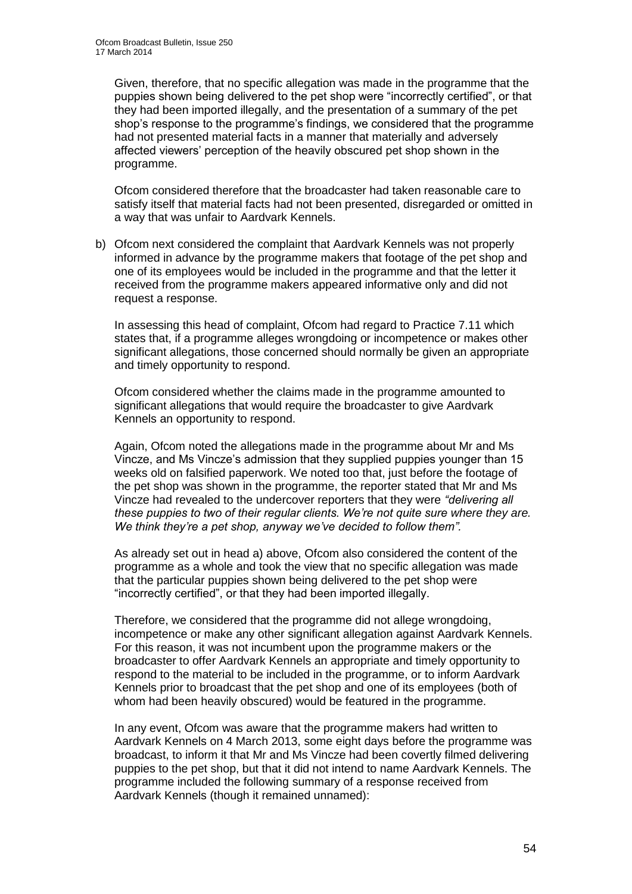Given, therefore, that no specific allegation was made in the programme that the puppies shown being delivered to the pet shop were "incorrectly certified", or that they had been imported illegally, and the presentation of a summary of the pet shop's response to the programme's findings, we considered that the programme had not presented material facts in a manner that materially and adversely affected viewers' perception of the heavily obscured pet shop shown in the programme.

Ofcom considered therefore that the broadcaster had taken reasonable care to satisfy itself that material facts had not been presented, disregarded or omitted in a way that was unfair to Aardvark Kennels.

b) Ofcom next considered the complaint that Aardvark Kennels was not properly informed in advance by the programme makers that footage of the pet shop and one of its employees would be included in the programme and that the letter it received from the programme makers appeared informative only and did not request a response.

In assessing this head of complaint, Ofcom had regard to Practice 7.11 which states that, if a programme alleges wrongdoing or incompetence or makes other significant allegations, those concerned should normally be given an appropriate and timely opportunity to respond.

Ofcom considered whether the claims made in the programme amounted to significant allegations that would require the broadcaster to give Aardvark Kennels an opportunity to respond.

Again, Ofcom noted the allegations made in the programme about Mr and Ms Vincze, and Ms Vincze's admission that they supplied puppies younger than 15 weeks old on falsified paperwork. We noted too that, just before the footage of the pet shop was shown in the programme, the reporter stated that Mr and Ms Vincze had revealed to the undercover reporters that they were *"delivering all these puppies to two of their regular clients. We're not quite sure where they are. We think they're a pet shop, anyway we've decided to follow them".*

As already set out in head a) above, Ofcom also considered the content of the programme as a whole and took the view that no specific allegation was made that the particular puppies shown being delivered to the pet shop were "incorrectly certified", or that they had been imported illegally.

Therefore, we considered that the programme did not allege wrongdoing, incompetence or make any other significant allegation against Aardvark Kennels. For this reason, it was not incumbent upon the programme makers or the broadcaster to offer Aardvark Kennels an appropriate and timely opportunity to respond to the material to be included in the programme, or to inform Aardvark Kennels prior to broadcast that the pet shop and one of its employees (both of whom had been heavily obscured) would be featured in the programme.

In any event, Ofcom was aware that the programme makers had written to Aardvark Kennels on 4 March 2013, some eight days before the programme was broadcast, to inform it that Mr and Ms Vincze had been covertly filmed delivering puppies to the pet shop, but that it did not intend to name Aardvark Kennels. The programme included the following summary of a response received from Aardvark Kennels (though it remained unnamed):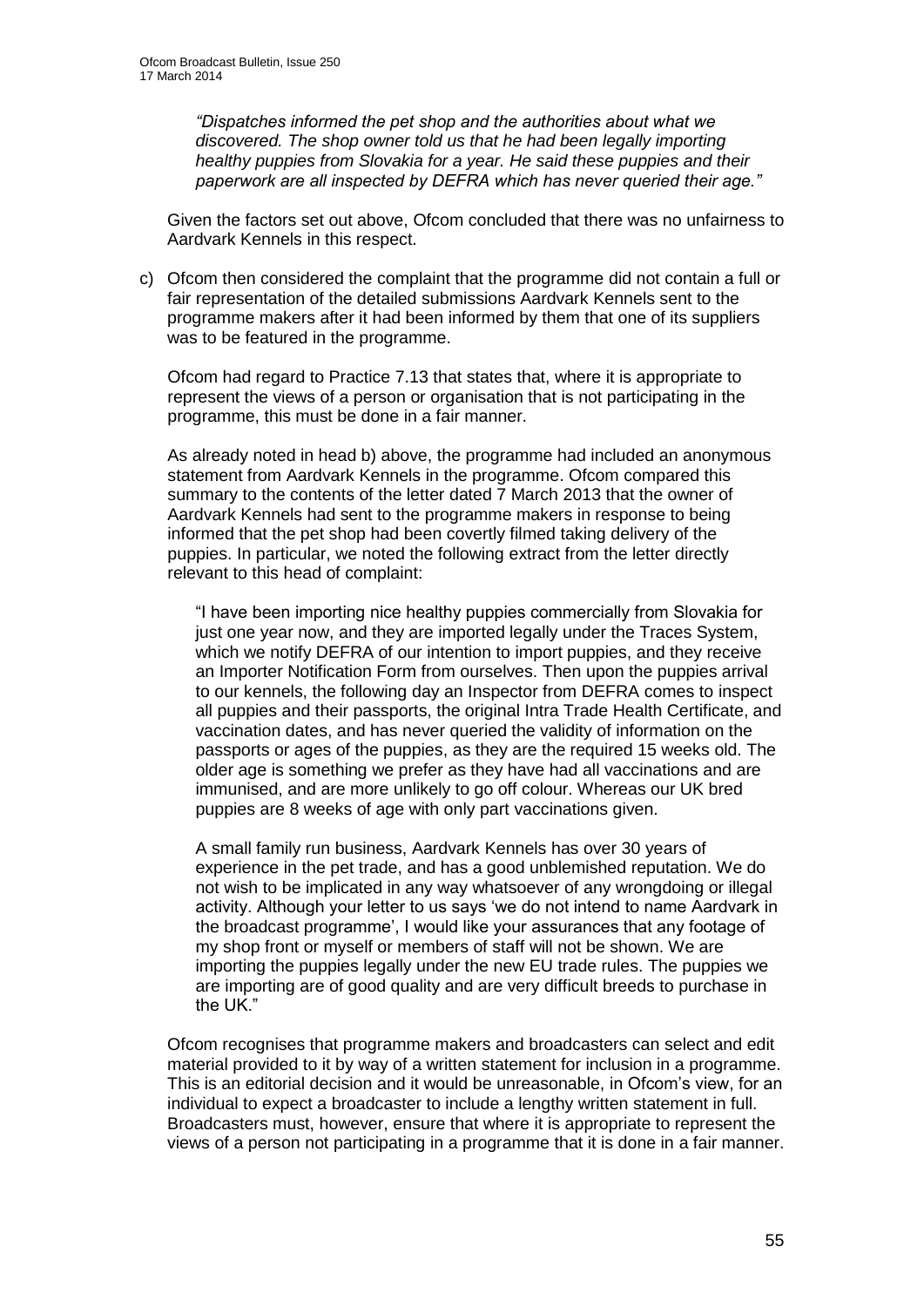*"Dispatches informed the pet shop and the authorities about what we discovered. The shop owner told us that he had been legally importing healthy puppies from Slovakia for a year. He said these puppies and their paperwork are all inspected by DEFRA which has never queried their age."*

Given the factors set out above, Ofcom concluded that there was no unfairness to Aardvark Kennels in this respect.

c) Ofcom then considered the complaint that the programme did not contain a full or fair representation of the detailed submissions Aardvark Kennels sent to the programme makers after it had been informed by them that one of its suppliers was to be featured in the programme.

   Ofcom had regard to Practice 7.13 that states that, where it is appropriate to represent the views of a person or organisation that is not participating in the programme, this must be done in a fair manner.

   As already noted in head b) above, the programme had included an anonymous statement from Aardvark Kennels in the programme. Ofcom compared this summary to the contents of the letter dated 7 March 2013 that the owner of Aardvark Kennels had sent to the programme makers in response to being informed that the pet shop had been covertly filmed taking delivery of the puppies. In particular, we noted the following extract from the letter directly relevant to this head of complaint:

   > "I have been importing nice healthy puppies commercially from Slovakia for just one year now, and they are imported legally under the Traces System, which we notify DEFRA of our intention to import puppies, and they receive an Importer Notification Form from ourselves. Then upon the puppies arrival to our kennels, the following day an Inspector from DEFRA comes to inspect all puppies and their passports, the original Intra Trade Health Certificate, and vaccination dates, and has never queried the validity of information on the passports or ages of the puppies, as they are the required 15 weeks old. The older age is something we prefer as they have had all vaccinations and are immunised, and are more unlikely to go off colour. Whereas our UK bred puppies are 8 weeks of age with only part vaccinations given.
   >
   > A small family run business, Aardvark Kennels has over 30 years of experience in the pet trade, and has a good unblemished reputation. We do not wish to be implicated in any way whatsoever of any wrongdoing or illegal activity. Although your letter to us says 'we do not intend to name Aardvark in the broadcast programme', I would like your assurances that any footage of my shop front or myself or members of staff will not be shown. We are importing the puppies legally under the new EU trade rules. The puppies we are importing are of good quality and are very difficult breeds to purchase in the UK."

   Ofcom recognises that programme makers and broadcasters can select and edit material provided to it by way of a written statement for inclusion in a programme. This is an editorial decision and it would be unreasonable, in Ofcom's view, for an individual to expect a broadcaster to include a lengthy written statement in full. Broadcasters must, however, ensure that where it is appropriate to represent the views of a person not participating in a programme that it is done in a fair manner.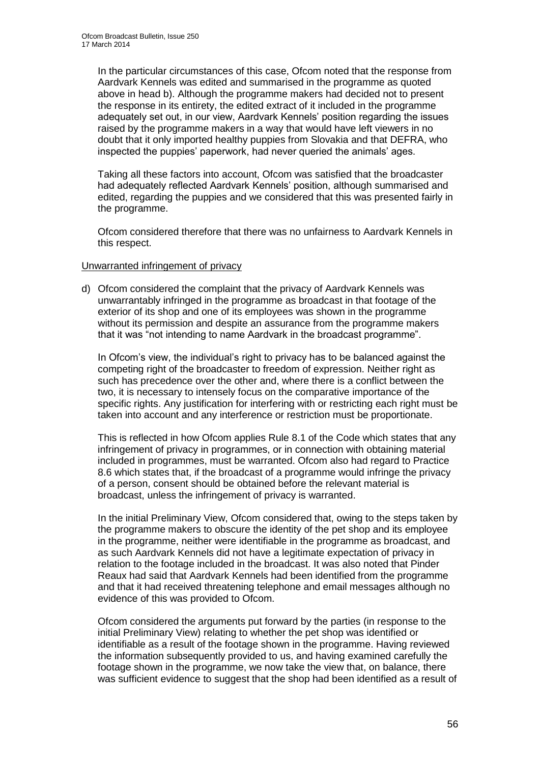In the particular circumstances of this case, Ofcom noted that the response from Aardvark Kennels was edited and summarised in the programme as quoted above in head b). Although the programme makers had decided not to present the response in its entirety, the edited extract of it included in the programme adequately set out, in our view, Aardvark Kennels' position regarding the issues raised by the programme makers in a way that would have left viewers in no doubt that it only imported healthy puppies from Slovakia and that DEFRA, who inspected the puppies' paperwork, had never queried the animals' ages.

Taking all these factors into account, Ofcom was satisfied that the broadcaster had adequately reflected Aardvark Kennels' position, although summarised and edited, regarding the puppies and we considered that this was presented fairly in the programme.

Ofcom considered therefore that there was no unfairness to Aardvark Kennels in this respect.

Unwarranted infringement of privacy

d) Ofcom considered the complaint that the privacy of Aardvark Kennels was unwarrantably infringed in the programme as broadcast in that footage of the exterior of its shop and one of its employees was shown in the programme without its permission and despite an assurance from the programme makers that it was "not intending to name Aardvark in the broadcast programme".

In Ofcom's view, the individual's right to privacy has to be balanced against the competing right of the broadcaster to freedom of expression. Neither right as such has precedence over the other and, where there is a conflict between the two, it is necessary to intensely focus on the comparative importance of the specific rights. Any justification for interfering with or restricting each right must be taken into account and any interference or restriction must be proportionate.

This is reflected in how Ofcom applies Rule 8.1 of the Code which states that any infringement of privacy in programmes, or in connection with obtaining material included in programmes, must be warranted. Ofcom also had regard to Practice 8.6 which states that, if the broadcast of a programme would infringe the privacy of a person, consent should be obtained before the relevant material is broadcast, unless the infringement of privacy is warranted.

In the initial Preliminary View, Ofcom considered that, owing to the steps taken by the programme makers to obscure the identity of the pet shop and its employee in the programme, neither were identifiable in the programme as broadcast, and as such Aardvark Kennels did not have a legitimate expectation of privacy in relation to the footage included in the broadcast. It was also noted that Pinder Reaux had said that Aardvark Kennels had been identified from the programme and that it had received threatening telephone and email messages although no evidence of this was provided to Ofcom.

Ofcom considered the arguments put forward by the parties (in response to the initial Preliminary View) relating to whether the pet shop was identified or identifiable as a result of the footage shown in the programme. Having reviewed the information subsequently provided to us, and having examined carefully the footage shown in the programme, we now take the view that, on balance, there was sufficient evidence to suggest that the shop had been identified as a result of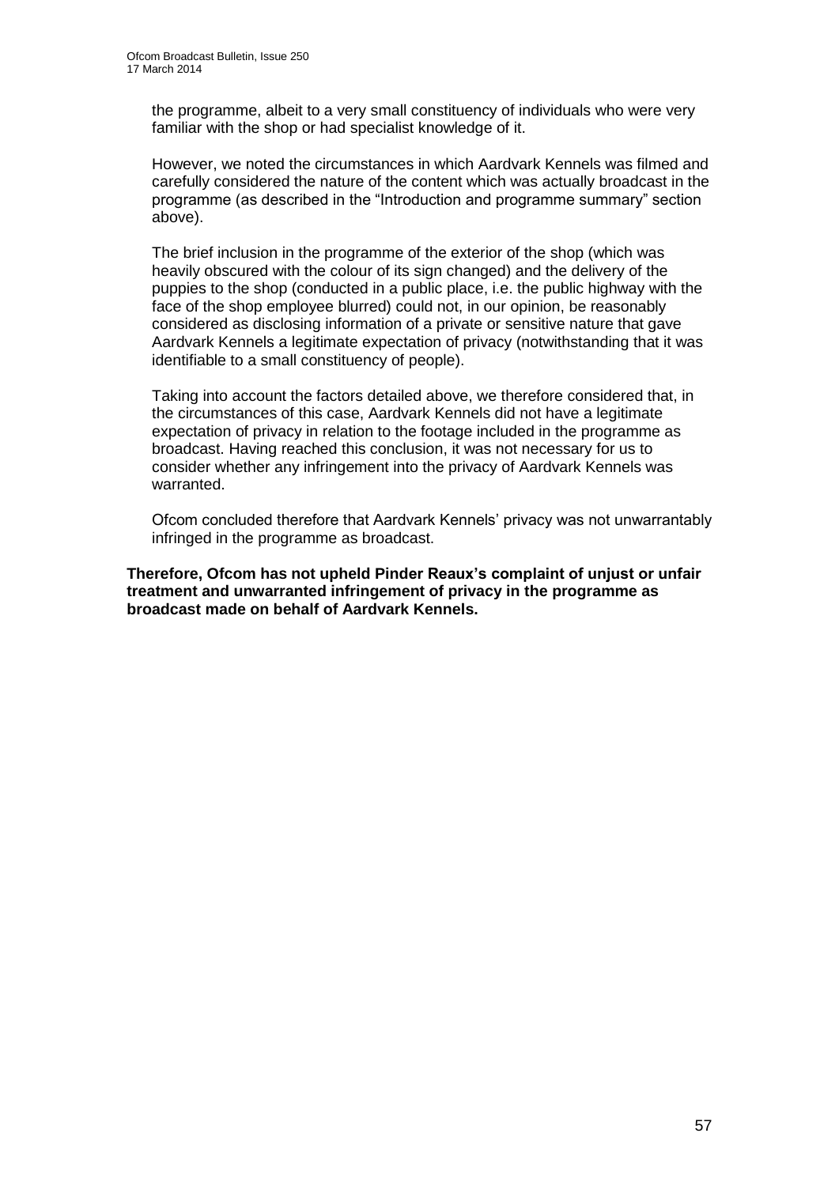the programme, albeit to a very small constituency of individuals who were very familiar with the shop or had specialist knowledge of it.

However, we noted the circumstances in which Aardvark Kennels was filmed and carefully considered the nature of the content which was actually broadcast in the programme (as described in the "Introduction and programme summary" section above).

The brief inclusion in the programme of the exterior of the shop (which was heavily obscured with the colour of its sign changed) and the delivery of the puppies to the shop (conducted in a public place, i.e. the public highway with the face of the shop employee blurred) could not, in our opinion, be reasonably considered as disclosing information of a private or sensitive nature that gave Aardvark Kennels a legitimate expectation of privacy (notwithstanding that it was identifiable to a small constituency of people).

Taking into account the factors detailed above, we therefore considered that, in the circumstances of this case, Aardvark Kennels did not have a legitimate expectation of privacy in relation to the footage included in the programme as broadcast. Having reached this conclusion, it was not necessary for us to consider whether any infringement into the privacy of Aardvark Kennels was warranted.

Ofcom concluded therefore that Aardvark Kennels' privacy was not unwarrantably infringed in the programme as broadcast.

**Therefore, Ofcom has not upheld Pinder Reaux's complaint of unjust or unfair treatment and unwarranted infringement of privacy in the programme as broadcast made on behalf of Aardvark Kennels.**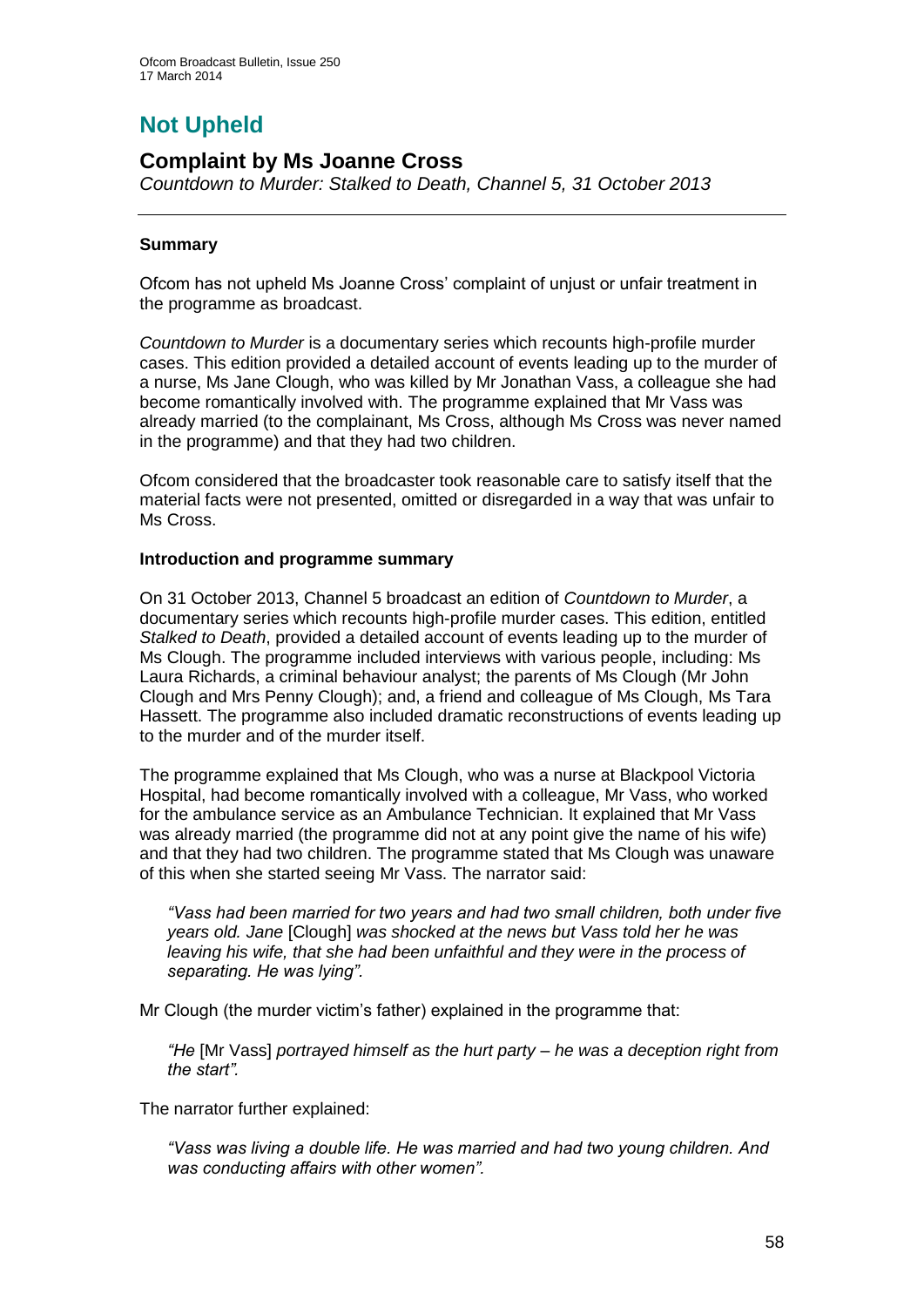# Not Upheld

## Complaint by Ms Joanne Cross

*Countdown to Murder: Stalked to Death, Channel 5, 31 October 2013*

### Summary

Ofcom has not upheld Ms Joanne Cross' complaint of unjust or unfair treatment in the programme as broadcast.

*Countdown to Murder* is a documentary series which recounts high-profile murder cases. This edition provided a detailed account of events leading up to the murder of a nurse, Ms Jane Clough, who was killed by Mr Jonathan Vass, a colleague she had become romantically involved with. The programme explained that Mr Vass was already married (to the complainant, Ms Cross, although Ms Cross was never named in the programme) and that they had two children.

Ofcom considered that the broadcaster took reasonable care to satisfy itself that the material facts were not presented, omitted or disregarded in a way that was unfair to Ms Cross.

### Introduction and programme summary

On 31 October 2013, Channel 5 broadcast an edition of *Countdown to Murder*, a documentary series which recounts high-profile murder cases. This edition, entitled *Stalked to Death*, provided a detailed account of events leading up to the murder of Ms Clough. The programme included interviews with various people, including: Ms Laura Richards, a criminal behaviour analyst; the parents of Ms Clough (Mr John Clough and Mrs Penny Clough); and, a friend and colleague of Ms Clough, Ms Tara Hassett. The programme also included dramatic reconstructions of events leading up to the murder and of the murder itself.

The programme explained that Ms Clough, who was a nurse at Blackpool Victoria Hospital, had become romantically involved with a colleague, Mr Vass, who worked for the ambulance service as an Ambulance Technician. It explained that Mr Vass was already married (the programme did not at any point give the name of his wife) and that they had two children. The programme stated that Ms Clough was unaware of this when she started seeing Mr Vass. The narrator said:

> *"Vass had been married for two years and had two small children, both under five years old. Jane* [Clough] *was shocked at the news but Vass told her he was leaving his wife, that she had been unfaithful and they were in the process of separating. He was lying".*

Mr Clough (the murder victim's father) explained in the programme that:

> *"He* [Mr Vass] *portrayed himself as the hurt party – he was a deception right from the start".*

The narrator further explained:

> *"Vass was living a double life. He was married and had two young children. And was conducting affairs with other women".*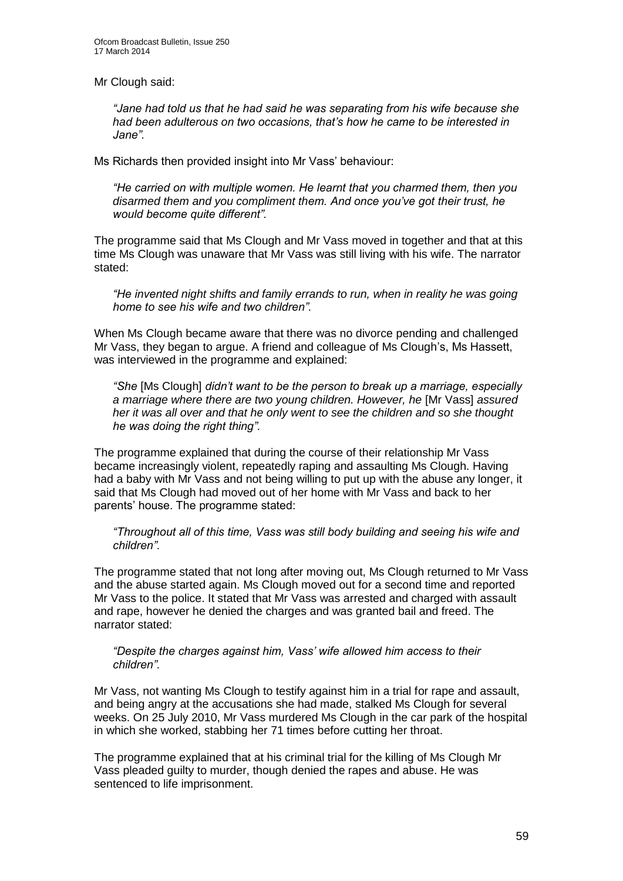Mr Clough said:

> *"Jane had told us that he had said he was separating from his wife because she had been adulterous on two occasions, that's how he came to be interested in Jane".*

Ms Richards then provided insight into Mr Vass' behaviour:

> *"He carried on with multiple women. He learnt that you charmed them, then you disarmed them and you compliment them. And once you've got their trust, he would become quite different".*

The programme said that Ms Clough and Mr Vass moved in together and that at this time Ms Clough was unaware that Mr Vass was still living with his wife. The narrator stated:

> *"He invented night shifts and family errands to run, when in reality he was going home to see his wife and two children".*

When Ms Clough became aware that there was no divorce pending and challenged Mr Vass, they began to argue. A friend and colleague of Ms Clough's, Ms Hassett, was interviewed in the programme and explained:

> *"She* [Ms Clough] *didn't want to be the person to break up a marriage, especially a marriage where there are two young children. However, he* [Mr Vass] *assured her it was all over and that he only went to see the children and so she thought he was doing the right thing".*

The programme explained that during the course of their relationship Mr Vass became increasingly violent, repeatedly raping and assaulting Ms Clough. Having had a baby with Mr Vass and not being willing to put up with the abuse any longer, it said that Ms Clough had moved out of her home with Mr Vass and back to her parents' house. The programme stated:

> *"Throughout all of this time, Vass was still body building and seeing his wife and children".*

The programme stated that not long after moving out, Ms Clough returned to Mr Vass and the abuse started again. Ms Clough moved out for a second time and reported Mr Vass to the police. It stated that Mr Vass was arrested and charged with assault and rape, however he denied the charges and was granted bail and freed. The narrator stated:

> *"Despite the charges against him, Vass' wife allowed him access to their children".*

Mr Vass, not wanting Ms Clough to testify against him in a trial for rape and assault, and being angry at the accusations she had made, stalked Ms Clough for several weeks. On 25 July 2010, Mr Vass murdered Ms Clough in the car park of the hospital in which she worked, stabbing her 71 times before cutting her throat.

The programme explained that at his criminal trial for the killing of Ms Clough Mr Vass pleaded guilty to murder, though denied the rapes and abuse. He was sentenced to life imprisonment.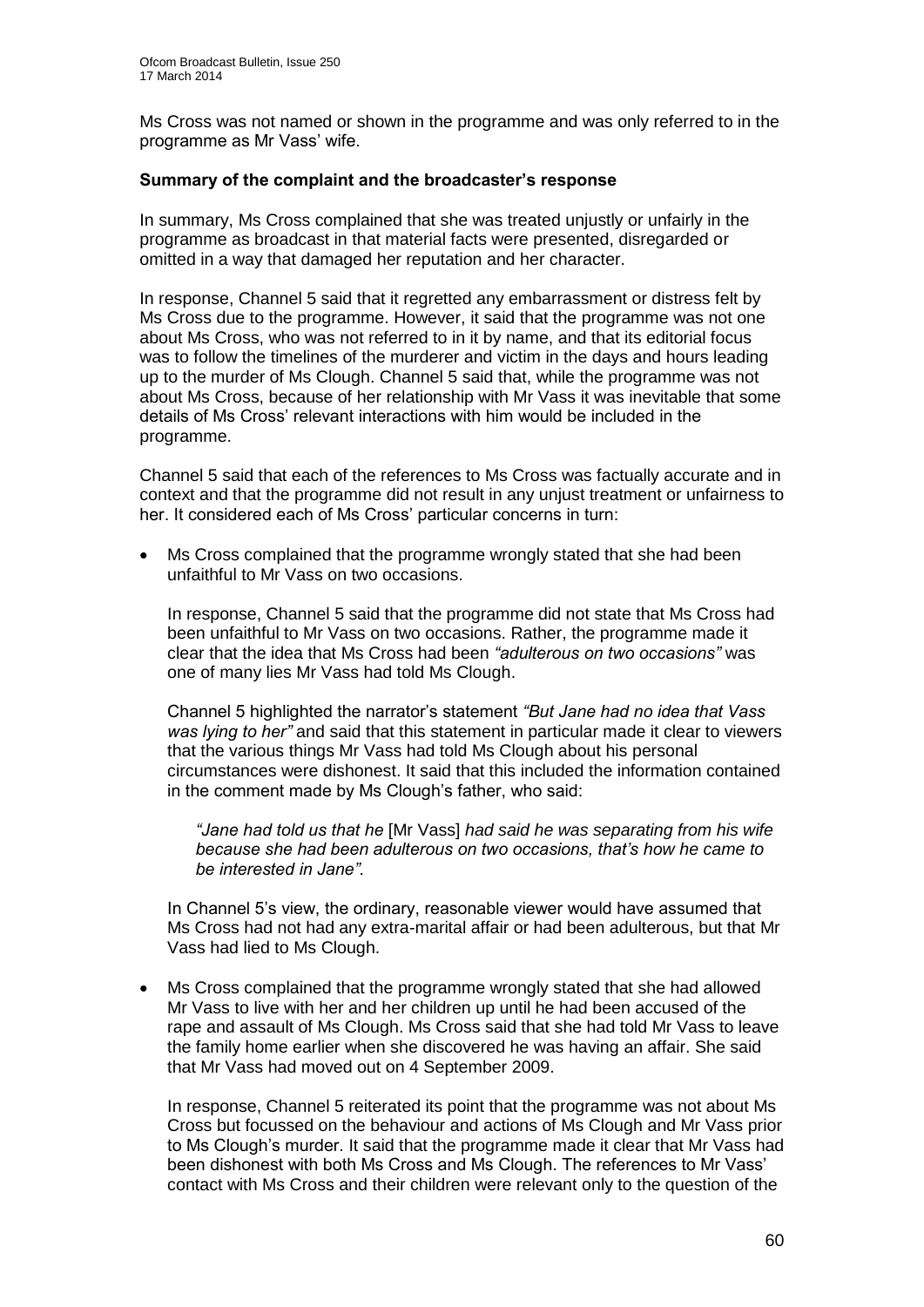Ms Cross was not named or shown in the programme and was only referred to in the programme as Mr Vass' wife.

**Summary of the complaint and the broadcaster's response**

In summary, Ms Cross complained that she was treated unjustly or unfairly in the programme as broadcast in that material facts were presented, disregarded or omitted in a way that damaged her reputation and her character.

In response, Channel 5 said that it regretted any embarrassment or distress felt by Ms Cross due to the programme. However, it said that the programme was not one about Ms Cross, who was not referred to in it by name, and that its editorial focus was to follow the timelines of the murderer and victim in the days and hours leading up to the murder of Ms Clough. Channel 5 said that, while the programme was not about Ms Cross, because of her relationship with Mr Vass it was inevitable that some details of Ms Cross' relevant interactions with him would be included in the programme.

Channel 5 said that each of the references to Ms Cross was factually accurate and in context and that the programme did not result in any unjust treatment or unfairness to her. It considered each of Ms Cross' particular concerns in turn:

- Ms Cross complained that the programme wrongly stated that she had been unfaithful to Mr Vass on two occasions.

  In response, Channel 5 said that the programme did not state that Ms Cross had been unfaithful to Mr Vass on two occasions. Rather, the programme made it clear that the idea that Ms Cross had been *"adulterous on two occasions"* was one of many lies Mr Vass had told Ms Clough.

  Channel 5 highlighted the narrator's statement *"But Jane had no idea that Vass was lying to her"* and said that this statement in particular made it clear to viewers that the various things Mr Vass had told Ms Clough about his personal circumstances were dishonest. It said that this included the information contained in the comment made by Ms Clough's father, who said:

  > *"Jane had told us that he* [Mr Vass] *had said he was separating from his wife because she had been adulterous on two occasions, that's how he came to be interested in Jane".*

  In Channel 5's view, the ordinary, reasonable viewer would have assumed that Ms Cross had not had any extra-marital affair or had been adulterous, but that Mr Vass had lied to Ms Clough.

- Ms Cross complained that the programme wrongly stated that she had allowed Mr Vass to live with her and her children up until he had been accused of the rape and assault of Ms Clough. Ms Cross said that she had told Mr Vass to leave the family home earlier when she discovered he was having an affair. She said that Mr Vass had moved out on 4 September 2009.

  In response, Channel 5 reiterated its point that the programme was not about Ms Cross but focussed on the behaviour and actions of Ms Clough and Mr Vass prior to Ms Clough's murder. It said that the programme made it clear that Mr Vass had been dishonest with both Ms Cross and Ms Clough. The references to Mr Vass' contact with Ms Cross and their children were relevant only to the question of the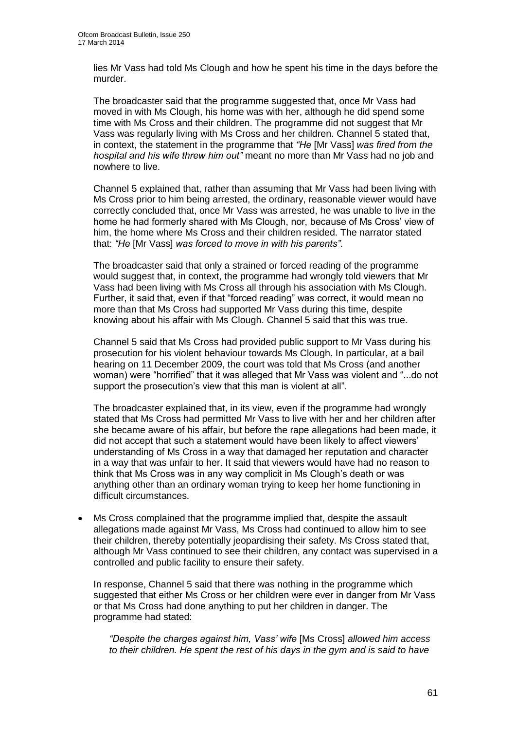lies Mr Vass had told Ms Clough and how he spent his time in the days before the murder.

The broadcaster said that the programme suggested that, once Mr Vass had moved in with Ms Clough, his home was with her, although he did spend some time with Ms Cross and their children. The programme did not suggest that Mr Vass was regularly living with Ms Cross and her children. Channel 5 stated that, in context, the statement in the programme that *"He* [Mr Vass] *was fired from the hospital and his wife threw him out"* meant no more than Mr Vass had no job and nowhere to live.

Channel 5 explained that, rather than assuming that Mr Vass had been living with Ms Cross prior to him being arrested, the ordinary, reasonable viewer would have correctly concluded that, once Mr Vass was arrested, he was unable to live in the home he had formerly shared with Ms Clough, nor, because of Ms Cross' view of him, the home where Ms Cross and their children resided. The narrator stated that: *"He* [Mr Vass] *was forced to move in with his parents"*.

The broadcaster said that only a strained or forced reading of the programme would suggest that, in context, the programme had wrongly told viewers that Mr Vass had been living with Ms Cross all through his association with Ms Clough. Further, it said that, even if that "forced reading" was correct, it would mean no more than that Ms Cross had supported Mr Vass during this time, despite knowing about his affair with Ms Clough. Channel 5 said that this was true.

Channel 5 said that Ms Cross had provided public support to Mr Vass during his prosecution for his violent behaviour towards Ms Clough. In particular, at a bail hearing on 11 December 2009, the court was told that Ms Cross (and another woman) were "horrified" that it was alleged that Mr Vass was violent and "...do not support the prosecution's view that this man is violent at all".

The broadcaster explained that, in its view, even if the programme had wrongly stated that Ms Cross had permitted Mr Vass to live with her and her children after she became aware of his affair, but before the rape allegations had been made, it did not accept that such a statement would have been likely to affect viewers' understanding of Ms Cross in a way that damaged her reputation and character in a way that was unfair to her. It said that viewers would have had no reason to think that Ms Cross was in any way complicit in Ms Clough's death or was anything other than an ordinary woman trying to keep her home functioning in difficult circumstances.

- Ms Cross complained that the programme implied that, despite the assault allegations made against Mr Vass, Ms Cross had continued to allow him to see their children, thereby potentially jeopardising their safety. Ms Cross stated that, although Mr Vass continued to see their children, any contact was supervised in a controlled and public facility to ensure their safety.

  In response, Channel 5 said that there was nothing in the programme which suggested that either Ms Cross or her children were ever in danger from Mr Vass or that Ms Cross had done anything to put her children in danger. The programme had stated:

  > *"Despite the charges against him, Vass' wife* [Ms Cross] *allowed him access to their children. He spent the rest of his days in the gym and is said to have*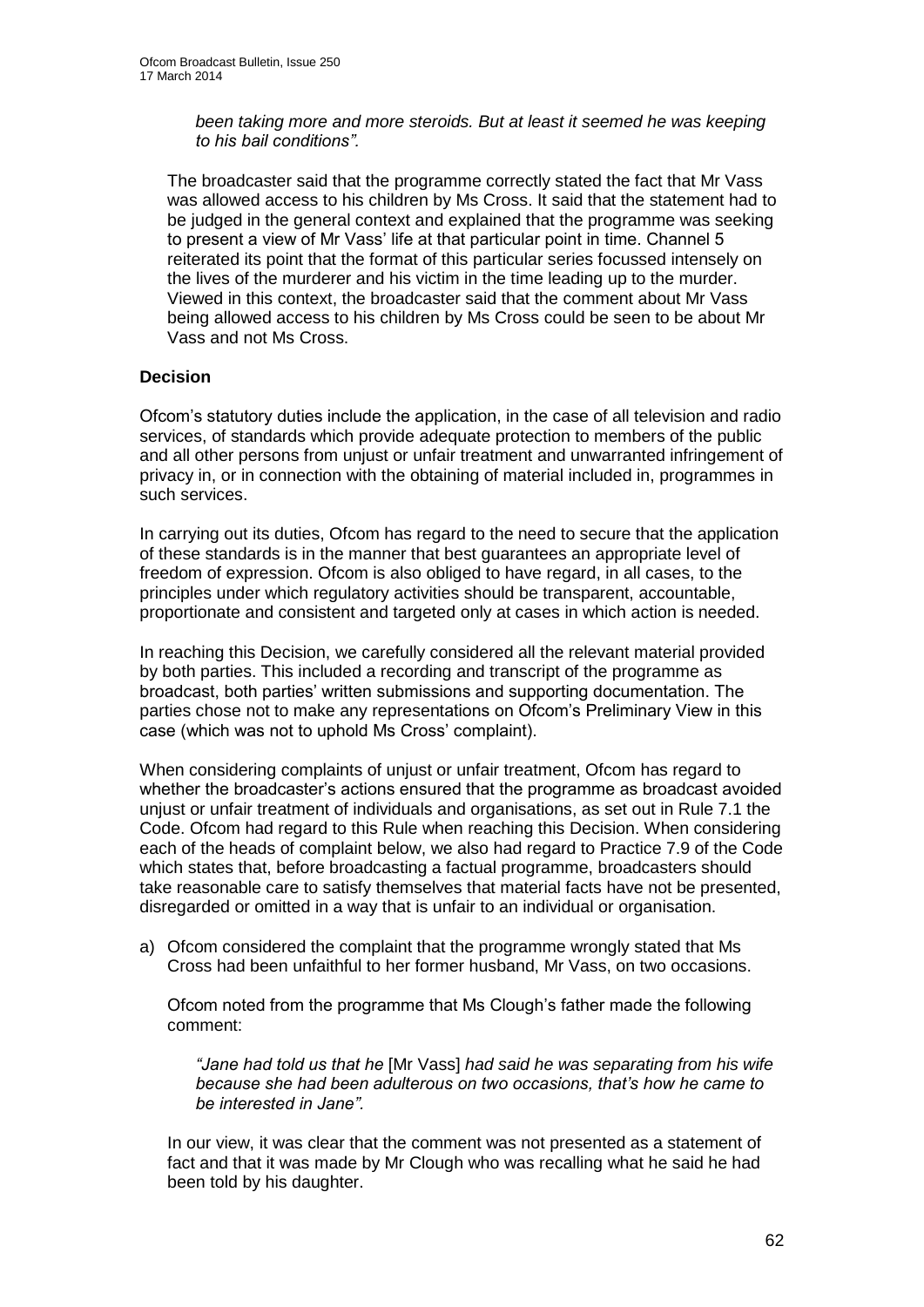*been taking more and more steroids. But at least it seemed he was keeping to his bail conditions".*

The broadcaster said that the programme correctly stated the fact that Mr Vass was allowed access to his children by Ms Cross. It said that the statement had to be judged in the general context and explained that the programme was seeking to present a view of Mr Vass' life at that particular point in time. Channel 5 reiterated its point that the format of this particular series focussed intensely on the lives of the murderer and his victim in the time leading up to the murder. Viewed in this context, the broadcaster said that the comment about Mr Vass being allowed access to his children by Ms Cross could be seen to be about Mr Vass and not Ms Cross.

**Decision**

Ofcom's statutory duties include the application, in the case of all television and radio services, of standards which provide adequate protection to members of the public and all other persons from unjust or unfair treatment and unwarranted infringement of privacy in, or in connection with the obtaining of material included in, programmes in such services.

In carrying out its duties, Ofcom has regard to the need to secure that the application of these standards is in the manner that best guarantees an appropriate level of freedom of expression. Ofcom is also obliged to have regard, in all cases, to the principles under which regulatory activities should be transparent, accountable, proportionate and consistent and targeted only at cases in which action is needed.

In reaching this Decision, we carefully considered all the relevant material provided by both parties. This included a recording and transcript of the programme as broadcast, both parties' written submissions and supporting documentation. The parties chose not to make any representations on Ofcom's Preliminary View in this case (which was not to uphold Ms Cross' complaint).

When considering complaints of unjust or unfair treatment, Ofcom has regard to whether the broadcaster's actions ensured that the programme as broadcast avoided unjust or unfair treatment of individuals and organisations, as set out in Rule 7.1 the Code. Ofcom had regard to this Rule when reaching this Decision. When considering each of the heads of complaint below, we also had regard to Practice 7.9 of the Code which states that, before broadcasting a factual programme, broadcasters should take reasonable care to satisfy themselves that material facts have not be presented, disregarded or omitted in a way that is unfair to an individual or organisation.

a) Ofcom considered the complaint that the programme wrongly stated that Ms Cross had been unfaithful to her former husband, Mr Vass, on two occasions.

   Ofcom noted from the programme that Ms Clough's father made the following comment:

   > *"Jane had told us that he* [Mr Vass] *had said he was separating from his wife because she had been adulterous on two occasions, that's how he came to be interested in Jane".*

   In our view, it was clear that the comment was not presented as a statement of fact and that it was made by Mr Clough who was recalling what he said he had been told by his daughter.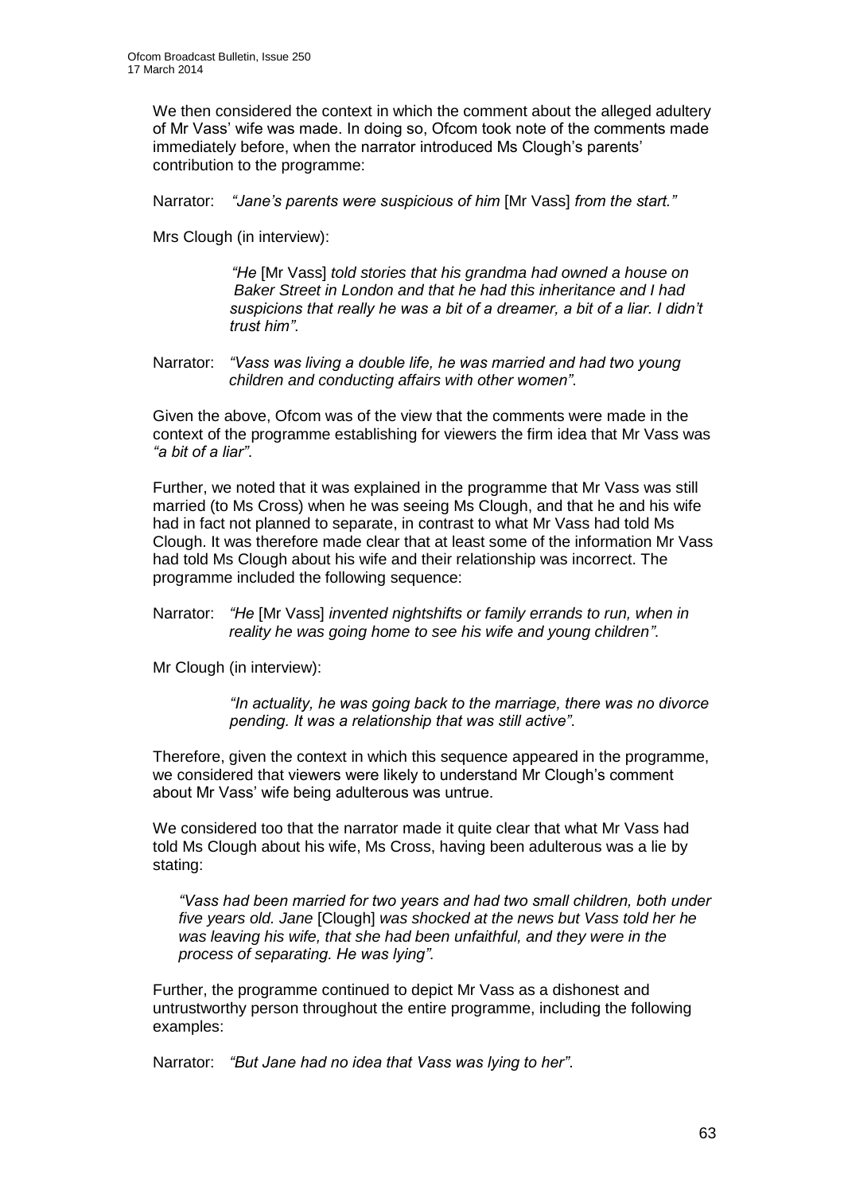We then considered the context in which the comment about the alleged adultery of Mr Vass' wife was made. In doing so, Ofcom took note of the comments made immediately before, when the narrator introduced Ms Clough's parents' contribution to the programme:

Narrator: *"Jane's parents were suspicious of him* [Mr Vass] *from the start."*

Mrs Clough (in interview):

> *"He* [Mr Vass] *told stories that his grandma had owned a house on Baker Street in London and that he had this inheritance and I had suspicions that really he was a bit of a dreamer, a bit of a liar. I didn't trust him"*.

Narrator: *"Vass was living a double life, he was married and had two young children and conducting affairs with other women"*.

Given the above, Ofcom was of the view that the comments were made in the context of the programme establishing for viewers the firm idea that Mr Vass was *"a bit of a liar"*.

Further, we noted that it was explained in the programme that Mr Vass was still married (to Ms Cross) when he was seeing Ms Clough, and that he and his wife had in fact not planned to separate, in contrast to what Mr Vass had told Ms Clough. It was therefore made clear that at least some of the information Mr Vass had told Ms Clough about his wife and their relationship was incorrect. The programme included the following sequence:

Narrator: *"He* [Mr Vass] *invented nightshifts or family errands to run, when in reality he was going home to see his wife and young children"*.

Mr Clough (in interview):

> *"In actuality, he was going back to the marriage, there was no divorce pending. It was a relationship that was still active"*.

Therefore, given the context in which this sequence appeared in the programme, we considered that viewers were likely to understand Mr Clough's comment about Mr Vass' wife being adulterous was untrue.

We considered too that the narrator made it quite clear that what Mr Vass had told Ms Clough about his wife, Ms Cross, having been adulterous was a lie by stating:

> *"Vass had been married for two years and had two small children, both under five years old. Jane* [Clough] *was shocked at the news but Vass told her he was leaving his wife, that she had been unfaithful, and they were in the process of separating. He was lying"*.

Further, the programme continued to depict Mr Vass as a dishonest and untrustworthy person throughout the entire programme, including the following examples:

Narrator: *"But Jane had no idea that Vass was lying to her"*.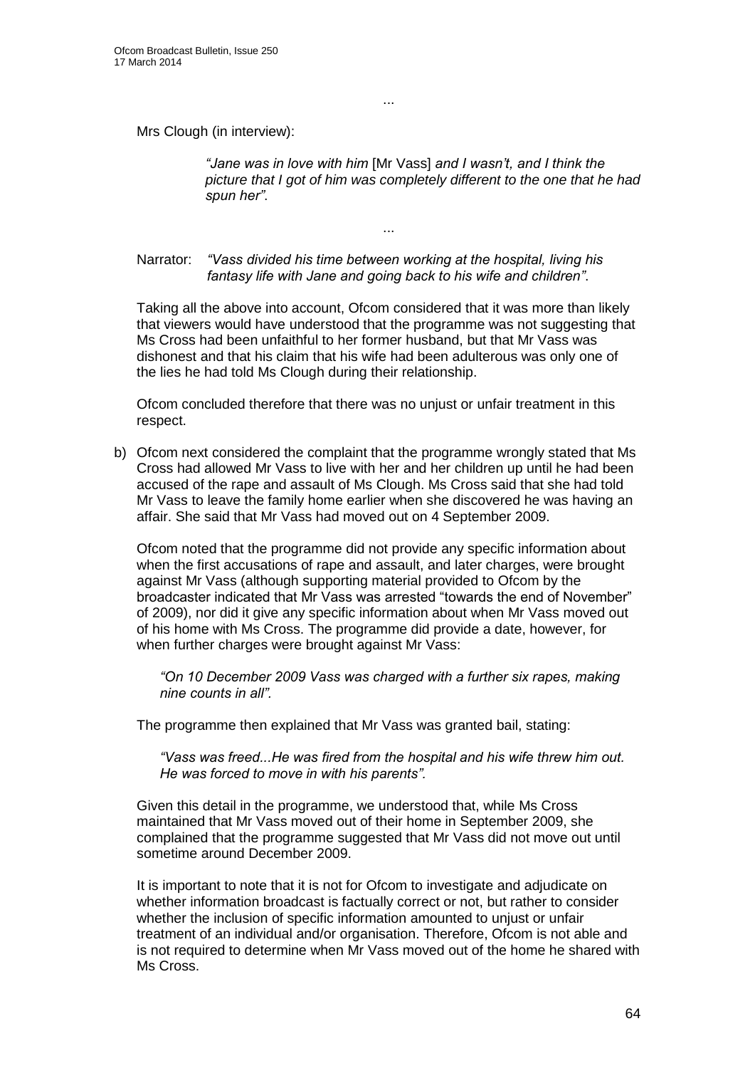...

Mrs Clough (in interview):

> *"Jane was in love with him* [Mr Vass] *and I wasn't, and I think the picture that I got of him was completely different to the one that he had spun her"*.

...

Narrator: *"Vass divided his time between working at the hospital, living his fantasy life with Jane and going back to his wife and children"*.

Taking all the above into account, Ofcom considered that it was more than likely that viewers would have understood that the programme was not suggesting that Ms Cross had been unfaithful to her former husband, but that Mr Vass was dishonest and that his claim that his wife had been adulterous was only one of the lies he had told Ms Clough during their relationship.

Ofcom concluded therefore that there was no unjust or unfair treatment in this respect.

b) Ofcom next considered the complaint that the programme wrongly stated that Ms Cross had allowed Mr Vass to live with her and her children up until he had been accused of the rape and assault of Ms Clough. Ms Cross said that she had told Mr Vass to leave the family home earlier when she discovered he was having an affair. She said that Mr Vass had moved out on 4 September 2009.

Ofcom noted that the programme did not provide any specific information about when the first accusations of rape and assault, and later charges, were brought against Mr Vass (although supporting material provided to Ofcom by the broadcaster indicated that Mr Vass was arrested "towards the end of November" of 2009), nor did it give any specific information about when Mr Vass moved out of his home with Ms Cross. The programme did provide a date, however, for when further charges were brought against Mr Vass:

> *"On 10 December 2009 Vass was charged with a further six rapes, making nine counts in all".*

The programme then explained that Mr Vass was granted bail, stating:

> *"Vass was freed...He was fired from the hospital and his wife threw him out. He was forced to move in with his parents".*

Given this detail in the programme, we understood that, while Ms Cross maintained that Mr Vass moved out of their home in September 2009, she complained that the programme suggested that Mr Vass did not move out until sometime around December 2009.

It is important to note that it is not for Ofcom to investigate and adjudicate on whether information broadcast is factually correct or not, but rather to consider whether the inclusion of specific information amounted to unjust or unfair treatment of an individual and/or organisation. Therefore, Ofcom is not able and is not required to determine when Mr Vass moved out of the home he shared with Ms Cross.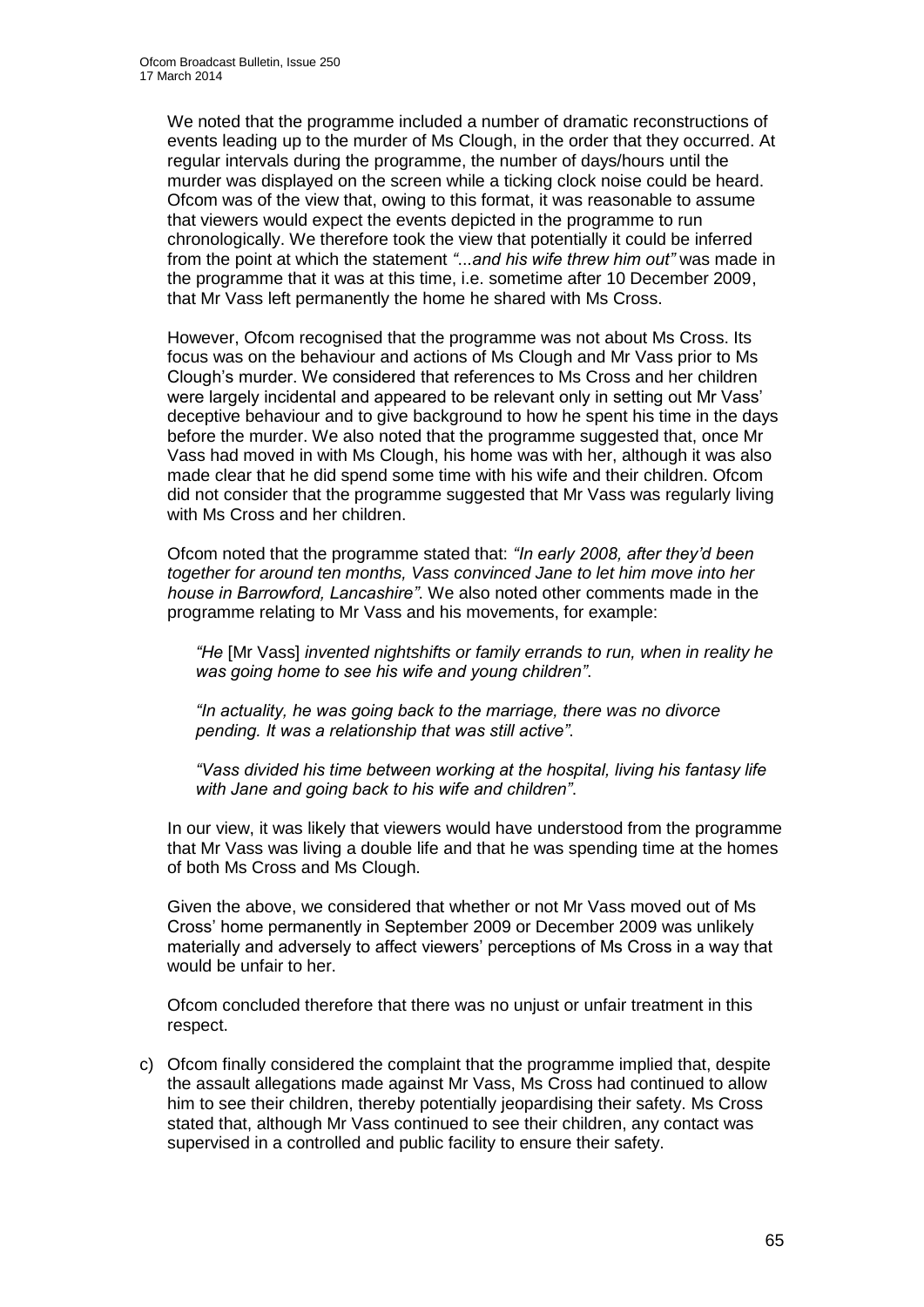We noted that the programme included a number of dramatic reconstructions of events leading up to the murder of Ms Clough, in the order that they occurred. At regular intervals during the programme, the number of days/hours until the murder was displayed on the screen while a ticking clock noise could be heard. Ofcom was of the view that, owing to this format, it was reasonable to assume that viewers would expect the events depicted in the programme to run chronologically. We therefore took the view that potentially it could be inferred from the point at which the statement *"...and his wife threw him out"* was made in the programme that it was at this time, i.e. sometime after 10 December 2009, that Mr Vass left permanently the home he shared with Ms Cross.

However, Ofcom recognised that the programme was not about Ms Cross. Its focus was on the behaviour and actions of Ms Clough and Mr Vass prior to Ms Clough's murder. We considered that references to Ms Cross and her children were largely incidental and appeared to be relevant only in setting out Mr Vass' deceptive behaviour and to give background to how he spent his time in the days before the murder. We also noted that the programme suggested that, once Mr Vass had moved in with Ms Clough, his home was with her, although it was also made clear that he did spend some time with his wife and their children. Ofcom did not consider that the programme suggested that Mr Vass was regularly living with Ms Cross and her children.

Ofcom noted that the programme stated that: *"In early 2008, after they'd been together for around ten months, Vass convinced Jane to let him move into her house in Barrowford, Lancashire"*. We also noted other comments made in the programme relating to Mr Vass and his movements, for example:

> *"He* [Mr Vass] *invented nightshifts or family errands to run, when in reality he was going home to see his wife and young children"*.
>
> *"In actuality, he was going back to the marriage, there was no divorce pending. It was a relationship that was still active"*.
>
> *"Vass divided his time between working at the hospital, living his fantasy life with Jane and going back to his wife and children"*.

In our view, it was likely that viewers would have understood from the programme that Mr Vass was living a double life and that he was spending time at the homes of both Ms Cross and Ms Clough.

Given the above, we considered that whether or not Mr Vass moved out of Ms Cross' home permanently in September 2009 or December 2009 was unlikely materially and adversely to affect viewers' perceptions of Ms Cross in a way that would be unfair to her.

Ofcom concluded therefore that there was no unjust or unfair treatment in this respect.

c) Ofcom finally considered the complaint that the programme implied that, despite the assault allegations made against Mr Vass, Ms Cross had continued to allow him to see their children, thereby potentially jeopardising their safety. Ms Cross stated that, although Mr Vass continued to see their children, any contact was supervised in a controlled and public facility to ensure their safety.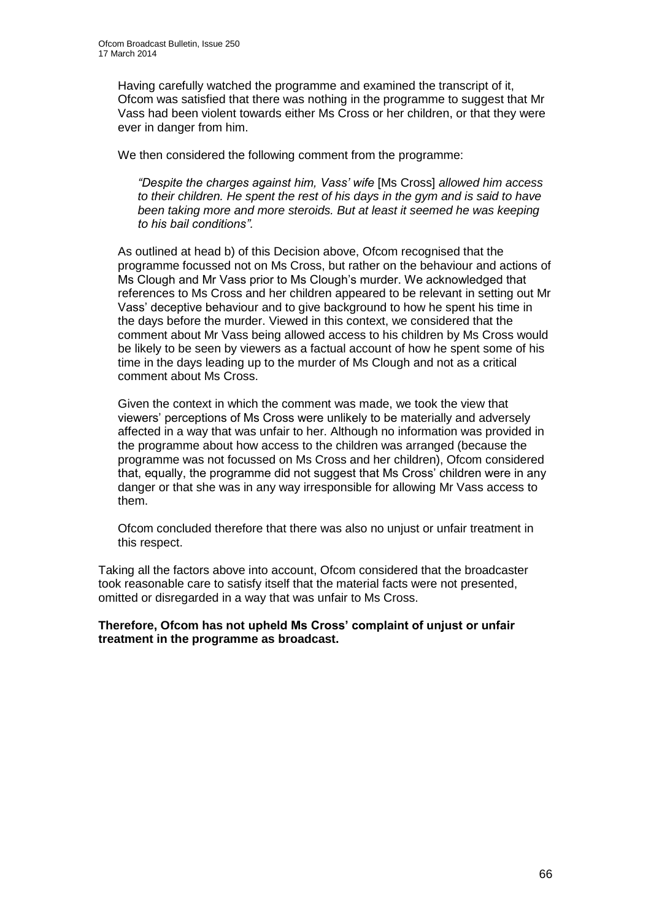Having carefully watched the programme and examined the transcript of it, Ofcom was satisfied that there was nothing in the programme to suggest that Mr Vass had been violent towards either Ms Cross or her children, or that they were ever in danger from him.

We then considered the following comment from the programme:

> *"Despite the charges against him, Vass' wife* [Ms Cross] *allowed him access to their children. He spent the rest of his days in the gym and is said to have been taking more and more steroids. But at least it seemed he was keeping to his bail conditions".*

As outlined at head b) of this Decision above, Ofcom recognised that the programme focussed not on Ms Cross, but rather on the behaviour and actions of Ms Clough and Mr Vass prior to Ms Clough's murder. We acknowledged that references to Ms Cross and her children appeared to be relevant in setting out Mr Vass' deceptive behaviour and to give background to how he spent his time in the days before the murder. Viewed in this context, we considered that the comment about Mr Vass being allowed access to his children by Ms Cross would be likely to be seen by viewers as a factual account of how he spent some of his time in the days leading up to the murder of Ms Clough and not as a critical comment about Ms Cross.

Given the context in which the comment was made, we took the view that viewers' perceptions of Ms Cross were unlikely to be materially and adversely affected in a way that was unfair to her. Although no information was provided in the programme about how access to the children was arranged (because the programme was not focussed on Ms Cross and her children), Ofcom considered that, equally, the programme did not suggest that Ms Cross' children were in any danger or that she was in any way irresponsible for allowing Mr Vass access to them.

Ofcom concluded therefore that there was also no unjust or unfair treatment in this respect.

Taking all the factors above into account, Ofcom considered that the broadcaster took reasonable care to satisfy itself that the material facts were not presented, omitted or disregarded in a way that was unfair to Ms Cross.

**Therefore, Ofcom has not upheld Ms Cross' complaint of unjust or unfair treatment in the programme as broadcast.**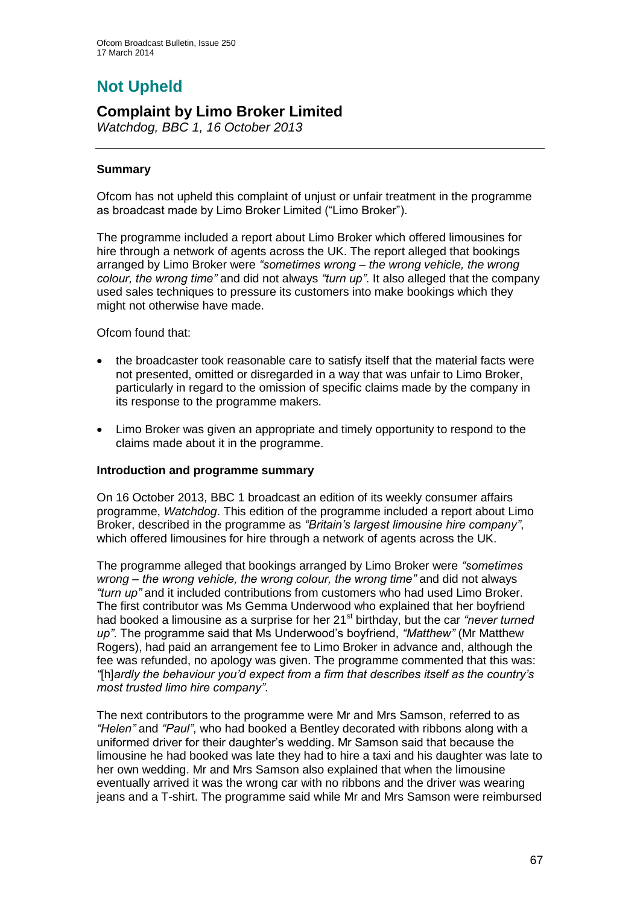# Not Upheld

## Complaint by Limo Broker Limited

*Watchdog, BBC 1, 16 October 2013*

### Summary

Ofcom has not upheld this complaint of unjust or unfair treatment in the programme as broadcast made by Limo Broker Limited ("Limo Broker").

The programme included a report about Limo Broker which offered limousines for hire through a network of agents across the UK. The report alleged that bookings arranged by Limo Broker were *"sometimes wrong – the wrong vehicle, the wrong colour, the wrong time"* and did not always *"turn up"*. It also alleged that the company used sales techniques to pressure its customers into make bookings which they might not otherwise have made.

Ofcom found that:

- the broadcaster took reasonable care to satisfy itself that the material facts were not presented, omitted or disregarded in a way that was unfair to Limo Broker, particularly in regard to the omission of specific claims made by the company in its response to the programme makers.
- Limo Broker was given an appropriate and timely opportunity to respond to the claims made about it in the programme.

### Introduction and programme summary

On 16 October 2013, BBC 1 broadcast an edition of its weekly consumer affairs programme, *Watchdog*. This edition of the programme included a report about Limo Broker, described in the programme as *"Britain's largest limousine hire company"*, which offered limousines for hire through a network of agents across the UK.

The programme alleged that bookings arranged by Limo Broker were *"sometimes wrong – the wrong vehicle, the wrong colour, the wrong time"* and did not always *"turn up"* and it included contributions from customers who had used Limo Broker. The first contributor was Ms Gemma Underwood who explained that her boyfriend had booked a limousine as a surprise for her 21st birthday, but the car *"never turned up"*. The programme said that Ms Underwood's boyfriend, *"Matthew"* (Mr Matthew Rogers), had paid an arrangement fee to Limo Broker in advance and, although the fee was refunded, no apology was given. The programme commented that this was: *"*[h]*ardly the behaviour you'd expect from a firm that describes itself as the country's most trusted limo hire company"*.

The next contributors to the programme were Mr and Mrs Samson, referred to as *"Helen"* and *"Paul"*, who had booked a Bentley decorated with ribbons along with a uniformed driver for their daughter's wedding. Mr Samson said that because the limousine he had booked was late they had to hire a taxi and his daughter was late to her own wedding. Mr and Mrs Samson also explained that when the limousine eventually arrived it was the wrong car with no ribbons and the driver was wearing jeans and a T-shirt. The programme said while Mr and Mrs Samson were reimbursed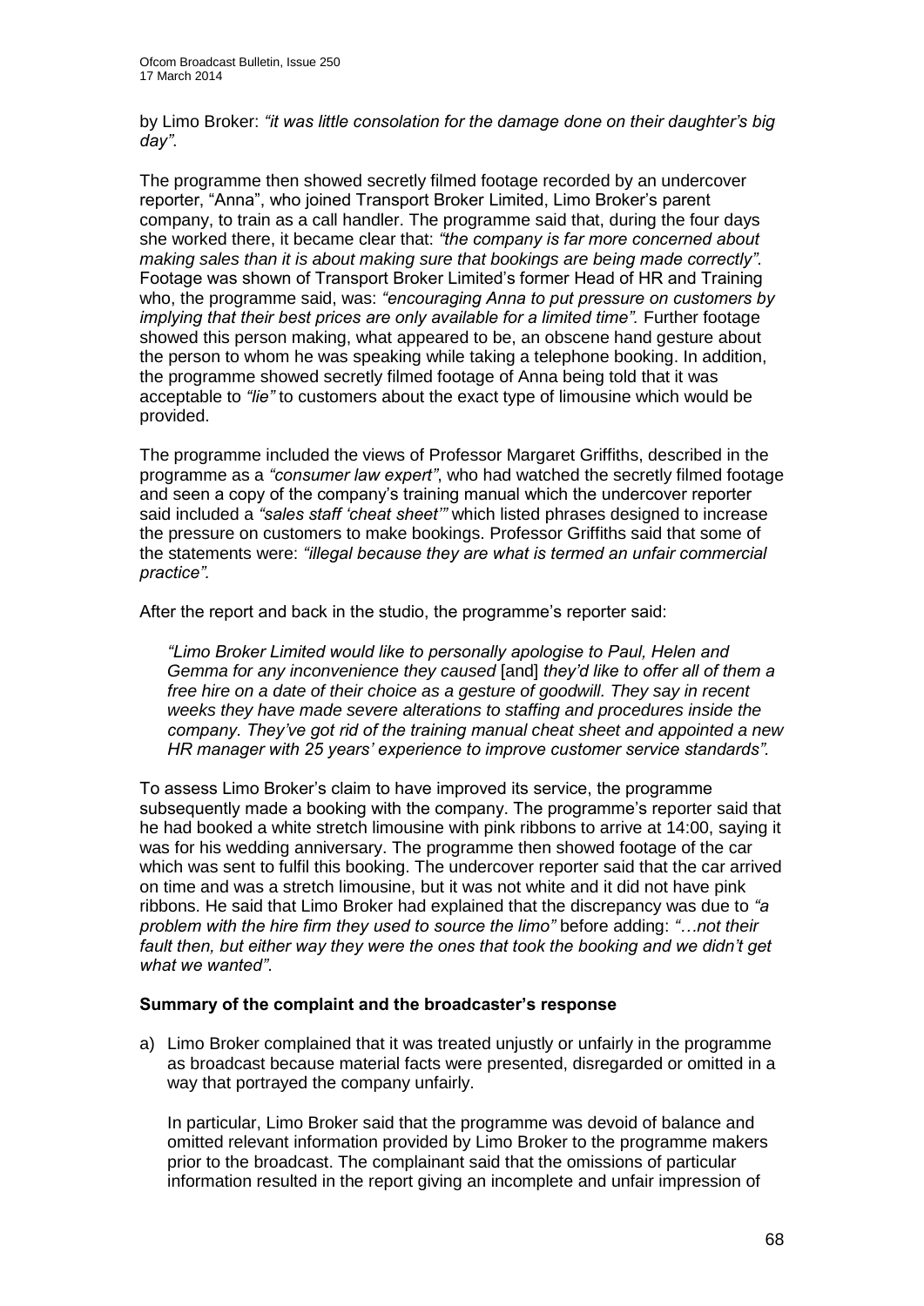by Limo Broker: *"it was little consolation for the damage done on their daughter's big day"*.

The programme then showed secretly filmed footage recorded by an undercover reporter, "Anna", who joined Transport Broker Limited, Limo Broker's parent company, to train as a call handler. The programme said that, during the four days she worked there, it became clear that: *"the company is far more concerned about making sales than it is about making sure that bookings are being made correctly"*. Footage was shown of Transport Broker Limited's former Head of HR and Training who, the programme said, was: *"encouraging Anna to put pressure on customers by implying that their best prices are only available for a limited time".* Further footage showed this person making, what appeared to be, an obscene hand gesture about the person to whom he was speaking while taking a telephone booking. In addition, the programme showed secretly filmed footage of Anna being told that it was acceptable to *"lie"* to customers about the exact type of limousine which would be provided.

The programme included the views of Professor Margaret Griffiths, described in the programme as a *"consumer law expert"*, who had watched the secretly filmed footage and seen a copy of the company's training manual which the undercover reporter said included a *"sales staff 'cheat sheet'"* which listed phrases designed to increase the pressure on customers to make bookings. Professor Griffiths said that some of the statements were: *"illegal because they are what is termed an unfair commercial practice".*

After the report and back in the studio, the programme's reporter said:

> *"Limo Broker Limited would like to personally apologise to Paul, Helen and Gemma for any inconvenience they caused* [and] *they'd like to offer all of them a free hire on a date of their choice as a gesture of goodwill. They say in recent weeks they have made severe alterations to staffing and procedures inside the company. They've got rid of the training manual cheat sheet and appointed a new HR manager with 25 years' experience to improve customer service standards".*

To assess Limo Broker's claim to have improved its service, the programme subsequently made a booking with the company. The programme's reporter said that he had booked a white stretch limousine with pink ribbons to arrive at 14:00, saying it was for his wedding anniversary. The programme then showed footage of the car which was sent to fulfil this booking. The undercover reporter said that the car arrived on time and was a stretch limousine, but it was not white and it did not have pink ribbons. He said that Limo Broker had explained that the discrepancy was due to *"a problem with the hire firm they used to source the limo"* before adding: *"…not their fault then, but either way they were the ones that took the booking and we didn't get what we wanted"*.

**Summary of the complaint and the broadcaster's response**

a) Limo Broker complained that it was treated unjustly or unfairly in the programme as broadcast because material facts were presented, disregarded or omitted in a way that portrayed the company unfairly.

In particular, Limo Broker said that the programme was devoid of balance and omitted relevant information provided by Limo Broker to the programme makers prior to the broadcast. The complainant said that the omissions of particular information resulted in the report giving an incomplete and unfair impression of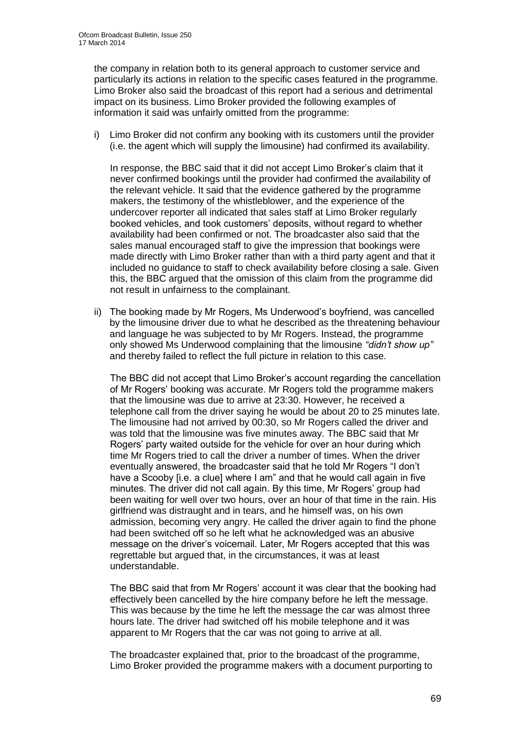the company in relation both to its general approach to customer service and particularly its actions in relation to the specific cases featured in the programme. Limo Broker also said the broadcast of this report had a serious and detrimental impact on its business. Limo Broker provided the following examples of information it said was unfairly omitted from the programme:

i) Limo Broker did not confirm any booking with its customers until the provider (i.e. the agent which will supply the limousine) had confirmed its availability.

   In response, the BBC said that it did not accept Limo Broker's claim that it never confirmed bookings until the provider had confirmed the availability of the relevant vehicle. It said that the evidence gathered by the programme makers, the testimony of the whistleblower, and the experience of the undercover reporter all indicated that sales staff at Limo Broker regularly booked vehicles, and took customers' deposits, without regard to whether availability had been confirmed or not. The broadcaster also said that the sales manual encouraged staff to give the impression that bookings were made directly with Limo Broker rather than with a third party agent and that it included no guidance to staff to check availability before closing a sale. Given this, the BBC argued that the omission of this claim from the programme did not result in unfairness to the complainant.

ii) The booking made by Mr Rogers, Ms Underwood's boyfriend, was cancelled by the limousine driver due to what he described as the threatening behaviour and language he was subjected to by Mr Rogers. Instead, the programme only showed Ms Underwood complaining that the limousine *"didn't show up"* and thereby failed to reflect the full picture in relation to this case.

   The BBC did not accept that Limo Broker's account regarding the cancellation of Mr Rogers' booking was accurate. Mr Rogers told the programme makers that the limousine was due to arrive at 23:30. However, he received a telephone call from the driver saying he would be about 20 to 25 minutes late. The limousine had not arrived by 00:30, so Mr Rogers called the driver and was told that the limousine was five minutes away. The BBC said that Mr Rogers' party waited outside for the vehicle for over an hour during which time Mr Rogers tried to call the driver a number of times. When the driver eventually answered, the broadcaster said that he told Mr Rogers "I don't have a Scooby [i.e. a clue] where I am" and that he would call again in five minutes. The driver did not call again. By this time, Mr Rogers' group had been waiting for well over two hours, over an hour of that time in the rain. His girlfriend was distraught and in tears, and he himself was, on his own admission, becoming very angry. He called the driver again to find the phone had been switched off so he left what he acknowledged was an abusive message on the driver's voicemail. Later, Mr Rogers accepted that this was regrettable but argued that, in the circumstances, it was at least understandable.

   The BBC said that from Mr Rogers' account it was clear that the booking had effectively been cancelled by the hire company before he left the message. This was because by the time he left the message the car was almost three hours late. The driver had switched off his mobile telephone and it was apparent to Mr Rogers that the car was not going to arrive at all.

   The broadcaster explained that, prior to the broadcast of the programme, Limo Broker provided the programme makers with a document purporting to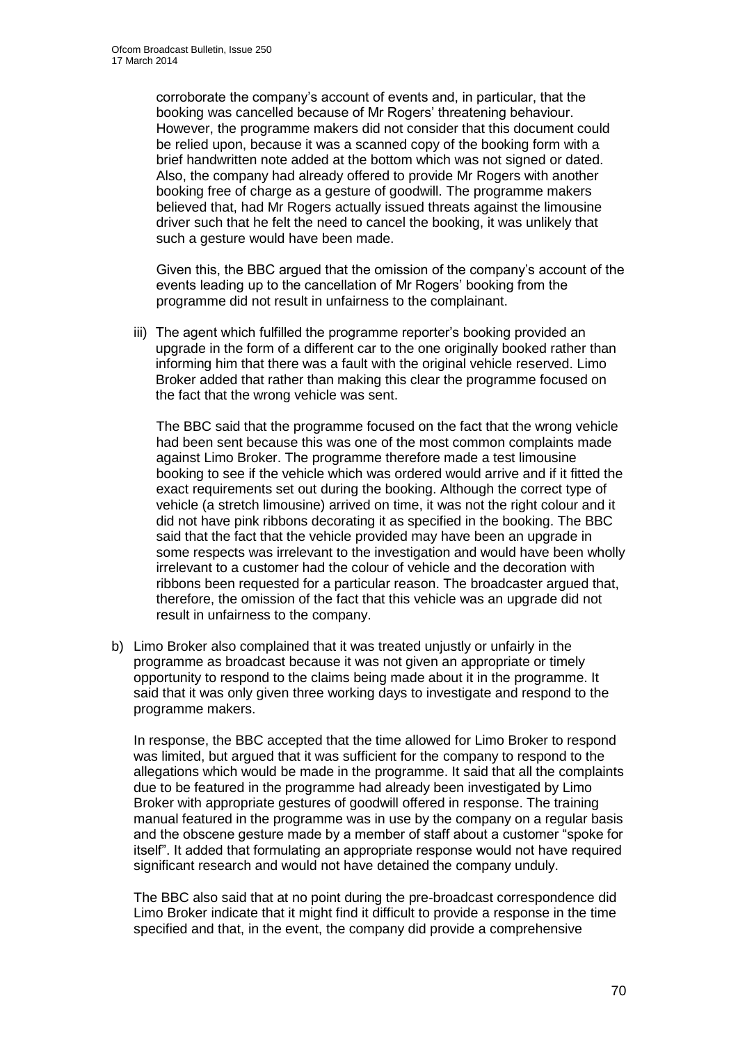corroborate the company's account of events and, in particular, that the booking was cancelled because of Mr Rogers' threatening behaviour. However, the programme makers did not consider that this document could be relied upon, because it was a scanned copy of the booking form with a brief handwritten note added at the bottom which was not signed or dated. Also, the company had already offered to provide Mr Rogers with another booking free of charge as a gesture of goodwill. The programme makers believed that, had Mr Rogers actually issued threats against the limousine driver such that he felt the need to cancel the booking, it was unlikely that such a gesture would have been made.

Given this, the BBC argued that the omission of the company's account of the events leading up to the cancellation of Mr Rogers' booking from the programme did not result in unfairness to the complainant.

iii) The agent which fulfilled the programme reporter's booking provided an upgrade in the form of a different car to the one originally booked rather than informing him that there was a fault with the original vehicle reserved. Limo Broker added that rather than making this clear the programme focused on the fact that the wrong vehicle was sent.

The BBC said that the programme focused on the fact that the wrong vehicle had been sent because this was one of the most common complaints made against Limo Broker. The programme therefore made a test limousine booking to see if the vehicle which was ordered would arrive and if it fitted the exact requirements set out during the booking. Although the correct type of vehicle (a stretch limousine) arrived on time, it was not the right colour and it did not have pink ribbons decorating it as specified in the booking. The BBC said that the fact that the vehicle provided may have been an upgrade in some respects was irrelevant to the investigation and would have been wholly irrelevant to a customer had the colour of vehicle and the decoration with ribbons been requested for a particular reason. The broadcaster argued that, therefore, the omission of the fact that this vehicle was an upgrade did not result in unfairness to the company.

b) Limo Broker also complained that it was treated unjustly or unfairly in the programme as broadcast because it was not given an appropriate or timely opportunity to respond to the claims being made about it in the programme. It said that it was only given three working days to investigate and respond to the programme makers.

In response, the BBC accepted that the time allowed for Limo Broker to respond was limited, but argued that it was sufficient for the company to respond to the allegations which would be made in the programme. It said that all the complaints due to be featured in the programme had already been investigated by Limo Broker with appropriate gestures of goodwill offered in response. The training manual featured in the programme was in use by the company on a regular basis and the obscene gesture made by a member of staff about a customer "spoke for itself". It added that formulating an appropriate response would not have required significant research and would not have detained the company unduly.

The BBC also said that at no point during the pre-broadcast correspondence did Limo Broker indicate that it might find it difficult to provide a response in the time specified and that, in the event, the company did provide a comprehensive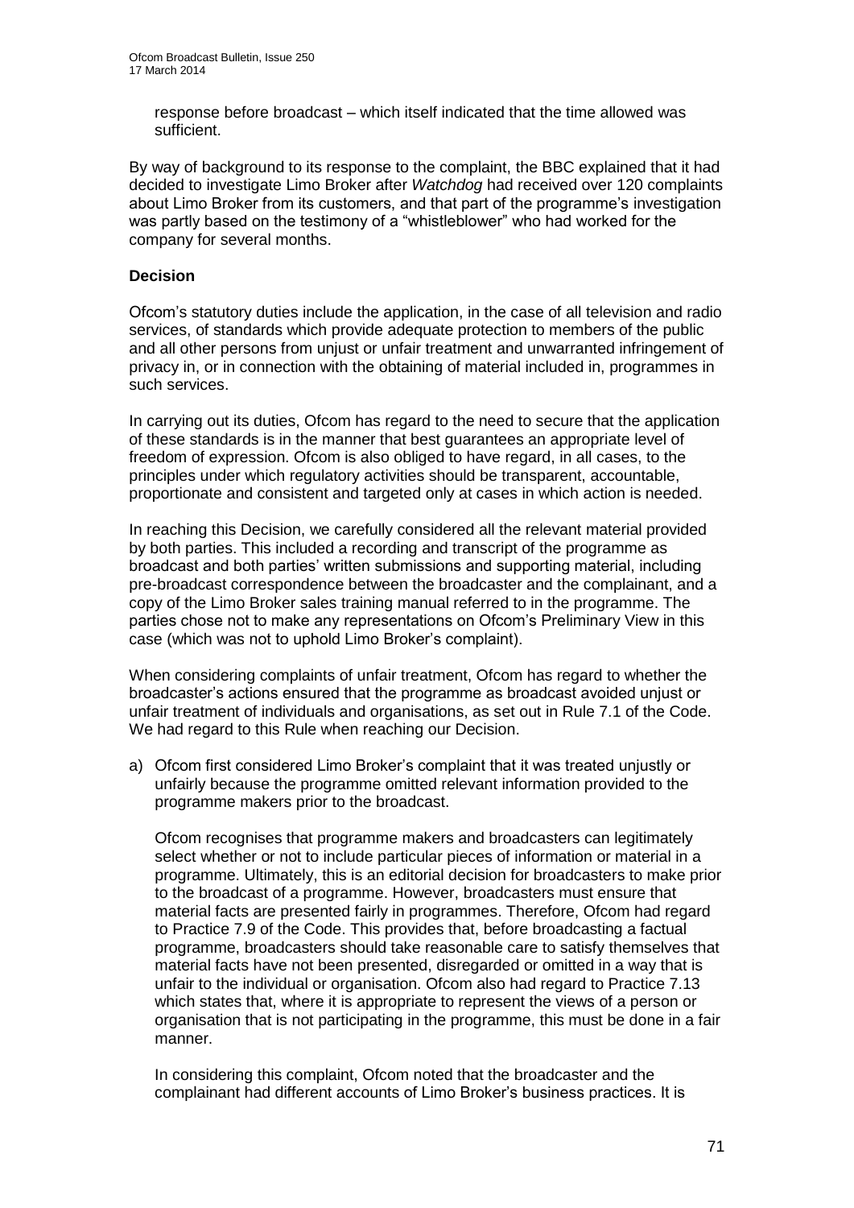response before broadcast – which itself indicated that the time allowed was sufficient.

By way of background to its response to the complaint, the BBC explained that it had decided to investigate Limo Broker after *Watchdog* had received over 120 complaints about Limo Broker from its customers, and that part of the programme's investigation was partly based on the testimony of a "whistleblower" who had worked for the company for several months.

**Decision**

Ofcom's statutory duties include the application, in the case of all television and radio services, of standards which provide adequate protection to members of the public and all other persons from unjust or unfair treatment and unwarranted infringement of privacy in, or in connection with the obtaining of material included in, programmes in such services.

In carrying out its duties, Ofcom has regard to the need to secure that the application of these standards is in the manner that best guarantees an appropriate level of freedom of expression. Ofcom is also obliged to have regard, in all cases, to the principles under which regulatory activities should be transparent, accountable, proportionate and consistent and targeted only at cases in which action is needed.

In reaching this Decision, we carefully considered all the relevant material provided by both parties. This included a recording and transcript of the programme as broadcast and both parties' written submissions and supporting material, including pre-broadcast correspondence between the broadcaster and the complainant, and a copy of the Limo Broker sales training manual referred to in the programme. The parties chose not to make any representations on Ofcom's Preliminary View in this case (which was not to uphold Limo Broker's complaint).

When considering complaints of unfair treatment, Ofcom has regard to whether the broadcaster's actions ensured that the programme as broadcast avoided unjust or unfair treatment of individuals and organisations, as set out in Rule 7.1 of the Code. We had regard to this Rule when reaching our Decision.

a) Ofcom first considered Limo Broker's complaint that it was treated unjustly or unfairly because the programme omitted relevant information provided to the programme makers prior to the broadcast.

   Ofcom recognises that programme makers and broadcasters can legitimately select whether or not to include particular pieces of information or material in a programme. Ultimately, this is an editorial decision for broadcasters to make prior to the broadcast of a programme. However, broadcasters must ensure that material facts are presented fairly in programmes. Therefore, Ofcom had regard to Practice 7.9 of the Code. This provides that, before broadcasting a factual programme, broadcasters should take reasonable care to satisfy themselves that material facts have not been presented, disregarded or omitted in a way that is unfair to the individual or organisation. Ofcom also had regard to Practice 7.13 which states that, where it is appropriate to represent the views of a person or organisation that is not participating in the programme, this must be done in a fair manner.

   In considering this complaint, Ofcom noted that the broadcaster and the complainant had different accounts of Limo Broker's business practices. It is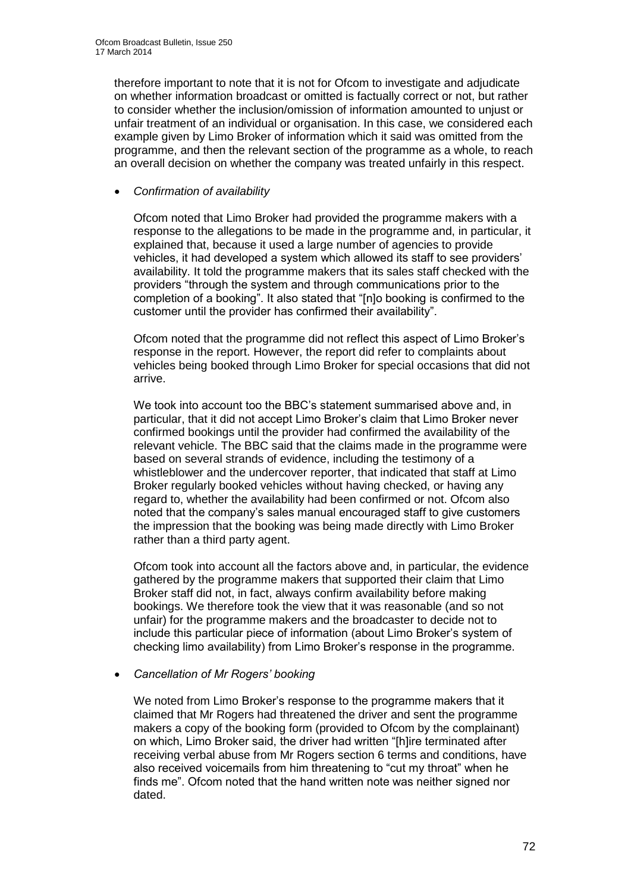therefore important to note that it is not for Ofcom to investigate and adjudicate on whether information broadcast or omitted is factually correct or not, but rather to consider whether the inclusion/omission of information amounted to unjust or unfair treatment of an individual or organisation. In this case, we considered each example given by Limo Broker of information which it said was omitted from the programme, and then the relevant section of the programme as a whole, to reach an overall decision on whether the company was treated unfairly in this respect.

- *Confirmation of availability*

  Ofcom noted that Limo Broker had provided the programme makers with a response to the allegations to be made in the programme and, in particular, it explained that, because it used a large number of agencies to provide vehicles, it had developed a system which allowed its staff to see providers' availability. It told the programme makers that its sales staff checked with the providers "through the system and through communications prior to the completion of a booking". It also stated that "[n]o booking is confirmed to the customer until the provider has confirmed their availability".

  Ofcom noted that the programme did not reflect this aspect of Limo Broker's response in the report. However, the report did refer to complaints about vehicles being booked through Limo Broker for special occasions that did not arrive.

  We took into account too the BBC's statement summarised above and, in particular, that it did not accept Limo Broker's claim that Limo Broker never confirmed bookings until the provider had confirmed the availability of the relevant vehicle. The BBC said that the claims made in the programme were based on several strands of evidence, including the testimony of a whistleblower and the undercover reporter, that indicated that staff at Limo Broker regularly booked vehicles without having checked, or having any regard to, whether the availability had been confirmed or not. Ofcom also noted that the company's sales manual encouraged staff to give customers the impression that the booking was being made directly with Limo Broker rather than a third party agent.

  Ofcom took into account all the factors above and, in particular, the evidence gathered by the programme makers that supported their claim that Limo Broker staff did not, in fact, always confirm availability before making bookings. We therefore took the view that it was reasonable (and so not unfair) for the programme makers and the broadcaster to decide not to include this particular piece of information (about Limo Broker's system of checking limo availability) from Limo Broker's response in the programme.

- *Cancellation of Mr Rogers' booking*

  We noted from Limo Broker's response to the programme makers that it claimed that Mr Rogers had threatened the driver and sent the programme makers a copy of the booking form (provided to Ofcom by the complainant) on which, Limo Broker said, the driver had written "[h]ire terminated after receiving verbal abuse from Mr Rogers section 6 terms and conditions, have also received voicemails from him threatening to "cut my throat" when he finds me". Ofcom noted that the hand written note was neither signed nor dated.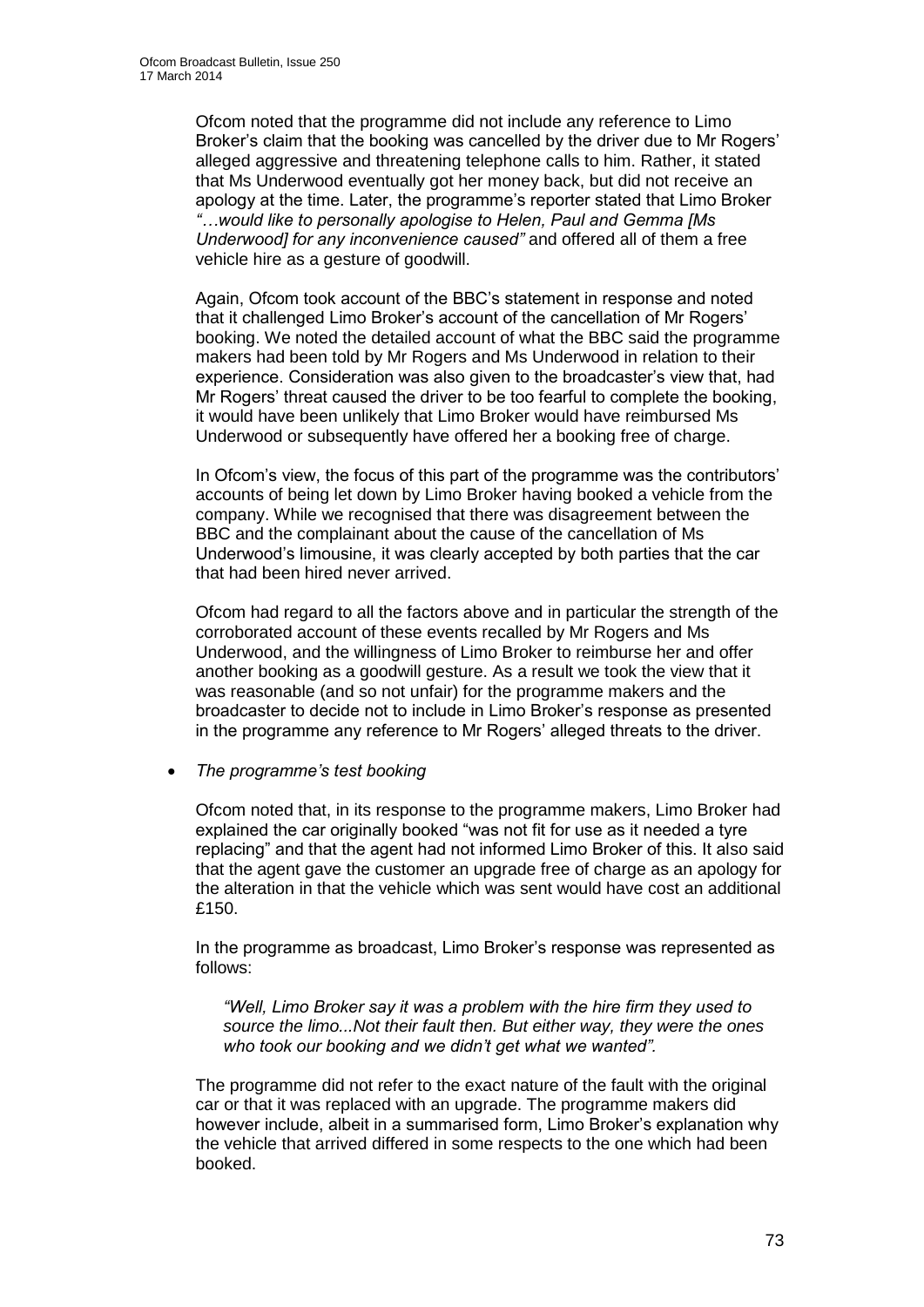Ofcom noted that the programme did not include any reference to Limo Broker's claim that the booking was cancelled by the driver due to Mr Rogers' alleged aggressive and threatening telephone calls to him. Rather, it stated that Ms Underwood eventually got her money back, but did not receive an apology at the time. Later, the programme's reporter stated that Limo Broker *"…would like to personally apologise to Helen, Paul and Gemma [Ms Underwood] for any inconvenience caused"* and offered all of them a free vehicle hire as a gesture of goodwill.

Again, Ofcom took account of the BBC's statement in response and noted that it challenged Limo Broker's account of the cancellation of Mr Rogers' booking. We noted the detailed account of what the BBC said the programme makers had been told by Mr Rogers and Ms Underwood in relation to their experience. Consideration was also given to the broadcaster's view that, had Mr Rogers' threat caused the driver to be too fearful to complete the booking, it would have been unlikely that Limo Broker would have reimbursed Ms Underwood or subsequently have offered her a booking free of charge.

In Ofcom's view, the focus of this part of the programme was the contributors' accounts of being let down by Limo Broker having booked a vehicle from the company. While we recognised that there was disagreement between the BBC and the complainant about the cause of the cancellation of Ms Underwood's limousine, it was clearly accepted by both parties that the car that had been hired never arrived.

Ofcom had regard to all the factors above and in particular the strength of the corroborated account of these events recalled by Mr Rogers and Ms Underwood, and the willingness of Limo Broker to reimburse her and offer another booking as a goodwill gesture. As a result we took the view that it was reasonable (and so not unfair) for the programme makers and the broadcaster to decide not to include in Limo Broker's response as presented in the programme any reference to Mr Rogers' alleged threats to the driver.

- *The programme's test booking*

Ofcom noted that, in its response to the programme makers, Limo Broker had explained the car originally booked "was not fit for use as it needed a tyre replacing" and that the agent had not informed Limo Broker of this. It also said that the agent gave the customer an upgrade free of charge as an apology for the alteration in that the vehicle which was sent would have cost an additional £150.

In the programme as broadcast, Limo Broker's response was represented as follows:

> *"Well, Limo Broker say it was a problem with the hire firm they used to source the limo...Not their fault then. But either way, they were the ones who took our booking and we didn't get what we wanted".*

The programme did not refer to the exact nature of the fault with the original car or that it was replaced with an upgrade. The programme makers did however include, albeit in a summarised form, Limo Broker's explanation why the vehicle that arrived differed in some respects to the one which had been booked.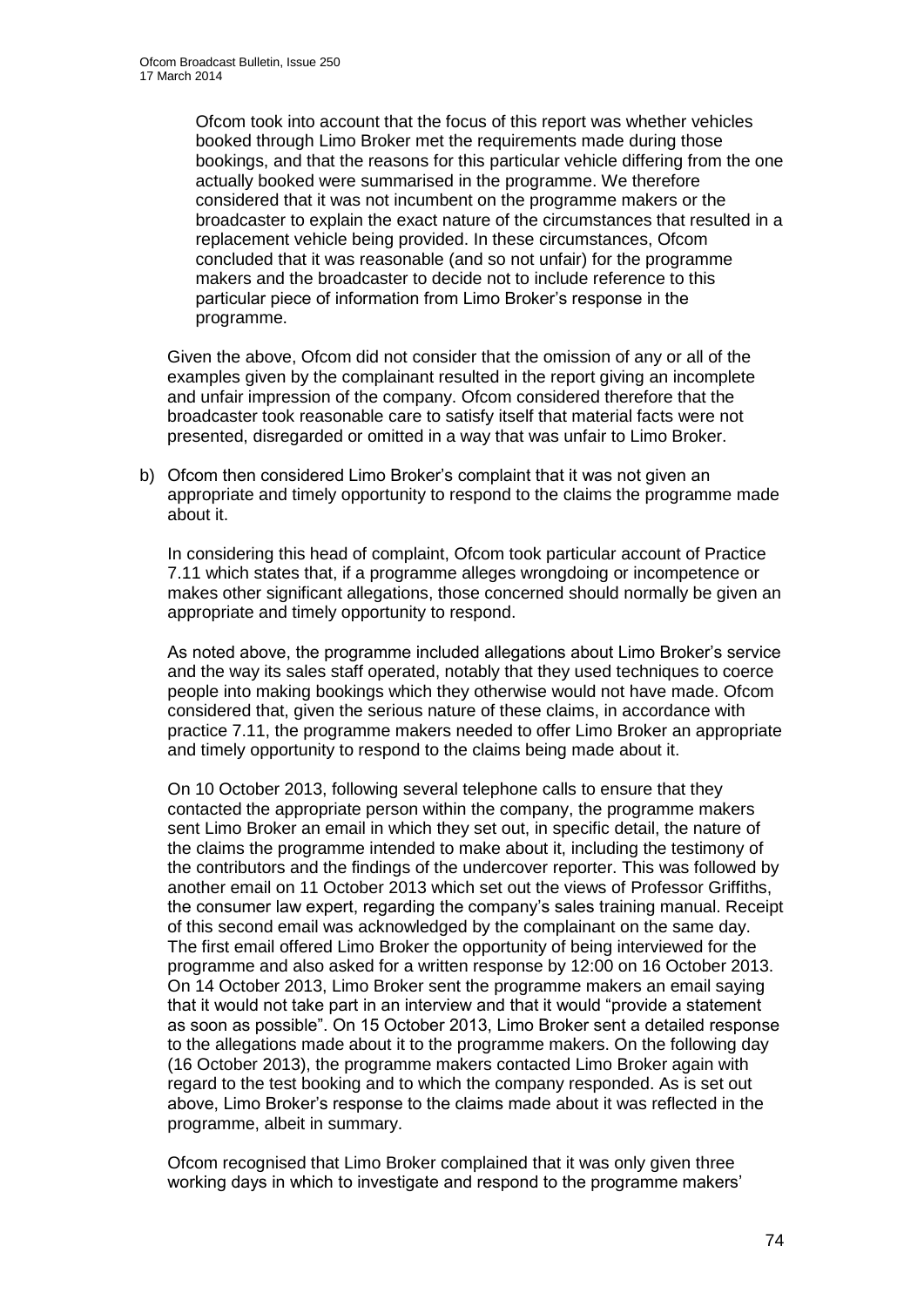Ofcom took into account that the focus of this report was whether vehicles booked through Limo Broker met the requirements made during those bookings, and that the reasons for this particular vehicle differing from the one actually booked were summarised in the programme. We therefore considered that it was not incumbent on the programme makers or the broadcaster to explain the exact nature of the circumstances that resulted in a replacement vehicle being provided. In these circumstances, Ofcom concluded that it was reasonable (and so not unfair) for the programme makers and the broadcaster to decide not to include reference to this particular piece of information from Limo Broker's response in the programme.

Given the above, Ofcom did not consider that the omission of any or all of the examples given by the complainant resulted in the report giving an incomplete and unfair impression of the company. Ofcom considered therefore that the broadcaster took reasonable care to satisfy itself that material facts were not presented, disregarded or omitted in a way that was unfair to Limo Broker.

b) Ofcom then considered Limo Broker's complaint that it was not given an appropriate and timely opportunity to respond to the claims the programme made about it.

In considering this head of complaint, Ofcom took particular account of Practice 7.11 which states that, if a programme alleges wrongdoing or incompetence or makes other significant allegations, those concerned should normally be given an appropriate and timely opportunity to respond.

As noted above, the programme included allegations about Limo Broker's service and the way its sales staff operated, notably that they used techniques to coerce people into making bookings which they otherwise would not have made. Ofcom considered that, given the serious nature of these claims, in accordance with practice 7.11, the programme makers needed to offer Limo Broker an appropriate and timely opportunity to respond to the claims being made about it.

On 10 October 2013, following several telephone calls to ensure that they contacted the appropriate person within the company, the programme makers sent Limo Broker an email in which they set out, in specific detail, the nature of the claims the programme intended to make about it, including the testimony of the contributors and the findings of the undercover reporter. This was followed by another email on 11 October 2013 which set out the views of Professor Griffiths, the consumer law expert, regarding the company's sales training manual. Receipt of this second email was acknowledged by the complainant on the same day. The first email offered Limo Broker the opportunity of being interviewed for the programme and also asked for a written response by 12:00 on 16 October 2013. On 14 October 2013, Limo Broker sent the programme makers an email saying that it would not take part in an interview and that it would "provide a statement as soon as possible". On 15 October 2013, Limo Broker sent a detailed response to the allegations made about it to the programme makers. On the following day (16 October 2013), the programme makers contacted Limo Broker again with regard to the test booking and to which the company responded. As is set out above, Limo Broker's response to the claims made about it was reflected in the programme, albeit in summary.

Ofcom recognised that Limo Broker complained that it was only given three working days in which to investigate and respond to the programme makers'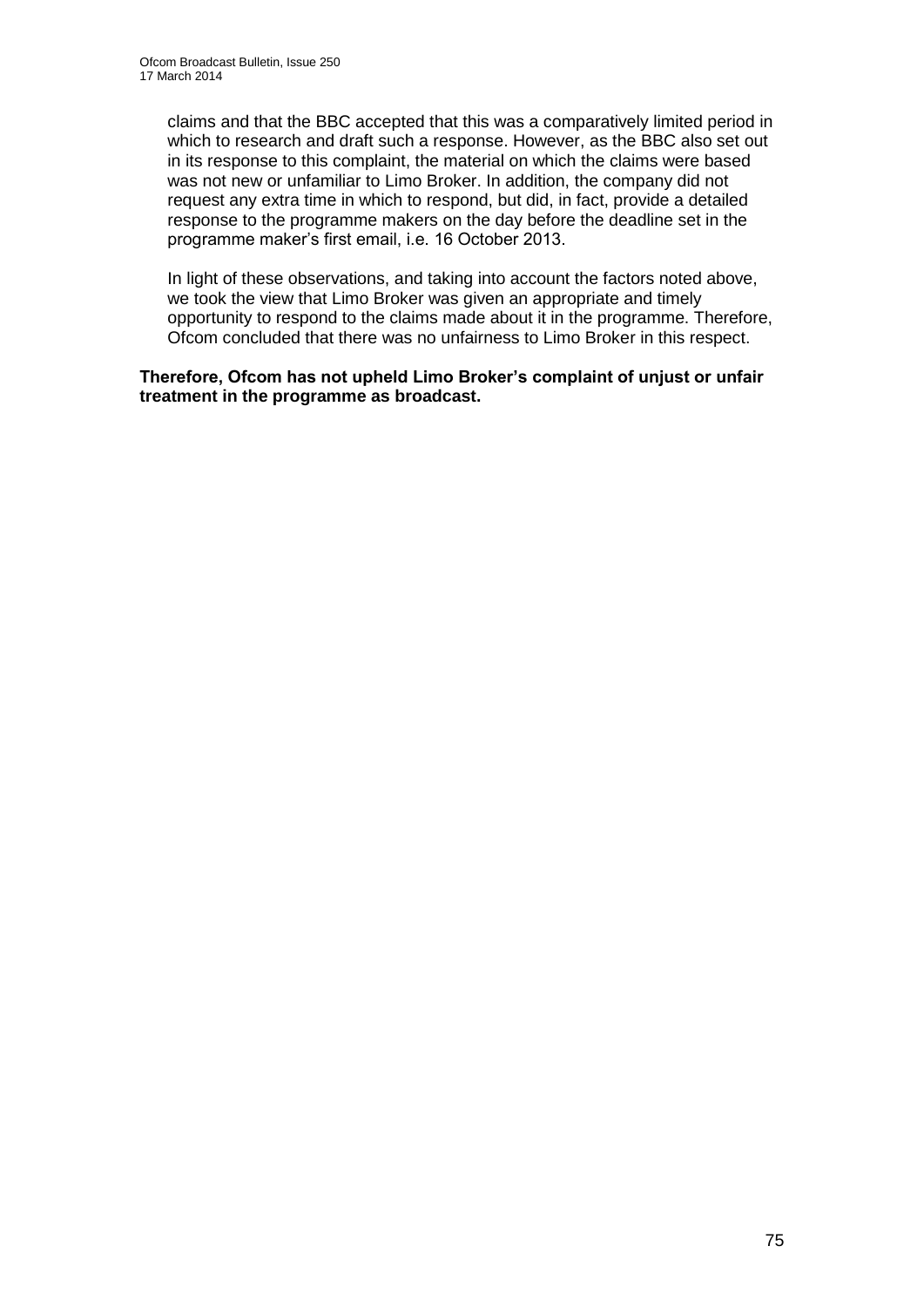claims and that the BBC accepted that this was a comparatively limited period in which to research and draft such a response. However, as the BBC also set out in its response to this complaint, the material on which the claims were based was not new or unfamiliar to Limo Broker. In addition, the company did not request any extra time in which to respond, but did, in fact, provide a detailed response to the programme makers on the day before the deadline set in the programme maker's first email, i.e. 16 October 2013.

In light of these observations, and taking into account the factors noted above, we took the view that Limo Broker was given an appropriate and timely opportunity to respond to the claims made about it in the programme. Therefore, Ofcom concluded that there was no unfairness to Limo Broker in this respect.

**Therefore, Ofcom has not upheld Limo Broker's complaint of unjust or unfair treatment in the programme as broadcast.**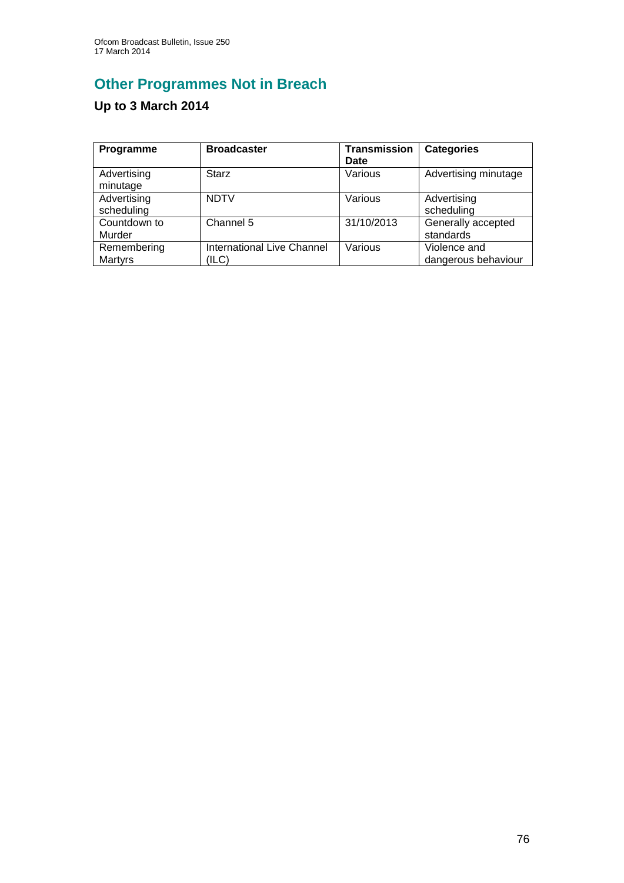## Other Programmes Not in Breach

### Up to 3 March 2014

| Programme | Broadcaster | Transmission Date | Categories |
|---|---|---|---|
| Advertising minutage | Starz | Various | Advertising minutage |
| Advertising scheduling | NDTV | Various | Advertising scheduling |
| Countdown to Murder | Channel 5 | 31/10/2013 | Generally accepted standards |
| Remembering Martyrs | International Live Channel (ILC) | Various | Violence and dangerous behaviour |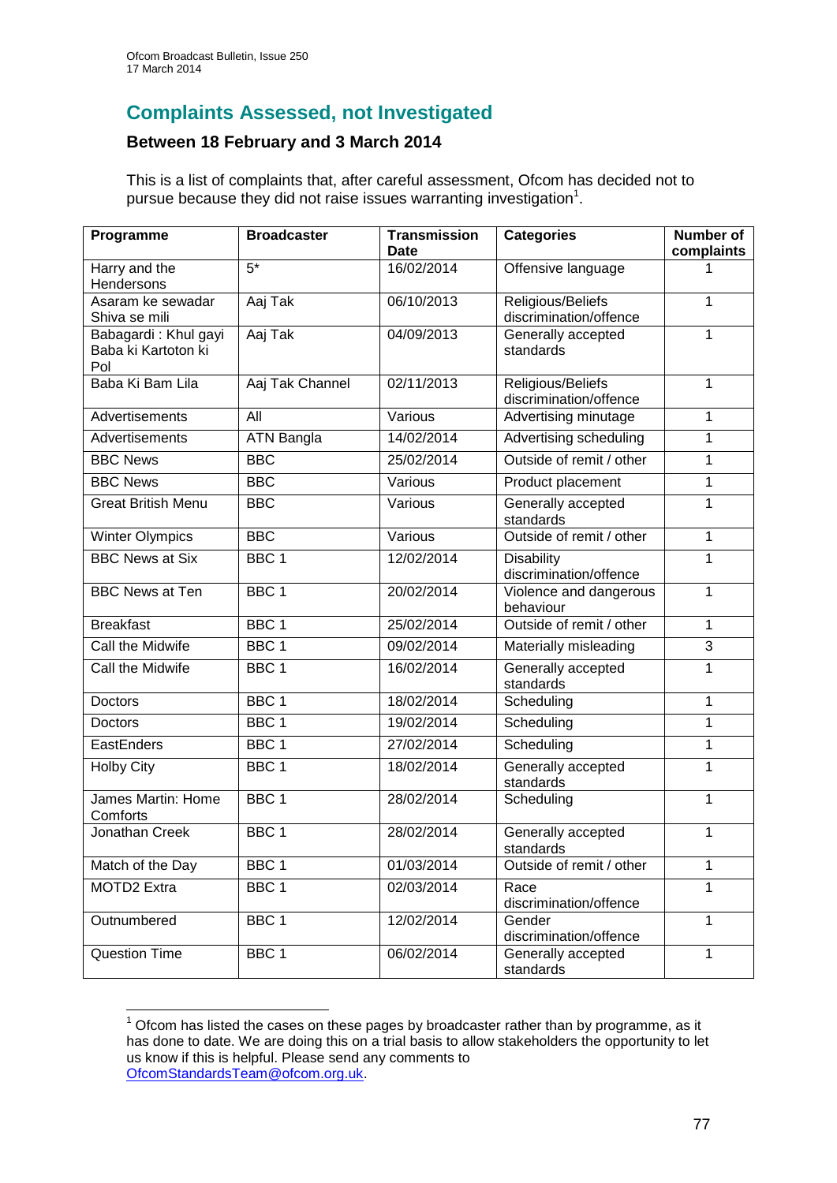## Complaints Assessed, not Investigated

### Between 18 February and 3 March 2014

This is a list of complaints that, after careful assessment, Ofcom has decided not to pursue because they did not raise issues warranting investigation[1].

| Programme | Broadcaster | Transmission Date | Categories | Number of complaints |
|---|---|---|---|---|
| Harry and the Hendersons | 5* | 16/02/2014 | Offensive language | 1 |
| Asaram ke sewadar Shiva se mili | Aaj Tak | 06/10/2013 | Religious/Beliefs discrimination/offence | 1 |
| Babagardi : Khul gayi Baba ki Kartoton ki Pol | Aaj Tak | 04/09/2013 | Generally accepted standards | 1 |
| Baba Ki Bam Lila | Aaj Tak Channel | 02/11/2013 | Religious/Beliefs discrimination/offence | 1 |
| Advertisements | All | Various | Advertising minutage | 1 |
| Advertisements | ATN Bangla | 14/02/2014 | Advertising scheduling | 1 |
| BBC News | BBC | 25/02/2014 | Outside of remit / other | 1 |
| BBC News | BBC | Various | Product placement | 1 |
| Great British Menu | BBC | Various | Generally accepted standards | 1 |
| Winter Olympics | BBC | Various | Outside of remit / other | 1 |
| BBC News at Six | BBC 1 | 12/02/2014 | Disability discrimination/offence | 1 |
| BBC News at Ten | BBC 1 | 20/02/2014 | Violence and dangerous behaviour | 1 |
| Breakfast | BBC 1 | 25/02/2014 | Outside of remit / other | 1 |
| Call the Midwife | BBC 1 | 09/02/2014 | Materially misleading | 3 |
| Call the Midwife | BBC 1 | 16/02/2014 | Generally accepted standards | 1 |
| Doctors | BBC 1 | 18/02/2014 | Scheduling | 1 |
| Doctors | BBC 1 | 19/02/2014 | Scheduling | 1 |
| EastEnders | BBC 1 | 27/02/2014 | Scheduling | 1 |
| Holby City | BBC 1 | 18/02/2014 | Generally accepted standards | 1 |
| James Martin: Home Comforts | BBC 1 | 28/02/2014 | Scheduling | 1 |
| Jonathan Creek | BBC 1 | 28/02/2014 | Generally accepted standards | 1 |
| Match of the Day | BBC 1 | 01/03/2014 | Outside of remit / other | 1 |
| MOTD2 Extra | BBC 1 | 02/03/2014 | Race discrimination/offence | 1 |
| Outnumbered | BBC 1 | 12/02/2014 | Gender discrimination/offence | 1 |
| Question Time | BBC 1 | 06/02/2014 | Generally accepted standards | 1 |

[1] Ofcom has listed the cases on these pages by broadcaster rather than by programme, as it has done to date. We are doing this on a trial basis to allow stakeholders the opportunity to let us know if this is helpful. Please send any comments to OfcomStandardsTeam@ofcom.org.uk.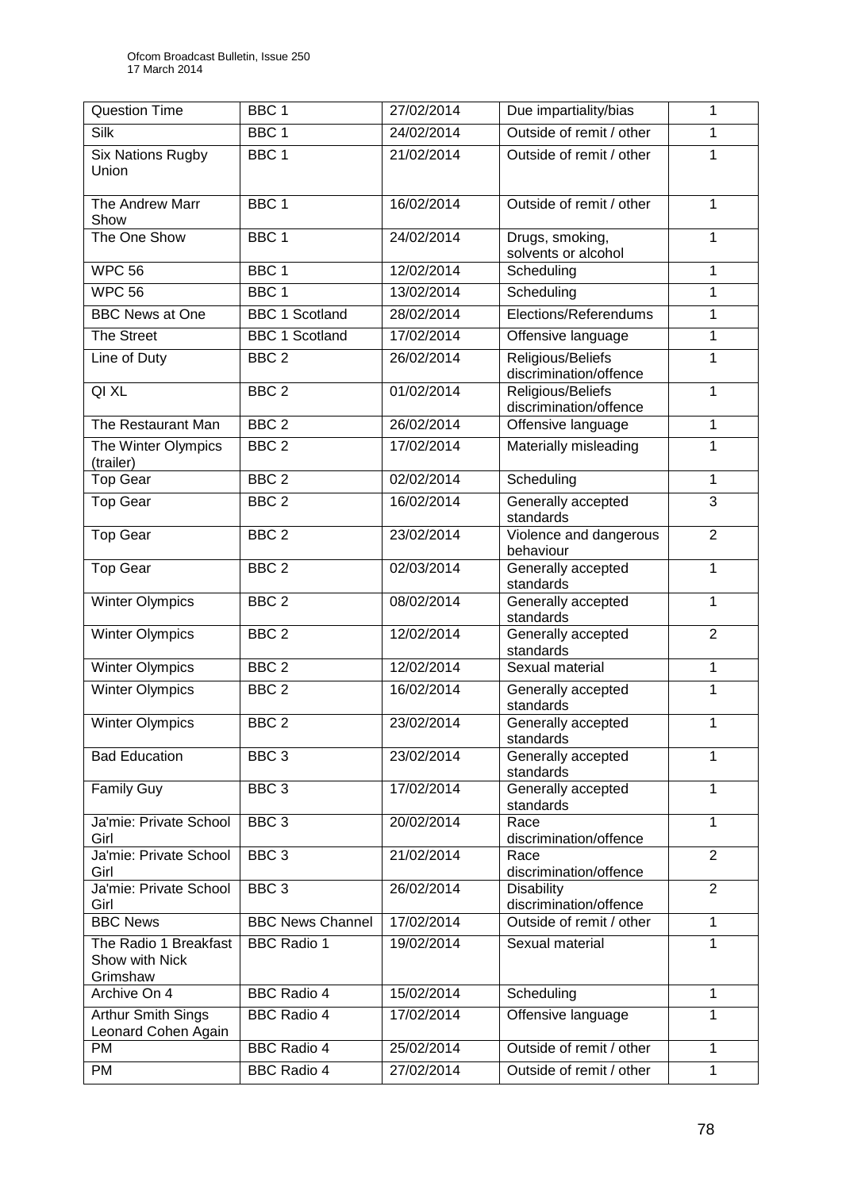| Question Time | BBC 1 | 27/02/2014 | Due impartiality/bias | 1 |
|---|---|---|---|---|
| Silk | BBC 1 | 24/02/2014 | Outside of remit / other | 1 |
| Six Nations Rugby Union | BBC 1 | 21/02/2014 | Outside of remit / other | 1 |
| The Andrew Marr Show | BBC 1 | 16/02/2014 | Outside of remit / other | 1 |
| The One Show | BBC 1 | 24/02/2014 | Drugs, smoking, solvents or alcohol | 1 |
| WPC 56 | BBC 1 | 12/02/2014 | Scheduling | 1 |
| WPC 56 | BBC 1 | 13/02/2014 | Scheduling | 1 |
| BBC News at One | BBC 1 Scotland | 28/02/2014 | Elections/Referendums | 1 |
| The Street | BBC 1 Scotland | 17/02/2014 | Offensive language | 1 |
| Line of Duty | BBC 2 | 26/02/2014 | Religious/Beliefs discrimination/offence | 1 |
| QI XL | BBC 2 | 01/02/2014 | Religious/Beliefs discrimination/offence | 1 |
| The Restaurant Man | BBC 2 | 26/02/2014 | Offensive language | 1 |
| The Winter Olympics (trailer) | BBC 2 | 17/02/2014 | Materially misleading | 1 |
| Top Gear | BBC 2 | 02/02/2014 | Scheduling | 1 |
| Top Gear | BBC 2 | 16/02/2014 | Generally accepted standards | 3 |
| Top Gear | BBC 2 | 23/02/2014 | Violence and dangerous behaviour | 2 |
| Top Gear | BBC 2 | 02/03/2014 | Generally accepted standards | 1 |
| Winter Olympics | BBC 2 | 08/02/2014 | Generally accepted standards | 1 |
| Winter Olympics | BBC 2 | 12/02/2014 | Generally accepted standards | 2 |
| Winter Olympics | BBC 2 | 12/02/2014 | Sexual material | 1 |
| Winter Olympics | BBC 2 | 16/02/2014 | Generally accepted standards | 1 |
| Winter Olympics | BBC 2 | 23/02/2014 | Generally accepted standards | 1 |
| Bad Education | BBC 3 | 23/02/2014 | Generally accepted standards | 1 |
| Family Guy | BBC 3 | 17/02/2014 | Generally accepted standards | 1 |
| Ja'mie: Private School Girl | BBC 3 | 20/02/2014 | Race discrimination/offence | 1 |
| Ja'mie: Private School Girl | BBC 3 | 21/02/2014 | Race discrimination/offence | 2 |
| Ja'mie: Private School Girl | BBC 3 | 26/02/2014 | Disability discrimination/offence | 2 |
| BBC News | BBC News Channel | 17/02/2014 | Outside of remit / other | 1 |
| The Radio 1 Breakfast Show with Nick Grimshaw | BBC Radio 1 | 19/02/2014 | Sexual material | 1 |
| Archive On 4 | BBC Radio 4 | 15/02/2014 | Scheduling | 1 |
| Arthur Smith Sings Leonard Cohen Again | BBC Radio 4 | 17/02/2014 | Offensive language | 1 |
| PM | BBC Radio 4 | 25/02/2014 | Outside of remit / other | 1 |
| PM | BBC Radio 4 | 27/02/2014 | Outside of remit / other | 1 |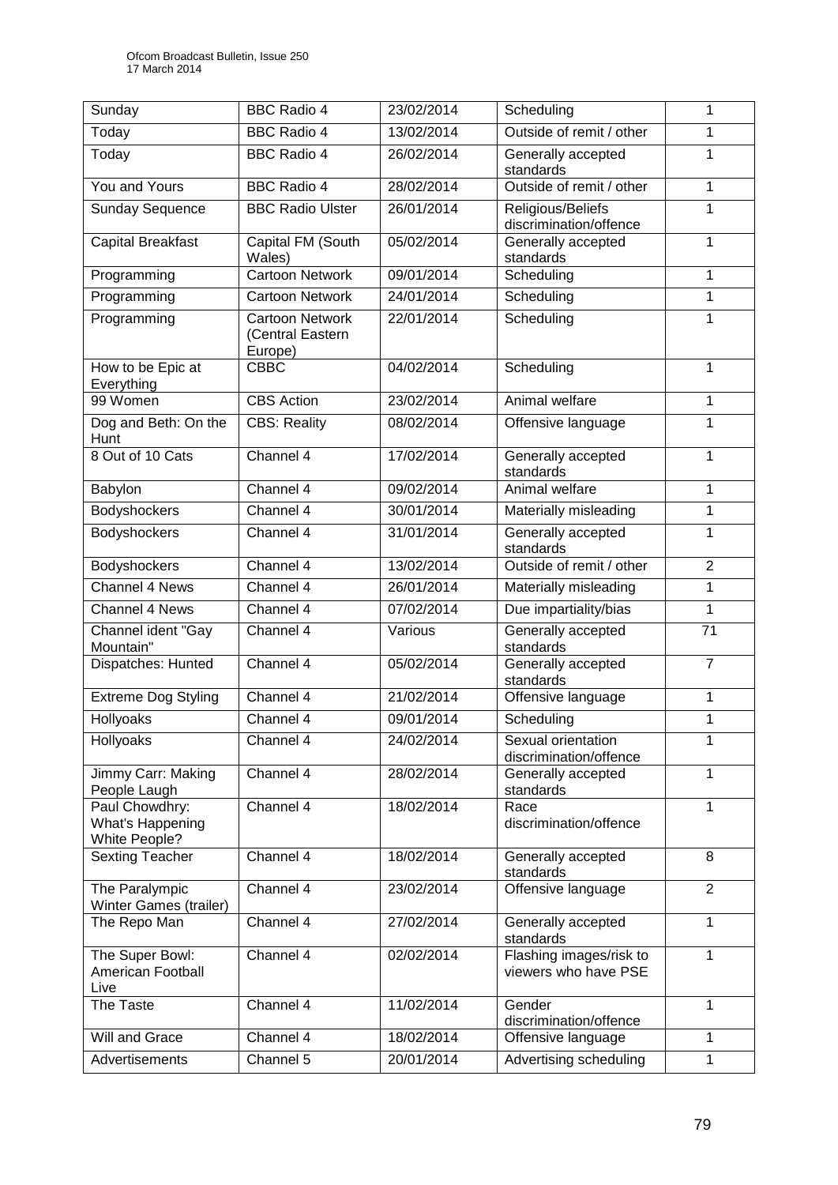| Sunday | BBC Radio 4 | 23/02/2014 | Scheduling | 1 |
|---|---|---|---|---|
| Today | BBC Radio 4 | 13/02/2014 | Outside of remit / other | 1 |
| Today | BBC Radio 4 | 26/02/2014 | Generally accepted standards | 1 |
| You and Yours | BBC Radio 4 | 28/02/2014 | Outside of remit / other | 1 |
| Sunday Sequence | BBC Radio Ulster | 26/01/2014 | Religious/Beliefs discrimination/offence | 1 |
| Capital Breakfast | Capital FM (South Wales) | 05/02/2014 | Generally accepted standards | 1 |
| Programming | Cartoon Network | 09/01/2014 | Scheduling | 1 |
| Programming | Cartoon Network | 24/01/2014 | Scheduling | 1 |
| Programming | Cartoon Network (Central Eastern Europe) | 22/01/2014 | Scheduling | 1 |
| How to be Epic at Everything | CBBC | 04/02/2014 | Scheduling | 1 |
| 99 Women | CBS Action | 23/02/2014 | Animal welfare | 1 |
| Dog and Beth: On the Hunt | CBS: Reality | 08/02/2014 | Offensive language | 1 |
| 8 Out of 10 Cats | Channel 4 | 17/02/2014 | Generally accepted standards | 1 |
| Babylon | Channel 4 | 09/02/2014 | Animal welfare | 1 |
| Bodyshockers | Channel 4 | 30/01/2014 | Materially misleading | 1 |
| Bodyshockers | Channel 4 | 31/01/2014 | Generally accepted standards | 1 |
| Bodyshockers | Channel 4 | 13/02/2014 | Outside of remit / other | 2 |
| Channel 4 News | Channel 4 | 26/01/2014 | Materially misleading | 1 |
| Channel 4 News | Channel 4 | 07/02/2014 | Due impartiality/bias | 1 |
| Channel ident "Gay Mountain" | Channel 4 | Various | Generally accepted standards | 71 |
| Dispatches: Hunted | Channel 4 | 05/02/2014 | Generally accepted standards | 7 |
| Extreme Dog Styling | Channel 4 | 21/02/2014 | Offensive language | 1 |
| Hollyoaks | Channel 4 | 09/01/2014 | Scheduling | 1 |
| Hollyoaks | Channel 4 | 24/02/2014 | Sexual orientation discrimination/offence | 1 |
| Jimmy Carr: Making People Laugh | Channel 4 | 28/02/2014 | Generally accepted standards | 1 |
| Paul Chowdhry: What's Happening White People? | Channel 4 | 18/02/2014 | Race discrimination/offence | 1 |
| Sexting Teacher | Channel 4 | 18/02/2014 | Generally accepted standards | 8 |
| The Paralympic Winter Games (trailer) | Channel 4 | 23/02/2014 | Offensive language | 2 |
| The Repo Man | Channel 4 | 27/02/2014 | Generally accepted standards | 1 |
| The Super Bowl: American Football Live | Channel 4 | 02/02/2014 | Flashing images/risk to viewers who have PSE | 1 |
| The Taste | Channel 4 | 11/02/2014 | Gender discrimination/offence | 1 |
| Will and Grace | Channel 4 | 18/02/2014 | Offensive language | 1 |
| Advertisements | Channel 5 | 20/01/2014 | Advertising scheduling | 1 |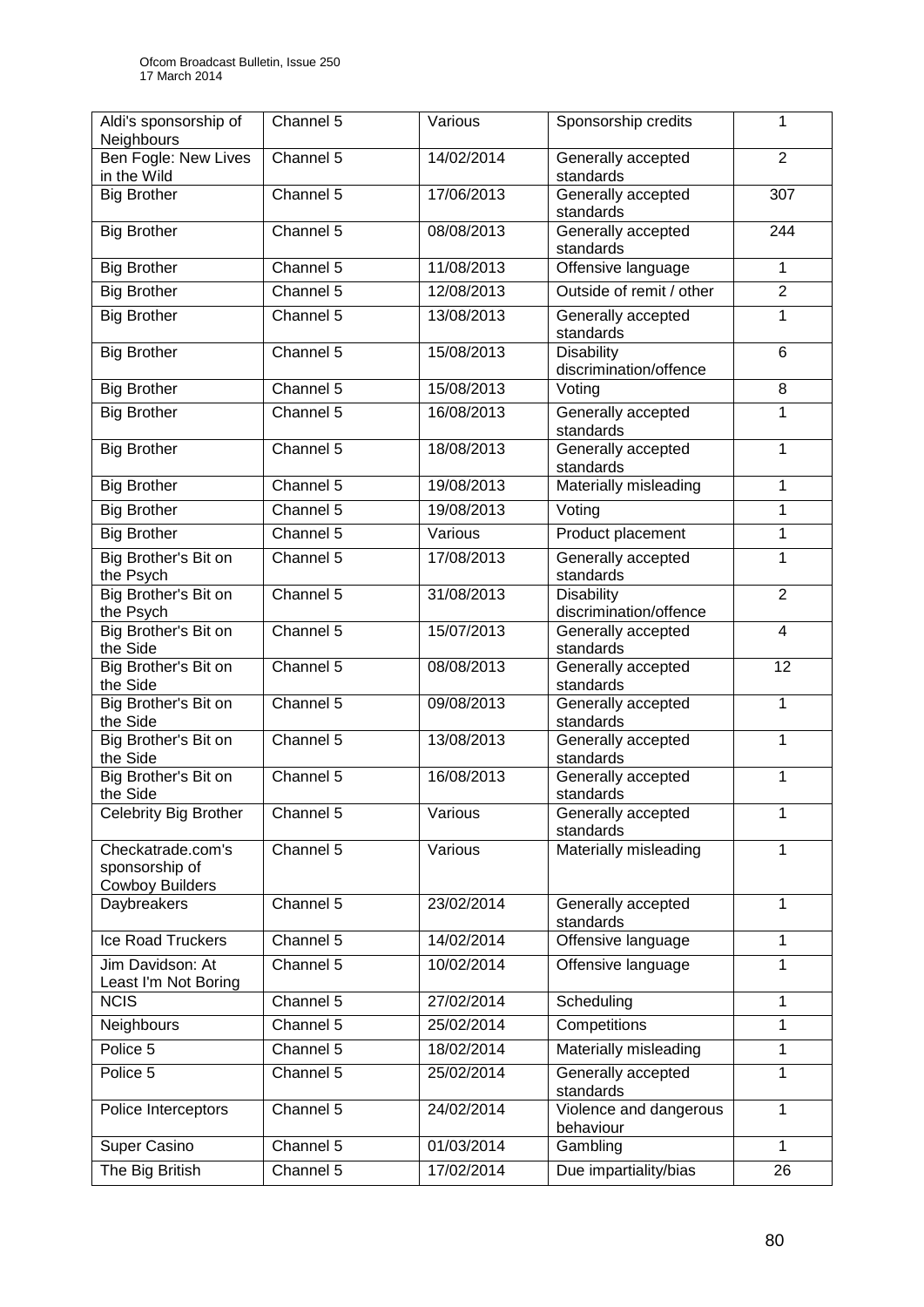| Aldi's sponsorship of Neighbours | Channel 5 | Various | Sponsorship credits | 1 |
|---|---|---|---|---|
| Ben Fogle: New Lives in the Wild | Channel 5 | 14/02/2014 | Generally accepted standards | 2 |
| Big Brother | Channel 5 | 17/06/2013 | Generally accepted standards | 307 |
| Big Brother | Channel 5 | 08/08/2013 | Generally accepted standards | 244 |
| Big Brother | Channel 5 | 11/08/2013 | Offensive language | 1 |
| Big Brother | Channel 5 | 12/08/2013 | Outside of remit / other | 2 |
| Big Brother | Channel 5 | 13/08/2013 | Generally accepted standards | 1 |
| Big Brother | Channel 5 | 15/08/2013 | Disability discrimination/offence | 6 |
| Big Brother | Channel 5 | 15/08/2013 | Voting | 8 |
| Big Brother | Channel 5 | 16/08/2013 | Generally accepted standards | 1 |
| Big Brother | Channel 5 | 18/08/2013 | Generally accepted standards | 1 |
| Big Brother | Channel 5 | 19/08/2013 | Materially misleading | 1 |
| Big Brother | Channel 5 | 19/08/2013 | Voting | 1 |
| Big Brother | Channel 5 | Various | Product placement | 1 |
| Big Brother's Bit on the Psych | Channel 5 | 17/08/2013 | Generally accepted standards | 1 |
| Big Brother's Bit on the Psych | Channel 5 | 31/08/2013 | Disability discrimination/offence | 2 |
| Big Brother's Bit on the Side | Channel 5 | 15/07/2013 | Generally accepted standards | 4 |
| Big Brother's Bit on the Side | Channel 5 | 08/08/2013 | Generally accepted standards | 12 |
| Big Brother's Bit on the Side | Channel 5 | 09/08/2013 | Generally accepted standards | 1 |
| Big Brother's Bit on the Side | Channel 5 | 13/08/2013 | Generally accepted standards | 1 |
| Big Brother's Bit on the Side | Channel 5 | 16/08/2013 | Generally accepted standards | 1 |
| Celebrity Big Brother | Channel 5 | Various | Generally accepted standards | 1 |
| Checkatrade.com's sponsorship of Cowboy Builders | Channel 5 | Various | Materially misleading | 1 |
| Daybreakers | Channel 5 | 23/02/2014 | Generally accepted standards | 1 |
| Ice Road Truckers | Channel 5 | 14/02/2014 | Offensive language | 1 |
| Jim Davidson: At Least I'm Not Boring | Channel 5 | 10/02/2014 | Offensive language | 1 |
| NCIS | Channel 5 | 27/02/2014 | Scheduling | 1 |
| Neighbours | Channel 5 | 25/02/2014 | Competitions | 1 |
| Police 5 | Channel 5 | 18/02/2014 | Materially misleading | 1 |
| Police 5 | Channel 5 | 25/02/2014 | Generally accepted standards | 1 |
| Police Interceptors | Channel 5 | 24/02/2014 | Violence and dangerous behaviour | 1 |
| Super Casino | Channel 5 | 01/03/2014 | Gambling | 1 |
| The Big British | Channel 5 | 17/02/2014 | Due impartiality/bias | 26 |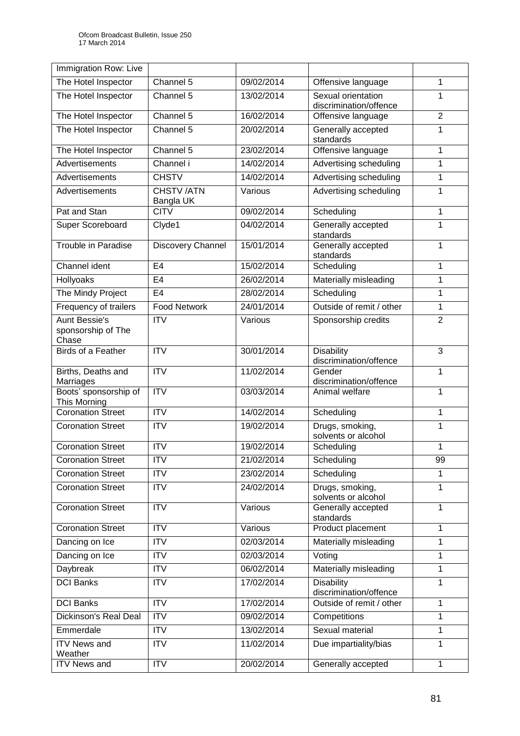| Immigration Row: Live | | | | |
|---|---|---|---|---|
| The Hotel Inspector | Channel 5 | 09/02/2014 | Offensive language | 1 |
| The Hotel Inspector | Channel 5 | 13/02/2014 | Sexual orientation discrimination/offence | 1 |
| The Hotel Inspector | Channel 5 | 16/02/2014 | Offensive language | 2 |
| The Hotel Inspector | Channel 5 | 20/02/2014 | Generally accepted standards | 1 |
| The Hotel Inspector | Channel 5 | 23/02/2014 | Offensive language | 1 |
| Advertisements | Channel i | 14/02/2014 | Advertising scheduling | 1 |
| Advertisements | CHSTV | 14/02/2014 | Advertising scheduling | 1 |
| Advertisements | CHSTV /ATN Bangla UK | Various | Advertising scheduling | 1 |
| Pat and Stan | CITV | 09/02/2014 | Scheduling | 1 |
| Super Scoreboard | Clyde1 | 04/02/2014 | Generally accepted standards | 1 |
| Trouble in Paradise | Discovery Channel | 15/01/2014 | Generally accepted standards | 1 |
| Channel ident | E4 | 15/02/2014 | Scheduling | 1 |
| Hollyoaks | E4 | 26/02/2014 | Materially misleading | 1 |
| The Mindy Project | E4 | 28/02/2014 | Scheduling | 1 |
| Frequency of trailers | Food Network | 24/01/2014 | Outside of remit / other | 1 |
| Aunt Bessie's sponsorship of The Chase | ITV | Various | Sponsorship credits | 2 |
| Birds of a Feather | ITV | 30/01/2014 | Disability discrimination/offence | 3 |
| Births, Deaths and Marriages | ITV | 11/02/2014 | Gender discrimination/offence | 1 |
| Boots' sponsorship of This Morning | ITV | 03/03/2014 | Animal welfare | 1 |
| Coronation Street | ITV | 14/02/2014 | Scheduling | 1 |
| Coronation Street | ITV | 19/02/2014 | Drugs, smoking, solvents or alcohol | 1 |
| Coronation Street | ITV | 19/02/2014 | Scheduling | 1 |
| Coronation Street | ITV | 21/02/2014 | Scheduling | 99 |
| Coronation Street | ITV | 23/02/2014 | Scheduling | 1 |
| Coronation Street | ITV | 24/02/2014 | Drugs, smoking, solvents or alcohol | 1 |
| Coronation Street | ITV | Various | Generally accepted standards | 1 |
| Coronation Street | ITV | Various | Product placement | 1 |
| Dancing on Ice | ITV | 02/03/2014 | Materially misleading | 1 |
| Dancing on Ice | ITV | 02/03/2014 | Voting | 1 |
| Daybreak | ITV | 06/02/2014 | Materially misleading | 1 |
| DCI Banks | ITV | 17/02/2014 | Disability discrimination/offence | 1 |
| DCI Banks | ITV | 17/02/2014 | Outside of remit / other | 1 |
| Dickinson's Real Deal | ITV | 09/02/2014 | Competitions | 1 |
| Emmerdale | ITV | 13/02/2014 | Sexual material | 1 |
| ITV News and Weather | ITV | 11/02/2014 | Due impartiality/bias | 1 |
| ITV News and | ITV | 20/02/2014 | Generally accepted | 1 |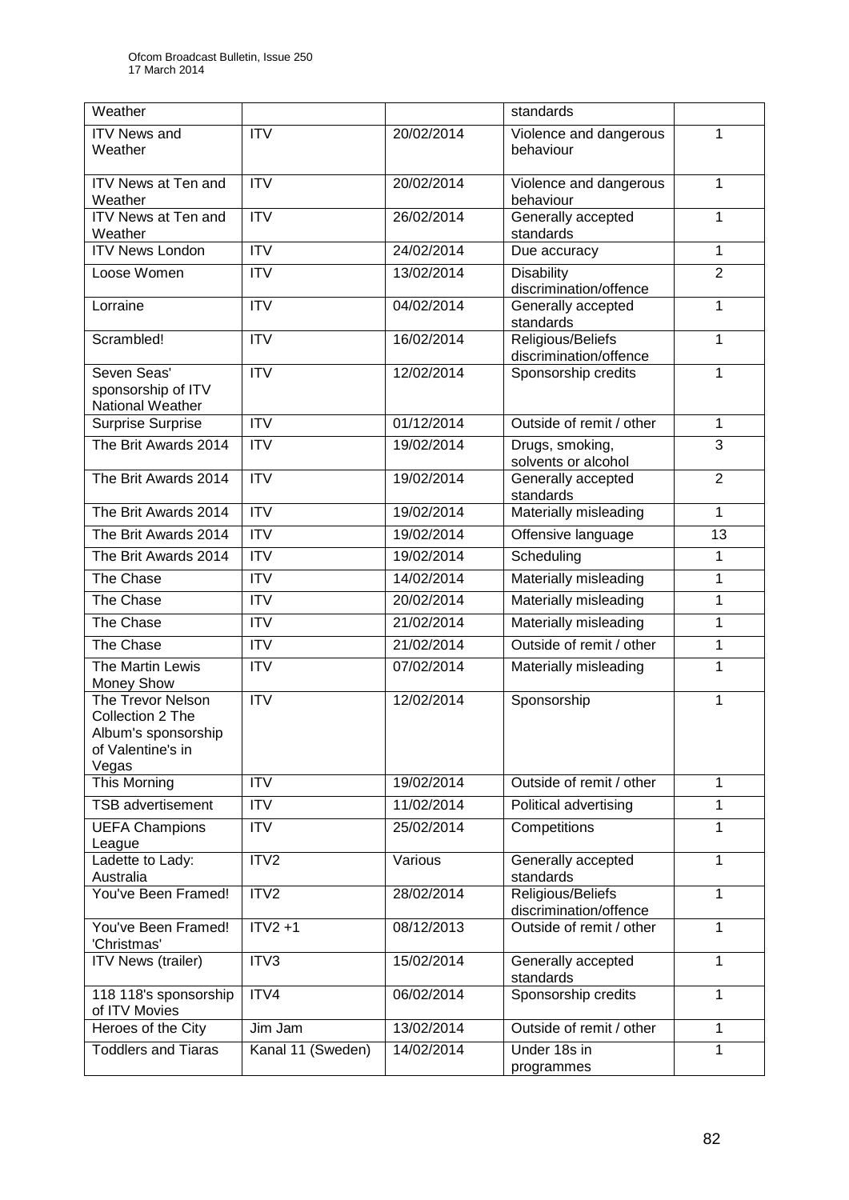| Weather | | | standards | |
|---|---|---|---|---|
| ITV News and Weather | ITV | 20/02/2014 | Violence and dangerous behaviour | 1 |
| ITV News at Ten and Weather | ITV | 20/02/2014 | Violence and dangerous behaviour | 1 |
| ITV News at Ten and Weather | ITV | 26/02/2014 | Generally accepted standards | 1 |
| ITV News London | ITV | 24/02/2014 | Due accuracy | 1 |
| Loose Women | ITV | 13/02/2014 | Disability discrimination/offence | 2 |
| Lorraine | ITV | 04/02/2014 | Generally accepted standards | 1 |
| Scrambled! | ITV | 16/02/2014 | Religious/Beliefs discrimination/offence | 1 |
| Seven Seas' sponsorship of ITV National Weather | ITV | 12/02/2014 | Sponsorship credits | 1 |
| Surprise Surprise | ITV | 01/12/2014 | Outside of remit / other | 1 |
| The Brit Awards 2014 | ITV | 19/02/2014 | Drugs, smoking, solvents or alcohol | 3 |
| The Brit Awards 2014 | ITV | 19/02/2014 | Generally accepted standards | 2 |
| The Brit Awards 2014 | ITV | 19/02/2014 | Materially misleading | 1 |
| The Brit Awards 2014 | ITV | 19/02/2014 | Offensive language | 13 |
| The Brit Awards 2014 | ITV | 19/02/2014 | Scheduling | 1 |
| The Chase | ITV | 14/02/2014 | Materially misleading | 1 |
| The Chase | ITV | 20/02/2014 | Materially misleading | 1 |
| The Chase | ITV | 21/02/2014 | Materially misleading | 1 |
| The Chase | ITV | 21/02/2014 | Outside of remit / other | 1 |
| The Martin Lewis Money Show | ITV | 07/02/2014 | Materially misleading | 1 |
| The Trevor Nelson Collection 2 The Album's sponsorship of Valentine's in Vegas | ITV | 12/02/2014 | Sponsorship | 1 |
| This Morning | ITV | 19/02/2014 | Outside of remit / other | 1 |
| TSB advertisement | ITV | 11/02/2014 | Political advertising | 1 |
| UEFA Champions League | ITV | 25/02/2014 | Competitions | 1 |
| Ladette to Lady: Australia | ITV2 | Various | Generally accepted standards | 1 |
| You've Been Framed! | ITV2 | 28/02/2014 | Religious/Beliefs discrimination/offence | 1 |
| You've Been Framed! 'Christmas' | ITV2 +1 | 08/12/2013 | Outside of remit / other | 1 |
| ITV News (trailer) | ITV3 | 15/02/2014 | Generally accepted standards | 1 |
| 118 118's sponsorship of ITV Movies | ITV4 | 06/02/2014 | Sponsorship credits | 1 |
| Heroes of the City | Jim Jam | 13/02/2014 | Outside of remit / other | 1 |
| Toddlers and Tiaras | Kanal 11 (Sweden) | 14/02/2014 | Under 18s in programmes | 1 |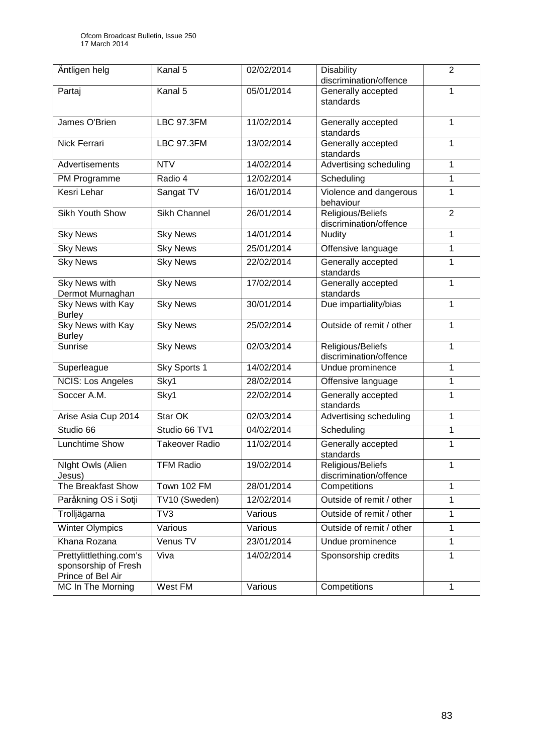| Äntligen helg | Kanal 5 | 02/02/2014 | Disability discrimination/offence | 2 |
|---|---|---|---|---|
| Partaj | Kanal 5 | 05/01/2014 | Generally accepted standards | 1 |
| James O'Brien | LBC 97.3FM | 11/02/2014 | Generally accepted standards | 1 |
| Nick Ferrari | LBC 97.3FM | 13/02/2014 | Generally accepted standards | 1 |
| Advertisements | NTV | 14/02/2014 | Advertising scheduling | 1 |
| PM Programme | Radio 4 | 12/02/2014 | Scheduling | 1 |
| Kesri Lehar | Sangat TV | 16/01/2014 | Violence and dangerous behaviour | 1 |
| Sikh Youth Show | Sikh Channel | 26/01/2014 | Religious/Beliefs discrimination/offence | 2 |
| Sky News | Sky News | 14/01/2014 | Nudity | 1 |
| Sky News | Sky News | 25/01/2014 | Offensive language | 1 |
| Sky News | Sky News | 22/02/2014 | Generally accepted standards | 1 |
| Sky News with Dermot Murnaghan | Sky News | 17/02/2014 | Generally accepted standards | 1 |
| Sky News with Kay Burley | Sky News | 30/01/2014 | Due impartiality/bias | 1 |
| Sky News with Kay Burley | Sky News | 25/02/2014 | Outside of remit / other | 1 |
| Sunrise | Sky News | 02/03/2014 | Religious/Beliefs discrimination/offence | 1 |
| Superleague | Sky Sports 1 | 14/02/2014 | Undue prominence | 1 |
| NCIS: Los Angeles | Sky1 | 28/02/2014 | Offensive language | 1 |
| Soccer A.M. | Sky1 | 22/02/2014 | Generally accepted standards | 1 |
| Arise Asia Cup 2014 | Star OK | 02/03/2014 | Advertising scheduling | 1 |
| Studio 66 | Studio 66 TV1 | 04/02/2014 | Scheduling | 1 |
| Lunchtime Show | Takeover Radio | 11/02/2014 | Generally accepted standards | 1 |
| NIght Owls (Alien Jesus) | TFM Radio | 19/02/2014 | Religious/Beliefs discrimination/offence | 1 |
| The Breakfast Show | Town 102 FM | 28/01/2014 | Competitions | 1 |
| Paråkning OS i Sotji | TV10 (Sweden) | 12/02/2014 | Outside of remit / other | 1 |
| Trolljägarna | TV3 | Various | Outside of remit / other | 1 |
| Winter Olympics | Various | Various | Outside of remit / other | 1 |
| Khana Rozana | Venus TV | 23/01/2014 | Undue prominence | 1 |
| Prettylittlething.com's sponsorship of Fresh Prince of Bel Air | Viva | 14/02/2014 | Sponsorship credits | 1 |
| MC In The Morning | West FM | Various | Competitions | 1 |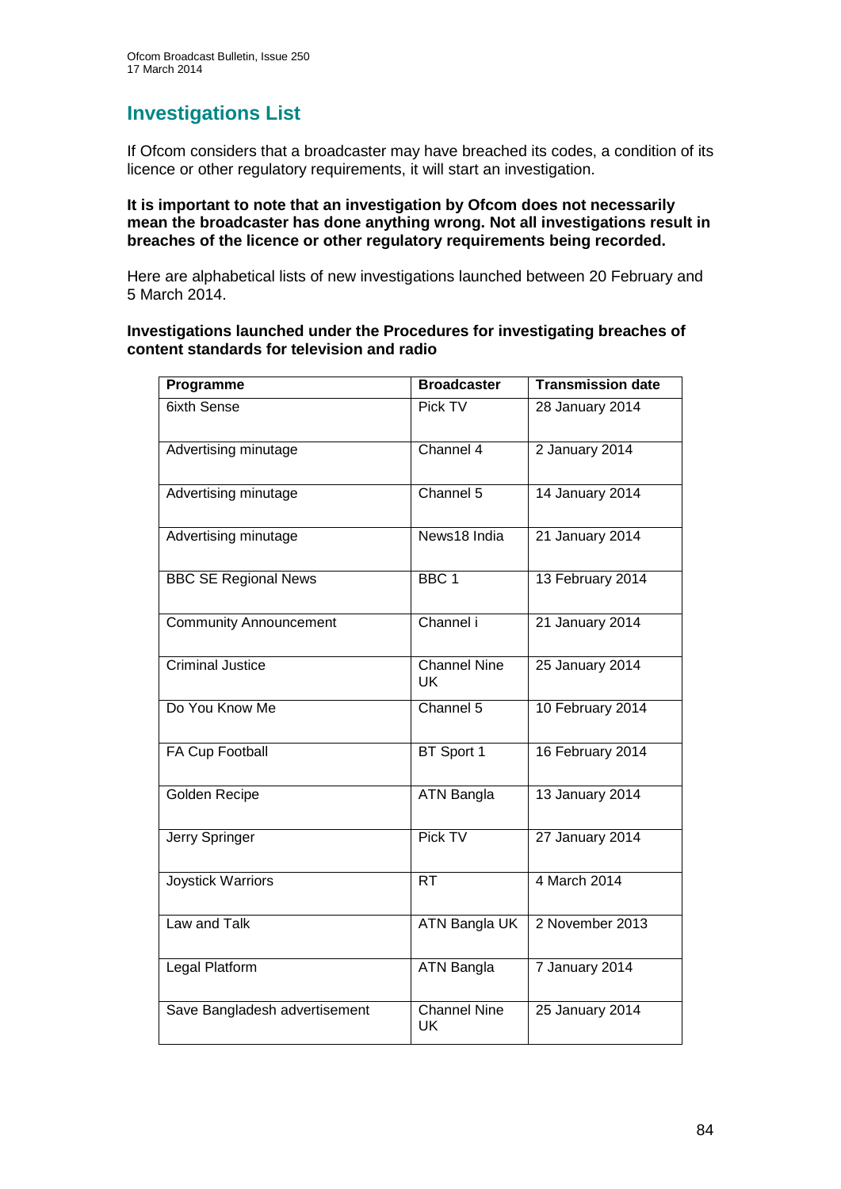## Investigations List

If Ofcom considers that a broadcaster may have breached its codes, a condition of its licence or other regulatory requirements, it will start an investigation.

**It is important to note that an investigation by Ofcom does not necessarily mean the broadcaster has done anything wrong. Not all investigations result in breaches of the licence or other regulatory requirements being recorded.**

Here are alphabetical lists of new investigations launched between 20 February and 5 March 2014.

**Investigations launched under the Procedures for investigating breaches of content standards for television and radio**

| Programme | Broadcaster | Transmission date |
|---|---|---|
| 6ixth Sense | Pick TV | 28 January 2014 |
| Advertising minutage | Channel 4 | 2 January 2014 |
| Advertising minutage | Channel 5 | 14 January 2014 |
| Advertising minutage | News18 India | 21 January 2014 |
| BBC SE Regional News | BBC 1 | 13 February 2014 |
| Community Announcement | Channel i | 21 January 2014 |
| Criminal Justice | Channel Nine UK | 25 January 2014 |
| Do You Know Me | Channel 5 | 10 February 2014 |
| FA Cup Football | BT Sport 1 | 16 February 2014 |
| Golden Recipe | ATN Bangla | 13 January 2014 |
| Jerry Springer | Pick TV | 27 January 2014 |
| Joystick Warriors | RT | 4 March 2014 |
| Law and Talk | ATN Bangla UK | 2 November 2013 |
| Legal Platform | ATN Bangla | 7 January 2014 |
| Save Bangladesh advertisement | Channel Nine UK | 25 January 2014 |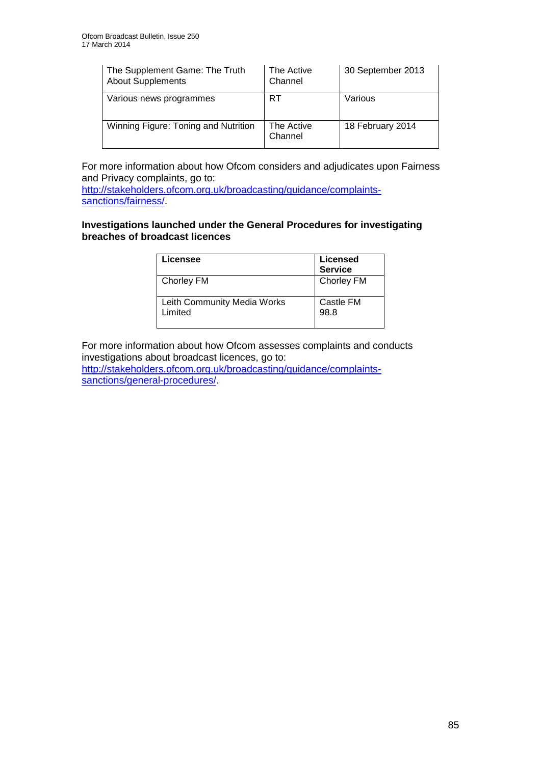| | | |
|---|---|---|
| The Supplement Game: The Truth About Supplements | The Active Channel | 30 September 2013 |
| Various news programmes | RT | Various |
| Winning Figure: Toning and Nutrition | The Active Channel | 18 February 2014 |

For more information about how Ofcom considers and adjudicates upon Fairness and Privacy complaints, go to: [http://stakeholders.ofcom.org.uk/broadcasting/guidance/complaints-sanctions/fairness/](http://stakeholders.ofcom.org.uk/broadcasting/guidance/complaints-sanctions/fairness/).

**Investigations launched under the General Procedures for investigating breaches of broadcast licences**

| Licensee | Licensed Service |
|---|---|
| Chorley FM | Chorley FM |
| Leith Community Media Works Limited | Castle FM 98.8 |

For more information about how Ofcom assesses complaints and conducts investigations about broadcast licences, go to: [http://stakeholders.ofcom.org.uk/broadcasting/guidance/complaints-sanctions/general-procedures/](http://stakeholders.ofcom.org.uk/broadcasting/guidance/complaints-sanctions/general-procedures/).